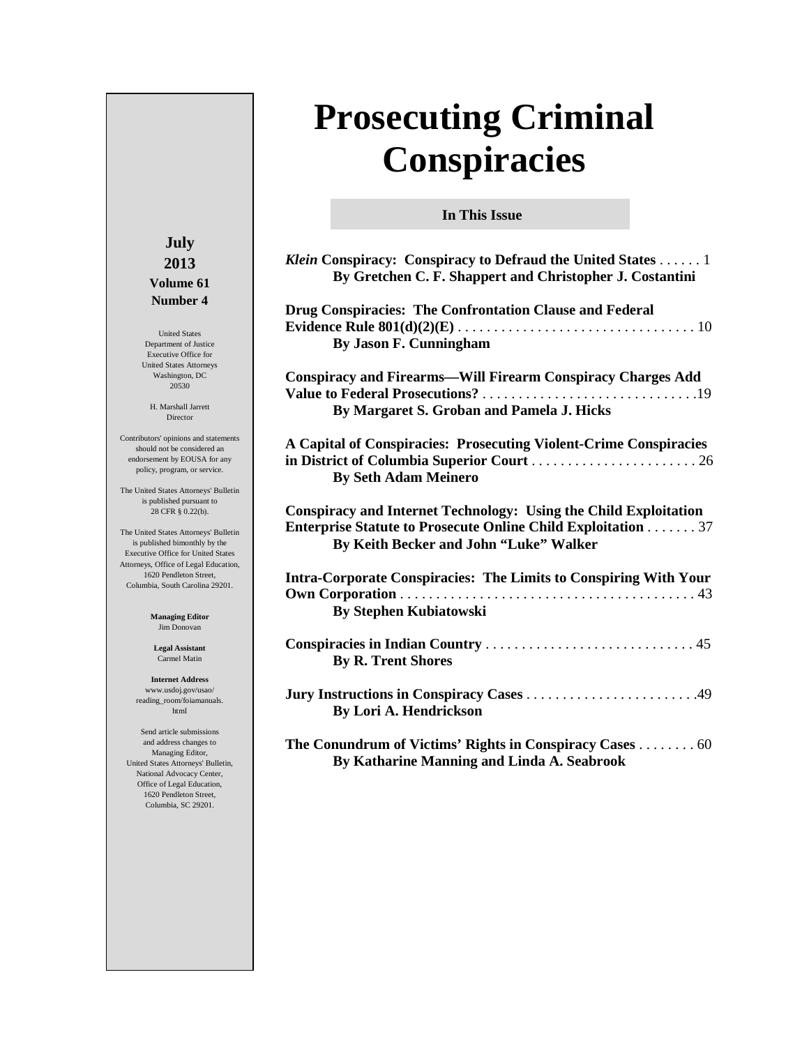# Prosecuting Criminal Conspiracies

**July**
**2013**
**Volume 61**
**Number 4**

United States
Department of Justice
Executive Office for
United States Attorneys
Washington, DC
20530

H. Marshall Jarrett
Director

Contributors' opinions and statements should not be considered an endorsement by EOUSA for any policy, program, or service.

The United States Attorneys' Bulletin is published pursuant to 28 CFR § 0.22(b).

The United States Attorneys' Bulletin is published bimonthly by the Executive Office for United States Attorneys, Office of Legal Education, 1620 Pendleton Street, Columbia, South Carolina 29201.

**Managing Editor**
Jim Donovan

**Legal Assistant**
Carmel Matin

**Internet Address**
www.usdoj.gov/usao/reading_room/foiamanuals.html

Send article submissions and address changes to Managing Editor, United States Attorneys' Bulletin, National Advocacy Center, Office of Legal Education, 1620 Pendleton Street, Columbia, SC 29201.

## In This Issue

***Klein* Conspiracy: Conspiracy to Defraud the United States** . . . . . . 1
**By Gretchen C. F. Shappert and Christopher J. Costantini**

**Drug Conspiracies: The Confrontation Clause and Federal Evidence Rule 801(d)(2)(E)** . . . . . . . . . . . . . . . . . . . . . . . . . . . . . . . . . 10
**By Jason F. Cunningham**

**Conspiracy and Firearms—Will Firearm Conspiracy Charges Add Value to Federal Prosecutions?** . . . . . . . . . . . . . . . . . . . . . . . . . . . . . .19
**By Margaret S. Groban and Pamela J. Hicks**

**A Capital of Conspiracies: Prosecuting Violent-Crime Conspiracies in District of Columbia Superior Court** . . . . . . . . . . . . . . . . . . . . . . . 26
**By Seth Adam Meinero**

**Conspiracy and Internet Technology: Using the Child Exploitation Enterprise Statute to Prosecute Online Child Exploitation** . . . . . . . 37
**By Keith Becker and John "Luke" Walker**

**Intra-Corporate Conspiracies: The Limits to Conspiring With Your Own Corporation** . . . . . . . . . . . . . . . . . . . . . . . . . . . . . . . . . . . . . . . . . 43
**By Stephen Kubiatowski**

**Conspiracies in Indian Country** . . . . . . . . . . . . . . . . . . . . . . . . . . . . . 45
**By R. Trent Shores**

**Jury Instructions in Conspiracy Cases** . . . . . . . . . . . . . . . . . . . . . . . .49
**By Lori A. Hendrickson**

**The Conundrum of Victims' Rights in Conspiracy Cases** . . . . . . . . 60
**By Katharine Manning and Linda A. Seabrook**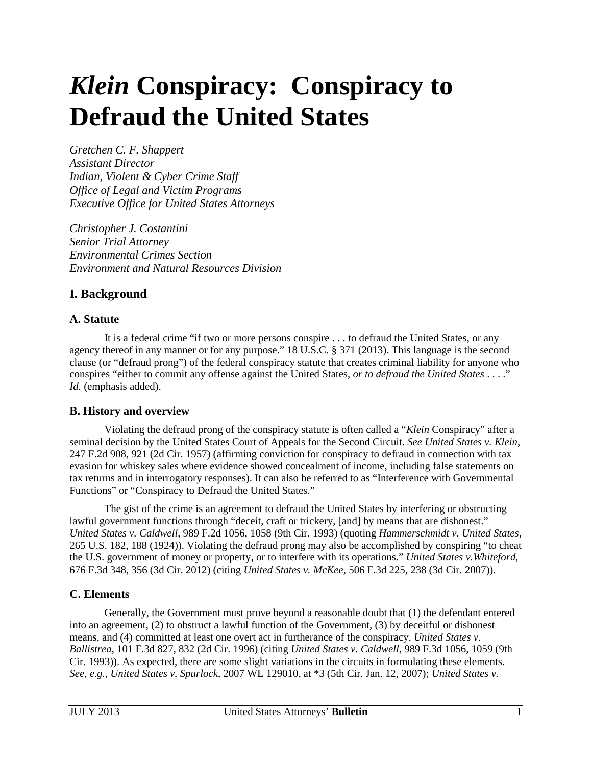# *Klein* Conspiracy: Conspiracy to Defraud the United States

*Gretchen C. F. Shappert*
*Assistant Director*
*Indian, Violent & Cyber Crime Staff*
*Office of Legal and Victim Programs*
*Executive Office for United States Attorneys*

*Christopher J. Costantini*
*Senior Trial Attorney*
*Environmental Crimes Section*
*Environment and Natural Resources Division*

## I. Background

### A. Statute

It is a federal crime "if two or more persons conspire . . . to defraud the United States, or any agency thereof in any manner or for any purpose." 18 U.S.C. § 371 (2013). This language is the second clause (or "defraud prong") of the federal conspiracy statute that creates criminal liability for anyone who conspires "either to commit any offense against the United States, *or to defraud the United States* . . . ." *Id.* (emphasis added).

### B. History and overview

Violating the defraud prong of the conspiracy statute is often called a "*Klein* Conspiracy" after a seminal decision by the United States Court of Appeals for the Second Circuit. *See United States v. Klein*, 247 F.2d 908, 921 (2d Cir. 1957) (affirming conviction for conspiracy to defraud in connection with tax evasion for whiskey sales where evidence showed concealment of income, including false statements on tax returns and in interrogatory responses). It can also be referred to as "Interference with Governmental Functions" or "Conspiracy to Defraud the United States."

The gist of the crime is an agreement to defraud the United States by interfering or obstructing lawful government functions through "deceit, craft or trickery, [and] by means that are dishonest." *United States v. Caldwell*, 989 F.2d 1056, 1058 (9th Cir. 1993) (quoting *Hammerschmidt v. United States*, 265 U.S. 182, 188 (1924)). Violating the defraud prong may also be accomplished by conspiring "to cheat the U.S. government of money or property, or to interfere with its operations." *United States v.Whiteford*, 676 F.3d 348, 356 (3d Cir. 2012) (citing *United States v. McKee*, 506 F.3d 225, 238 (3d Cir. 2007)).

### C. Elements

Generally, the Government must prove beyond a reasonable doubt that (1) the defendant entered into an agreement, (2) to obstruct a lawful function of the Government, (3) by deceitful or dishonest means, and (4) committed at least one overt act in furtherance of the conspiracy. *United States v. Ballistrea*, 101 F.3d 827, 832 (2d Cir. 1996) (citing *United States v. Caldwell*, 989 F.3d 1056, 1059 (9th Cir. 1993)). As expected, there are some slight variations in the circuits in formulating these elements. *See, e.g.*, *United States v. Spurlock*, 2007 WL 129010, at *3 (5th Cir. Jan. 12, 2007); *United States v.*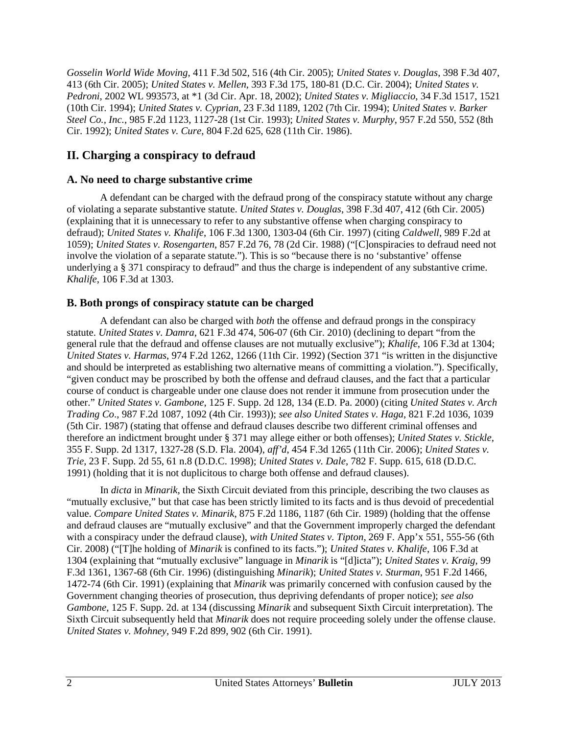*Gosselin World Wide Moving*, 411 F.3d 502, 516 (4th Cir. 2005); *United States v. Douglas*, 398 F.3d 407, 413 (6th Cir. 2005); *United States v. Mellen*, 393 F.3d 175, 180-81 (D.C. Cir. 2004); *United States v. Pedroni*, 2002 WL 993573, at *1 (3d Cir. Apr. 18, 2002); *United States v. Migliaccio*, 34 F.3d 1517, 1521 (10th Cir. 1994); *United States v. Cyprian*, 23 F.3d 1189, 1202 (7th Cir. 1994); *United States v. Barker Steel Co., Inc.*, 985 F.2d 1123, 1127-28 (1st Cir. 1993); *United States v. Murphy*, 957 F.2d 550, 552 (8th Cir. 1992); *United States v. Cure*, 804 F.2d 625, 628 (11th Cir. 1986).

## II. Charging a conspiracy to defraud

### A. No need to charge substantive crime

A defendant can be charged with the defraud prong of the conspiracy statute without any charge of violating a separate substantive statute. *United States v. Douglas*, 398 F.3d 407, 412 (6th Cir. 2005) (explaining that it is unnecessary to refer to any substantive offense when charging conspiracy to defraud); *United States v. Khalife*, 106 F.3d 1300, 1303-04 (6th Cir. 1997) (citing *Caldwell*, 989 F.2d at 1059); *United States v. Rosengarten*, 857 F.2d 76, 78 (2d Cir. 1988) ("[C]onspiracies to defraud need not involve the violation of a separate statute."). This is so "because there is no 'substantive' offense underlying a § 371 conspiracy to defraud" and thus the charge is independent of any substantive crime. *Khalife*, 106 F.3d at 1303.

### B. Both prongs of conspiracy statute can be charged

A defendant can also be charged with *both* the offense and defraud prongs in the conspiracy statute. *United States v. Damra*, 621 F.3d 474, 506-07 (6th Cir. 2010) (declining to depart "from the general rule that the defraud and offense clauses are not mutually exclusive"); *Khalife*, 106 F.3d at 1304; *United States v. Harmas*, 974 F.2d 1262, 1266 (11th Cir. 1992) (Section 371 "is written in the disjunctive and should be interpreted as establishing two alternative means of committing a violation."). Specifically, "given conduct may be proscribed by both the offense and defraud clauses, and the fact that a particular course of conduct is chargeable under one clause does not render it immune from prosecution under the other." *United States v. Gambone*, 125 F. Supp. 2d 128, 134 (E.D. Pa. 2000) (citing *United States v. Arch Trading Co*., 987 F.2d 1087, 1092 (4th Cir. 1993)); *see also United States v. Haga*, 821 F.2d 1036, 1039 (5th Cir. 1987) (stating that offense and defraud clauses describe two different criminal offenses and therefore an indictment brought under § 371 may allege either or both offenses); *United States v. Stickle*, 355 F. Supp. 2d 1317, 1327-28 (S.D. Fla. 2004), *aff'd*, 454 F.3d 1265 (11th Cir. 2006); *United States v. Trie*, 23 F. Supp. 2d 55, 61 n.8 (D.D.C. 1998); *United States v. Dale*, 782 F. Supp. 615, 618 (D.D.C. 1991) (holding that it is not duplicitous to charge both offense and defraud clauses).

In *dicta* in *Minarik*, the Sixth Circuit deviated from this principle, describing the two clauses as "mutually exclusive," but that case has been strictly limited to its facts and is thus devoid of precedential value. *Compare United States v. Minarik*, 875 F.2d 1186, 1187 (6th Cir. 1989) (holding that the offense and defraud clauses are "mutually exclusive" and that the Government improperly charged the defendant with a conspiracy under the defraud clause), *with United States v. Tipton*, 269 F. App'x 551, 555-56 (6th Cir. 2008) ("[T]he holding of *Minarik* is confined to its facts."); *United States v. Khalife*, 106 F.3d at 1304 (explaining that "mutually exclusive" language in *Minarik* is "[d]icta"); *United States v. Kraig*, 99 F.3d 1361, 1367-68 (6th Cir. 1996) (distinguishing *Minarik*); *United States v. Sturman*, 951 F.2d 1466, 1472-74 (6th Cir. 1991) (explaining that *Minarik* was primarily concerned with confusion caused by the Government changing theories of prosecution, thus depriving defendants of proper notice); *see also Gambone*, 125 F. Supp. 2d. at 134 (discussing *Minarik* and subsequent Sixth Circuit interpretation). The Sixth Circuit subsequently held that *Minarik* does not require proceeding solely under the offense clause. *United States v. Mohney*, 949 F.2d 899, 902 (6th Cir. 1991).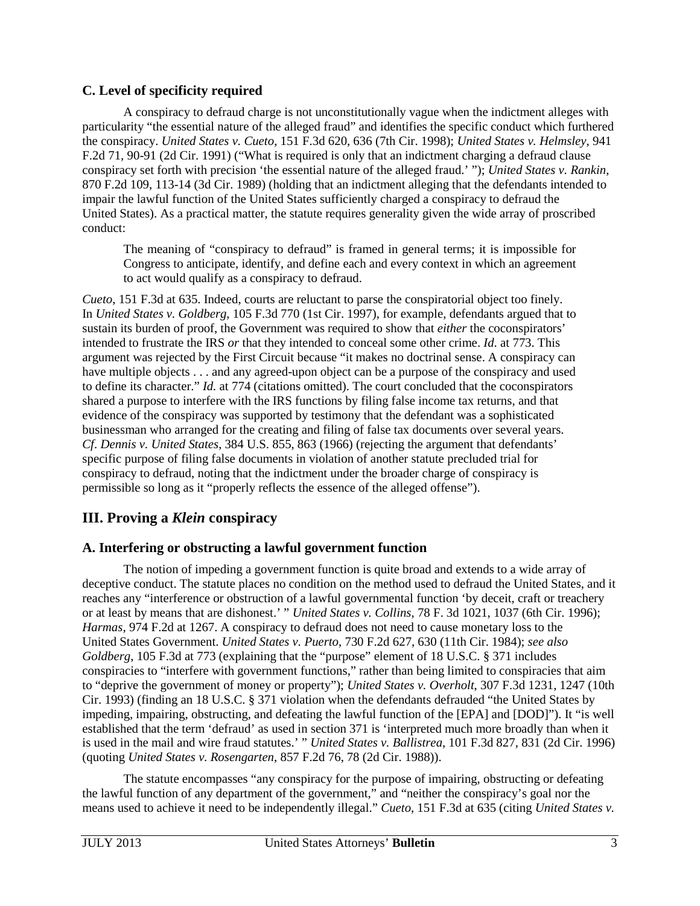### C. Level of specificity required

A conspiracy to defraud charge is not unconstitutionally vague when the indictment alleges with particularity "the essential nature of the alleged fraud" and identifies the specific conduct which furthered the conspiracy. *United States v. Cueto*, 151 F.3d 620, 636 (7th Cir. 1998); *United States v. Helmsley*, 941 F.2d 71, 90-91 (2d Cir. 1991) ("What is required is only that an indictment charging a defraud clause conspiracy set forth with precision 'the essential nature of the alleged fraud.' "); *United States v. Rankin*, 870 F.2d 109, 113-14 (3d Cir. 1989) (holding that an indictment alleging that the defendants intended to impair the lawful function of the United States sufficiently charged a conspiracy to defraud the United States). As a practical matter, the statute requires generality given the wide array of proscribed conduct:

> The meaning of "conspiracy to defraud" is framed in general terms; it is impossible for Congress to anticipate, identify, and define each and every context in which an agreement to act would qualify as a conspiracy to defraud.

*Cueto*, 151 F.3d at 635. Indeed, courts are reluctant to parse the conspiratorial object too finely. In *United States v. Goldberg*, 105 F.3d 770 (1st Cir. 1997), for example, defendants argued that to sustain its burden of proof, the Government was required to show that *either* the coconspirators' intended to frustrate the IRS *or* that they intended to conceal some other crime. *Id.* at 773. This argument was rejected by the First Circuit because "it makes no doctrinal sense. A conspiracy can have multiple objects . . . and any agreed-upon object can be a purpose of the conspiracy and used to define its character." *Id.* at 774 (citations omitted). The court concluded that the coconspirators shared a purpose to interfere with the IRS functions by filing false income tax returns, and that evidence of the conspiracy was supported by testimony that the defendant was a sophisticated businessman who arranged for the creating and filing of false tax documents over several years. *Cf. Dennis v. United States*, 384 U.S. 855, 863 (1966) (rejecting the argument that defendants' specific purpose of filing false documents in violation of another statute precluded trial for conspiracy to defraud, noting that the indictment under the broader charge of conspiracy is permissible so long as it "properly reflects the essence of the alleged offense").

## III. Proving a *Klein* conspiracy

### A. Interfering or obstructing a lawful government function

The notion of impeding a government function is quite broad and extends to a wide array of deceptive conduct. The statute places no condition on the method used to defraud the United States, and it reaches any "interference or obstruction of a lawful governmental function 'by deceit, craft or treachery or at least by means that are dishonest.' " *United States v. Collins*, 78 F. 3d 1021, 1037 (6th Cir. 1996); *Harmas*, 974 F.2d at 1267. A conspiracy to defraud does not need to cause monetary loss to the United States Government. *United States v. Puerto*, 730 F.2d 627, 630 (11th Cir. 1984); *see also Goldberg*, 105 F.3d at 773 (explaining that the "purpose" element of 18 U.S.C. § 371 includes conspiracies to "interfere with government functions," rather than being limited to conspiracies that aim to "deprive the government of money or property"); *United States v. Overholt*, 307 F.3d 1231, 1247 (10th Cir. 1993) (finding an 18 U.S.C. § 371 violation when the defendants defrauded "the United States by impeding, impairing, obstructing, and defeating the lawful function of the [EPA] and [DOD]"). It "is well established that the term 'defraud' as used in section 371 is 'interpreted much more broadly than when it is used in the mail and wire fraud statutes.' " *United States v. Ballistrea*, 101 F.3d 827, 831 (2d Cir. 1996) (quoting *United States v. Rosengarten*, 857 F.2d 76, 78 (2d Cir. 1988)).

The statute encompasses "any conspiracy for the purpose of impairing, obstructing or defeating the lawful function of any department of the government," and "neither the conspiracy's goal nor the means used to achieve it need to be independently illegal." *Cueto*, 151 F.3d at 635 (citing *United States v.*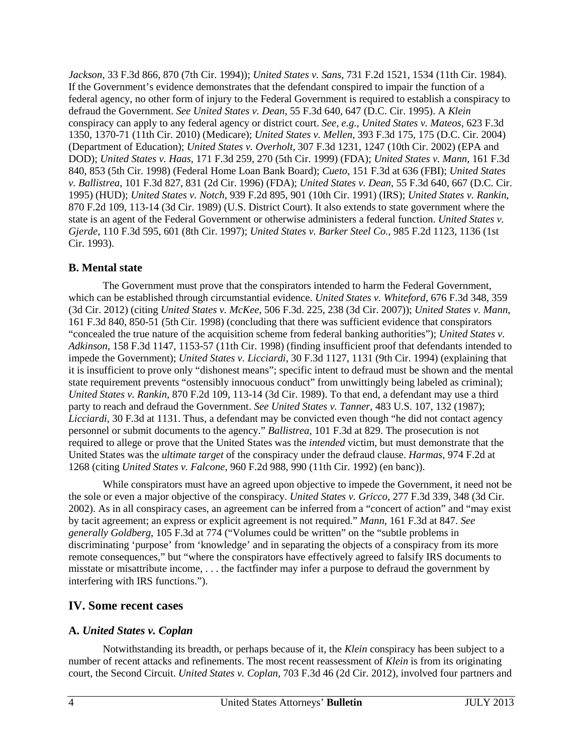*Jackson*, 33 F.3d 866, 870 (7th Cir. 1994)); *United States v. Sans*, 731 F.2d 1521, 1534 (11th Cir. 1984). If the Government's evidence demonstrates that the defendant conspired to impair the function of a federal agency, no other form of injury to the Federal Government is required to establish a conspiracy to defraud the Government. *See United States v. Dean*, 55 F.3d 640, 647 (D.C. Cir. 1995). A *Klein* conspiracy can apply to any federal agency or district court. *See, e.g.*, *United States v. Mateos*, 623 F.3d 1350, 1370-71 (11th Cir. 2010) (Medicare); *United States v. Mellen*, 393 F.3d 175, 175 (D.C. Cir. 2004) (Department of Education); *United States v. Overholt*, 307 F.3d 1231, 1247 (10th Cir. 2002) (EPA and DOD); *United States v. Haas*, 171 F.3d 259, 270 (5th Cir. 1999) (FDA); *United States v. Mann*, 161 F.3d 840, 853 (5th Cir. 1998) (Federal Home Loan Bank Board); *Cueto*, 151 F.3d at 636 (FBI); *United States v. Ballistrea*, 101 F.3d 827, 831 (2d Cir. 1996) (FDA); *United States v. Dean*, 55 F.3d 640, 667 (D.C. Cir. 1995) (HUD); *United States v. Notch*, 939 F.2d 895, 901 (10th Cir. 1991) (IRS); *United States v. Rankin*, 870 F.2d 109, 113-14 (3d Cir. 1989) (U.S. District Court). It also extends to state government where the state is an agent of the Federal Government or otherwise administers a federal function. *United States v. Gjerde*, 110 F.3d 595, 601 (8th Cir. 1997); *United States v. Barker Steel Co.*, 985 F.2d 1123, 1136 (1st Cir. 1993).

### B. Mental state

The Government must prove that the conspirators intended to harm the Federal Government, which can be established through circumstantial evidence. *United States v. Whiteford*, 676 F.3d 348, 359 (3d Cir. 2012) (citing *United States v. McKee*, 506 F.3d. 225, 238 (3d Cir. 2007)); *United States v. Mann*, 161 F.3d 840, 850-51 (5th Cir. 1998) (concluding that there was sufficient evidence that conspirators "concealed the true nature of the acquisition scheme from federal banking authorities"); *United States v. Adkinson*, 158 F.3d 1147, 1153-57 (11th Cir. 1998) (finding insufficient proof that defendants intended to impede the Government); *United States v. Licciardi*, 30 F.3d 1127, 1131 (9th Cir. 1994) (explaining that it is insufficient to prove only "dishonest means"; specific intent to defraud must be shown and the mental state requirement prevents "ostensibly innocuous conduct" from unwittingly being labeled as criminal); *United States v. Rankin*, 870 F.2d 109, 113-14 (3d Cir. 1989). To that end, a defendant may use a third party to reach and defraud the Government. *See United States v. Tanner*, 483 U.S. 107, 132 (1987); *Licciardi*, 30 F.3d at 1131. Thus, a defendant may be convicted even though "he did not contact agency personnel or submit documents to the agency." *Ballistrea*, 101 F.3d at 829. The prosecution is not required to allege or prove that the United States was the *intended* victim, but must demonstrate that the United States was the *ultimate target* of the conspiracy under the defraud clause. *Harmas*, 974 F.2d at 1268 (citing *United States v. Falcone*, 960 F.2d 988, 990 (11th Cir. 1992) (en banc)).

While conspirators must have an agreed upon objective to impede the Government, it need not be the sole or even a major objective of the conspiracy. *United States v. Gricco*, 277 F.3d 339, 348 (3d Cir. 2002). As in all conspiracy cases, an agreement can be inferred from a "concert of action" and "may exist by tacit agreement; an express or explicit agreement is not required." *Mann*, 161 F.3d at 847. *See generally Goldberg*, 105 F.3d at 774 ("Volumes could be written" on the "subtle problems in discriminating 'purpose' from 'knowledge' and in separating the objects of a conspiracy from its more remote consequences," but "where the conspirators have effectively agreed to falsify IRS documents to misstate or misattribute income, . . . the factfinder may infer a purpose to defraud the government by interfering with IRS functions.").

## IV. Some recent cases

### A. *United States v. Coplan*

Notwithstanding its breadth, or perhaps because of it, the *Klein* conspiracy has been subject to a number of recent attacks and refinements. The most recent reassessment of *Klein* is from its originating court, the Second Circuit. *United States v. Coplan*, 703 F.3d 46 (2d Cir. 2012), involved four partners and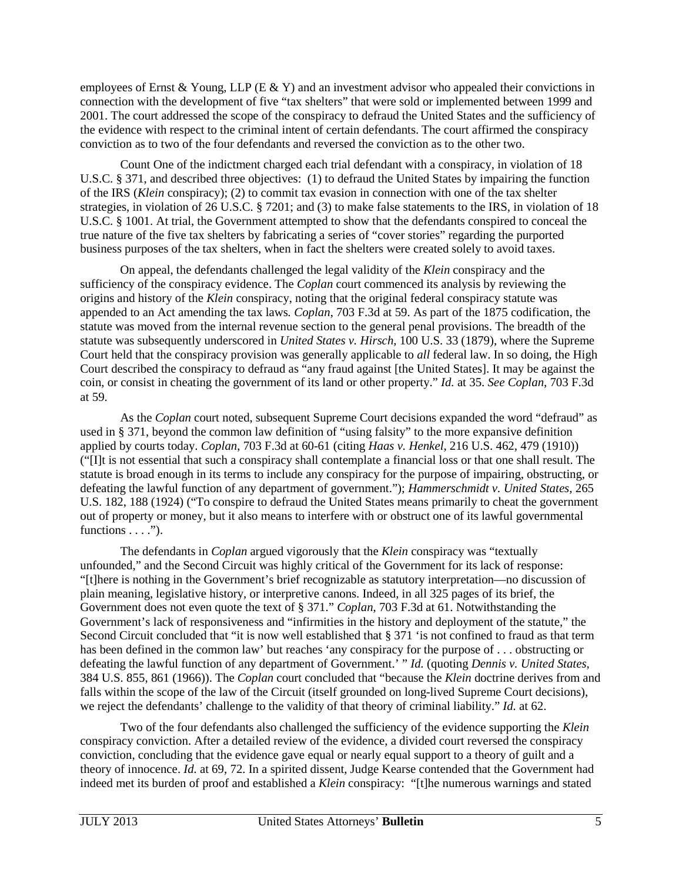employees of Ernst & Young, LLP (E & Y) and an investment advisor who appealed their convictions in connection with the development of five "tax shelters" that were sold or implemented between 1999 and 2001. The court addressed the scope of the conspiracy to defraud the United States and the sufficiency of the evidence with respect to the criminal intent of certain defendants. The court affirmed the conspiracy conviction as to two of the four defendants and reversed the conviction as to the other two.

Count One of the indictment charged each trial defendant with a conspiracy, in violation of 18 U.S.C. § 371, and described three objectives: (1) to defraud the United States by impairing the function of the IRS (*Klein* conspiracy); (2) to commit tax evasion in connection with one of the tax shelter strategies, in violation of 26 U.S.C. § 7201; and (3) to make false statements to the IRS, in violation of 18 U.S.C. § 1001. At trial, the Government attempted to show that the defendants conspired to conceal the true nature of the five tax shelters by fabricating a series of "cover stories" regarding the purported business purposes of the tax shelters, when in fact the shelters were created solely to avoid taxes.

On appeal, the defendants challenged the legal validity of the *Klein* conspiracy and the sufficiency of the conspiracy evidence. The *Coplan* court commenced its analysis by reviewing the origins and history of the *Klein* conspiracy, noting that the original federal conspiracy statute was appended to an Act amending the tax laws. *Coplan*, 703 F.3d at 59. As part of the 1875 codification, the statute was moved from the internal revenue section to the general penal provisions. The breadth of the statute was subsequently underscored in *United States v. Hirsch*, 100 U.S. 33 (1879), where the Supreme Court held that the conspiracy provision was generally applicable to *all* federal law. In so doing, the High Court described the conspiracy to defraud as "any fraud against [the United States]. It may be against the coin, or consist in cheating the government of its land or other property." *Id.* at 35. *See Coplan*, 703 F.3d at 59.

As the *Coplan* court noted, subsequent Supreme Court decisions expanded the word "defraud" as used in § 371, beyond the common law definition of "using falsity" to the more expansive definition applied by courts today. *Coplan*, 703 F.3d at 60-61 (citing *Haas v. Henkel*, 216 U.S. 462, 479 (1910)) ("[I]t is not essential that such a conspiracy shall contemplate a financial loss or that one shall result. The statute is broad enough in its terms to include any conspiracy for the purpose of impairing, obstructing, or defeating the lawful function of any department of government."); *Hammerschmidt v. United States*, 265 U.S. 182, 188 (1924) ("To conspire to defraud the United States means primarily to cheat the government out of property or money, but it also means to interfere with or obstruct one of its lawful governmental functions . . . .").

The defendants in *Coplan* argued vigorously that the *Klein* conspiracy was "textually unfounded," and the Second Circuit was highly critical of the Government for its lack of response: "[t]here is nothing in the Government's brief recognizable as statutory interpretation—no discussion of plain meaning, legislative history, or interpretive canons. Indeed, in all 325 pages of its brief, the Government does not even quote the text of § 371." *Coplan*, 703 F.3d at 61. Notwithstanding the Government's lack of responsiveness and "infirmities in the history and deployment of the statute," the Second Circuit concluded that "it is now well established that § 371 'is not confined to fraud as that term has been defined in the common law' but reaches 'any conspiracy for the purpose of . . . obstructing or defeating the lawful function of any department of Government.' " *Id.* (quoting *Dennis v. United States*, 384 U.S. 855, 861 (1966)). The *Coplan* court concluded that "because the *Klein* doctrine derives from and falls within the scope of the law of the Circuit (itself grounded on long-lived Supreme Court decisions), we reject the defendants' challenge to the validity of that theory of criminal liability." *Id.* at 62.

Two of the four defendants also challenged the sufficiency of the evidence supporting the *Klein* conspiracy conviction. After a detailed review of the evidence, a divided court reversed the conspiracy conviction, concluding that the evidence gave equal or nearly equal support to a theory of guilt and a theory of innocence. *Id.* at 69, 72. In a spirited dissent, Judge Kearse contended that the Government had indeed met its burden of proof and established a *Klein* conspiracy: "[t]he numerous warnings and stated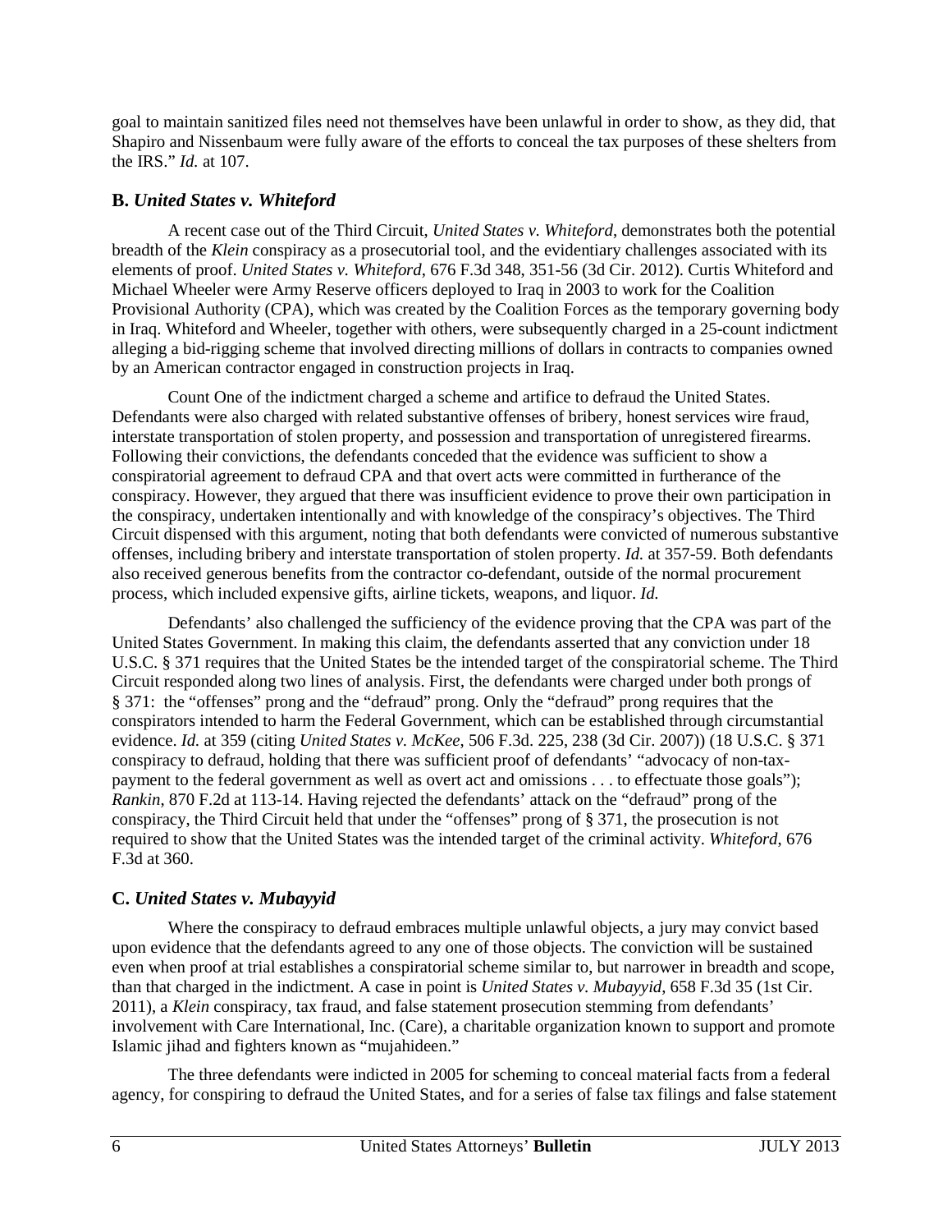goal to maintain sanitized files need not themselves have been unlawful in order to show, as they did, that Shapiro and Nissenbaum were fully aware of the efforts to conceal the tax purposes of these shelters from the IRS." *Id.* at 107.

## B. *United States v. Whiteford*

A recent case out of the Third Circuit, *United States v. Whiteford*, demonstrates both the potential breadth of the *Klein* conspiracy as a prosecutorial tool, and the evidentiary challenges associated with its elements of proof. *United States v. Whiteford*, 676 F.3d 348, 351-56 (3d Cir. 2012). Curtis Whiteford and Michael Wheeler were Army Reserve officers deployed to Iraq in 2003 to work for the Coalition Provisional Authority (CPA), which was created by the Coalition Forces as the temporary governing body in Iraq. Whiteford and Wheeler, together with others, were subsequently charged in a 25-count indictment alleging a bid-rigging scheme that involved directing millions of dollars in contracts to companies owned by an American contractor engaged in construction projects in Iraq.

Count One of the indictment charged a scheme and artifice to defraud the United States. Defendants were also charged with related substantive offenses of bribery, honest services wire fraud, interstate transportation of stolen property, and possession and transportation of unregistered firearms. Following their convictions, the defendants conceded that the evidence was sufficient to show a conspiratorial agreement to defraud CPA and that overt acts were committed in furtherance of the conspiracy. However, they argued that there was insufficient evidence to prove their own participation in the conspiracy, undertaken intentionally and with knowledge of the conspiracy's objectives. The Third Circuit dispensed with this argument, noting that both defendants were convicted of numerous substantive offenses, including bribery and interstate transportation of stolen property. *Id.* at 357-59. Both defendants also received generous benefits from the contractor co-defendant, outside of the normal procurement process, which included expensive gifts, airline tickets, weapons, and liquor. *Id.*

Defendants' also challenged the sufficiency of the evidence proving that the CPA was part of the United States Government. In making this claim, the defendants asserted that any conviction under 18 U.S.C. § 371 requires that the United States be the intended target of the conspiratorial scheme. The Third Circuit responded along two lines of analysis. First, the defendants were charged under both prongs of § 371: the "offenses" prong and the "defraud" prong. Only the "defraud" prong requires that the conspirators intended to harm the Federal Government, which can be established through circumstantial evidence. *Id.* at 359 (citing *United States v. McKee*, 506 F.3d. 225, 238 (3d Cir. 2007)) (18 U.S.C. § 371 conspiracy to defraud, holding that there was sufficient proof of defendants' "advocacy of non-tax-payment to the federal government as well as overt act and omissions . . . to effectuate those goals"); *Rankin*, 870 F.2d at 113-14. Having rejected the defendants' attack on the "defraud" prong of the conspiracy, the Third Circuit held that under the "offenses" prong of § 371, the prosecution is not required to show that the United States was the intended target of the criminal activity. *Whiteford*, 676 F.3d at 360.

## C. *United States v. Mubayyid*

Where the conspiracy to defraud embraces multiple unlawful objects, a jury may convict based upon evidence that the defendants agreed to any one of those objects. The conviction will be sustained even when proof at trial establishes a conspiratorial scheme similar to, but narrower in breadth and scope, than that charged in the indictment. A case in point is *United States v. Mubayyid*, 658 F.3d 35 (1st Cir. 2011), a *Klein* conspiracy, tax fraud, and false statement prosecution stemming from defendants' involvement with Care International, Inc. (Care), a charitable organization known to support and promote Islamic jihad and fighters known as "mujahideen."

The three defendants were indicted in 2005 for scheming to conceal material facts from a federal agency, for conspiring to defraud the United States, and for a series of false tax filings and false statement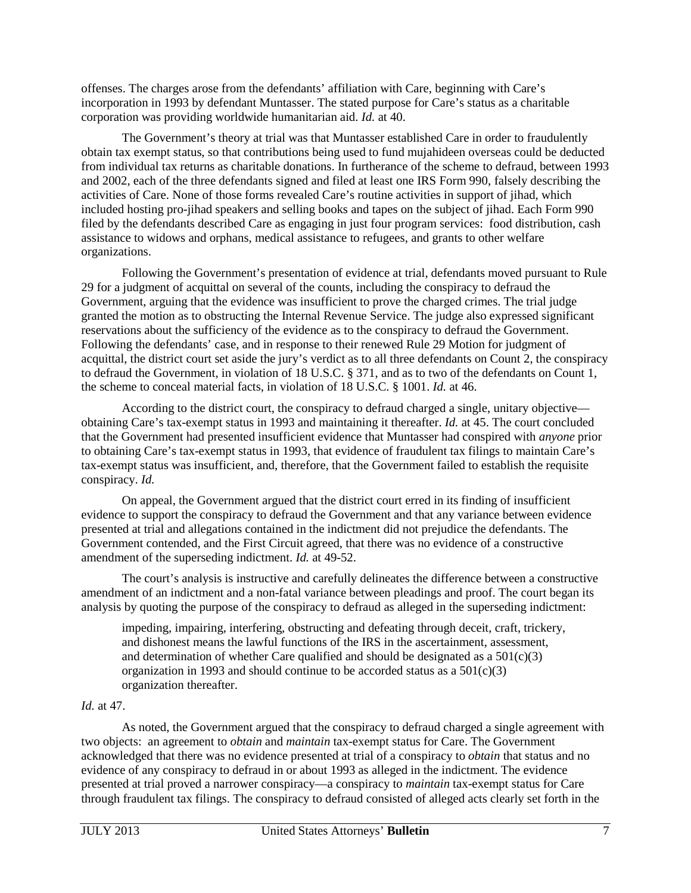offenses. The charges arose from the defendants' affiliation with Care, beginning with Care's incorporation in 1993 by defendant Muntasser. The stated purpose for Care's status as a charitable corporation was providing worldwide humanitarian aid. *Id.* at 40.

The Government's theory at trial was that Muntasser established Care in order to fraudulently obtain tax exempt status, so that contributions being used to fund mujahideen overseas could be deducted from individual tax returns as charitable donations. In furtherance of the scheme to defraud, between 1993 and 2002, each of the three defendants signed and filed at least one IRS Form 990, falsely describing the activities of Care. None of those forms revealed Care's routine activities in support of jihad, which included hosting pro-jihad speakers and selling books and tapes on the subject of jihad. Each Form 990 filed by the defendants described Care as engaging in just four program services: food distribution, cash assistance to widows and orphans, medical assistance to refugees, and grants to other welfare organizations.

Following the Government's presentation of evidence at trial, defendants moved pursuant to Rule 29 for a judgment of acquittal on several of the counts, including the conspiracy to defraud the Government, arguing that the evidence was insufficient to prove the charged crimes. The trial judge granted the motion as to obstructing the Internal Revenue Service. The judge also expressed significant reservations about the sufficiency of the evidence as to the conspiracy to defraud the Government. Following the defendants' case, and in response to their renewed Rule 29 Motion for judgment of acquittal, the district court set aside the jury's verdict as to all three defendants on Count 2, the conspiracy to defraud the Government, in violation of 18 U.S.C. § 371, and as to two of the defendants on Count 1, the scheme to conceal material facts, in violation of 18 U.S.C. § 1001. *Id.* at 46.

According to the district court, the conspiracy to defraud charged a single, unitary objective—obtaining Care's tax-exempt status in 1993 and maintaining it thereafter. *Id.* at 45. The court concluded that the Government had presented insufficient evidence that Muntasser had conspired with *anyone* prior to obtaining Care's tax-exempt status in 1993, that evidence of fraudulent tax filings to maintain Care's tax-exempt status was insufficient, and, therefore, that the Government failed to establish the requisite conspiracy. *Id.*

On appeal, the Government argued that the district court erred in its finding of insufficient evidence to support the conspiracy to defraud the Government and that any variance between evidence presented at trial and allegations contained in the indictment did not prejudice the defendants. The Government contended, and the First Circuit agreed, that there was no evidence of a constructive amendment of the superseding indictment. *Id.* at 49-52.

The court's analysis is instructive and carefully delineates the difference between a constructive amendment of an indictment and a non-fatal variance between pleadings and proof. The court began its analysis by quoting the purpose of the conspiracy to defraud as alleged in the superseding indictment:

> impeding, impairing, interfering, obstructing and defeating through deceit, craft, trickery, and dishonest means the lawful functions of the IRS in the ascertainment, assessment, and determination of whether Care qualified and should be designated as a 501(c)(3) organization in 1993 and should continue to be accorded status as a 501(c)(3) organization thereafter.

*Id.* at 47.

As noted, the Government argued that the conspiracy to defraud charged a single agreement with two objects: an agreement to *obtain* and *maintain* tax-exempt status for Care. The Government acknowledged that there was no evidence presented at trial of a conspiracy to *obtain* that status and no evidence of any conspiracy to defraud in or about 1993 as alleged in the indictment. The evidence presented at trial proved a narrower conspiracy—a conspiracy to *maintain* tax-exempt status for Care through fraudulent tax filings. The conspiracy to defraud consisted of alleged acts clearly set forth in the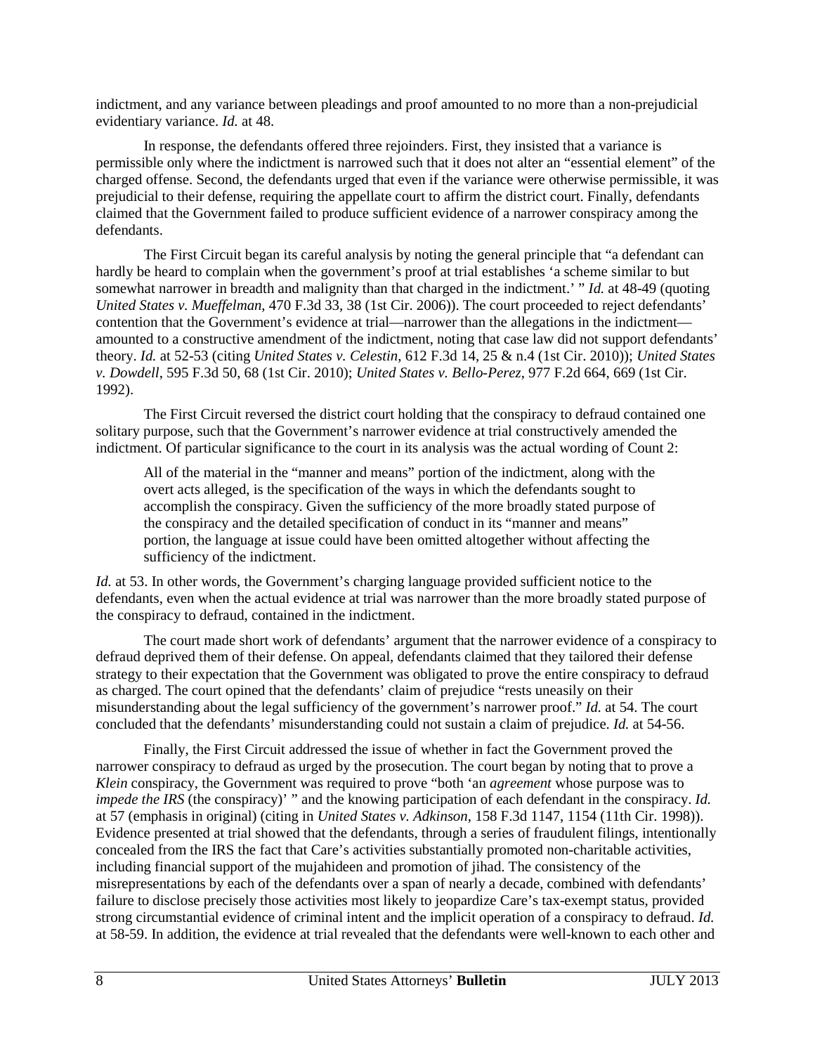indictment, and any variance between pleadings and proof amounted to no more than a non-prejudicial evidentiary variance. *Id.* at 48.

In response, the defendants offered three rejoinders. First, they insisted that a variance is permissible only where the indictment is narrowed such that it does not alter an "essential element" of the charged offense. Second, the defendants urged that even if the variance were otherwise permissible, it was prejudicial to their defense, requiring the appellate court to affirm the district court. Finally, defendants claimed that the Government failed to produce sufficient evidence of a narrower conspiracy among the defendants.

The First Circuit began its careful analysis by noting the general principle that "a defendant can hardly be heard to complain when the government's proof at trial establishes 'a scheme similar to but somewhat narrower in breadth and malignity than that charged in the indictment.' " *Id.* at 48-49 (quoting *United States v. Mueffelman*, 470 F.3d 33, 38 (1st Cir. 2006)). The court proceeded to reject defendants' contention that the Government's evidence at trial—narrower than the allegations in the indictment—amounted to a constructive amendment of the indictment, noting that case law did not support defendants' theory. *Id.* at 52-53 (citing *United States v. Celestin*, 612 F.3d 14, 25 & n.4 (1st Cir. 2010)); *United States v. Dowdell*, 595 F.3d 50, 68 (1st Cir. 2010); *United States v. Bello-Perez*, 977 F.2d 664, 669 (1st Cir. 1992).

The First Circuit reversed the district court holding that the conspiracy to defraud contained one solitary purpose, such that the Government's narrower evidence at trial constructively amended the indictment. Of particular significance to the court in its analysis was the actual wording of Count 2:

> All of the material in the "manner and means" portion of the indictment, along with the overt acts alleged, is the specification of the ways in which the defendants sought to accomplish the conspiracy. Given the sufficiency of the more broadly stated purpose of the conspiracy and the detailed specification of conduct in its "manner and means" portion, the language at issue could have been omitted altogether without affecting the sufficiency of the indictment.

*Id.* at 53. In other words, the Government's charging language provided sufficient notice to the defendants, even when the actual evidence at trial was narrower than the more broadly stated purpose of the conspiracy to defraud, contained in the indictment.

The court made short work of defendants' argument that the narrower evidence of a conspiracy to defraud deprived them of their defense. On appeal, defendants claimed that they tailored their defense strategy to their expectation that the Government was obligated to prove the entire conspiracy to defraud as charged. The court opined that the defendants' claim of prejudice "rests uneasily on their misunderstanding about the legal sufficiency of the government's narrower proof." *Id.* at 54. The court concluded that the defendants' misunderstanding could not sustain a claim of prejudice. *Id.* at 54-56.

Finally, the First Circuit addressed the issue of whether in fact the Government proved the narrower conspiracy to defraud as urged by the prosecution. The court began by noting that to prove a *Klein* conspiracy, the Government was required to prove "both 'an *agreement* whose purpose was to *impede the IRS* (the conspiracy)' " and the knowing participation of each defendant in the conspiracy. *Id.* at 57 (emphasis in original) (citing in *United States v. Adkinson*, 158 F.3d 1147, 1154 (11th Cir. 1998)). Evidence presented at trial showed that the defendants, through a series of fraudulent filings, intentionally concealed from the IRS the fact that Care's activities substantially promoted non-charitable activities, including financial support of the mujahideen and promotion of jihad. The consistency of the misrepresentations by each of the defendants over a span of nearly a decade, combined with defendants' failure to disclose precisely those activities most likely to jeopardize Care's tax-exempt status, provided strong circumstantial evidence of criminal intent and the implicit operation of a conspiracy to defraud. *Id.* at 58-59. In addition, the evidence at trial revealed that the defendants were well-known to each other and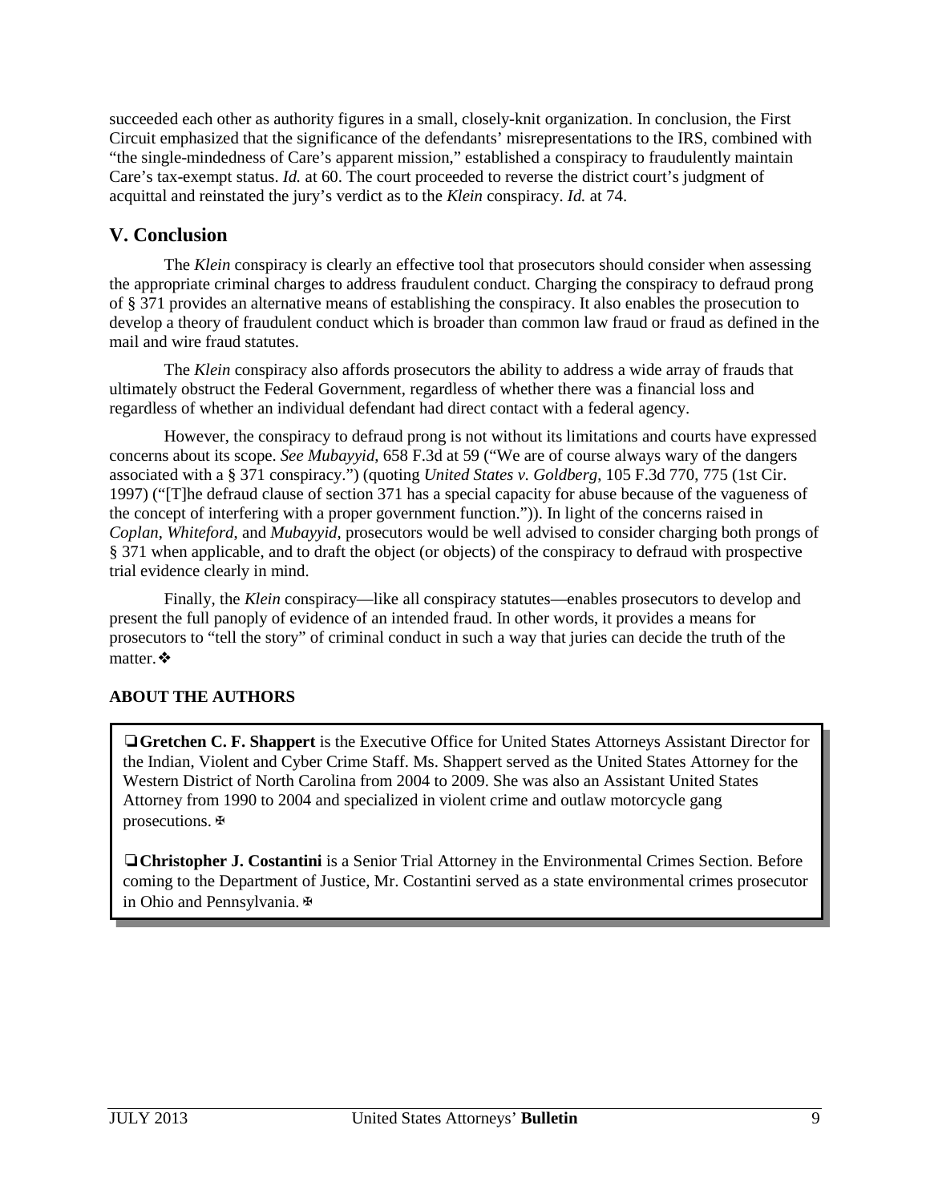succeeded each other as authority figures in a small, closely-knit organization. In conclusion, the First Circuit emphasized that the significance of the defendants' misrepresentations to the IRS, combined with "the single-mindedness of Care's apparent mission," established a conspiracy to fraudulently maintain Care's tax-exempt status. *Id.* at 60. The court proceeded to reverse the district court's judgment of acquittal and reinstated the jury's verdict as to the *Klein* conspiracy. *Id.* at 74.

## V. Conclusion

The *Klein* conspiracy is clearly an effective tool that prosecutors should consider when assessing the appropriate criminal charges to address fraudulent conduct. Charging the conspiracy to defraud prong of § 371 provides an alternative means of establishing the conspiracy. It also enables the prosecution to develop a theory of fraudulent conduct which is broader than common law fraud or fraud as defined in the mail and wire fraud statutes.

The *Klein* conspiracy also affords prosecutors the ability to address a wide array of frauds that ultimately obstruct the Federal Government, regardless of whether there was a financial loss and regardless of whether an individual defendant had direct contact with a federal agency.

However, the conspiracy to defraud prong is not without its limitations and courts have expressed concerns about its scope. *See Mubayyid*, 658 F.3d at 59 ("We are of course always wary of the dangers associated with a § 371 conspiracy.") (quoting *United States v. Goldberg*, 105 F.3d 770, 775 (1st Cir. 1997) ("[T]he defraud clause of section 371 has a special capacity for abuse because of the vagueness of the concept of interfering with a proper government function.")). In light of the concerns raised in *Coplan*, *Whiteford*, and *Mubayyid*, prosecutors would be well advised to consider charging both prongs of § 371 when applicable, and to draft the object (or objects) of the conspiracy to defraud with prospective trial evidence clearly in mind.

Finally, the *Klein* conspiracy—like all conspiracy statutes—enables prosecutors to develop and present the full panoply of evidence of an intended fraud. In other words, it provides a means for prosecutors to "tell the story" of criminal conduct in such a way that juries can decide the truth of the matter.❖

**ABOUT THE AUTHORS**

❏**Gretchen C. F. Shappert** is the Executive Office for United States Attorneys Assistant Director for the Indian, Violent and Cyber Crime Staff. Ms. Shappert served as the United States Attorney for the Western District of North Carolina from 2004 to 2009. She was also an Assistant United States Attorney from 1990 to 2004 and specialized in violent crime and outlaw motorcycle gang prosecutions.

❏**Christopher J. Costantini** is a Senior Trial Attorney in the Environmental Crimes Section. Before coming to the Department of Justice, Mr. Costantini served as a state environmental crimes prosecutor in Ohio and Pennsylvania.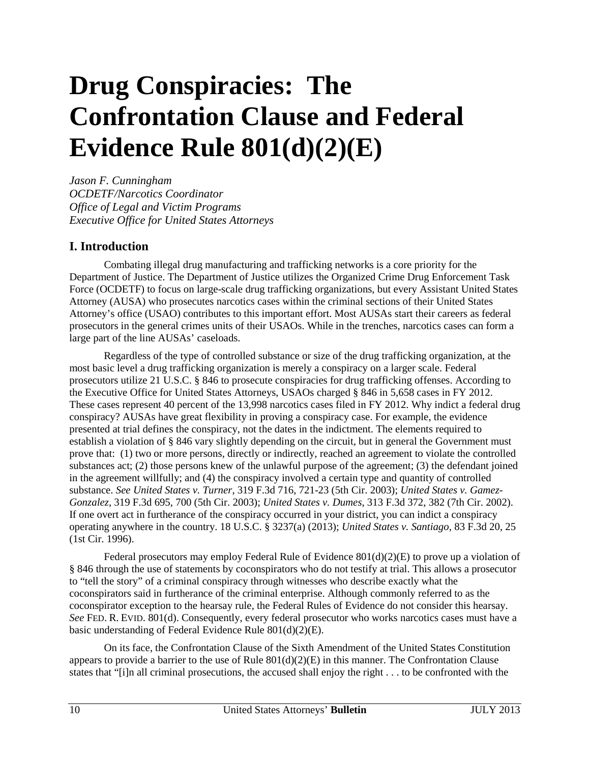# Drug Conspiracies: The Confrontation Clause and Federal Evidence Rule 801(d)(2)(E)

*Jason F. Cunningham*
*OCDETF/Narcotics Coordinator*
*Office of Legal and Victim Programs*
*Executive Office for United States Attorneys*

## I. Introduction

Combating illegal drug manufacturing and trafficking networks is a core priority for the Department of Justice. The Department of Justice utilizes the Organized Crime Drug Enforcement Task Force (OCDETF) to focus on large-scale drug trafficking organizations, but every Assistant United States Attorney (AUSA) who prosecutes narcotics cases within the criminal sections of their United States Attorney's office (USAO) contributes to this important effort. Most AUSAs start their careers as federal prosecutors in the general crimes units of their USAOs. While in the trenches, narcotics cases can form a large part of the line AUSAs' caseloads.

Regardless of the type of controlled substance or size of the drug trafficking organization, at the most basic level a drug trafficking organization is merely a conspiracy on a larger scale. Federal prosecutors utilize 21 U.S.C. § 846 to prosecute conspiracies for drug trafficking offenses. According to the Executive Office for United States Attorneys, USAOs charged § 846 in 5,658 cases in FY 2012. These cases represent 40 percent of the 13,998 narcotics cases filed in FY 2012. Why indict a federal drug conspiracy? AUSAs have great flexibility in proving a conspiracy case. For example, the evidence presented at trial defines the conspiracy, not the dates in the indictment. The elements required to establish a violation of § 846 vary slightly depending on the circuit, but in general the Government must prove that: (1) two or more persons, directly or indirectly, reached an agreement to violate the controlled substances act; (2) those persons knew of the unlawful purpose of the agreement; (3) the defendant joined in the agreement willfully; and (4) the conspiracy involved a certain type and quantity of controlled substance. *See United States v. Turner*, 319 F.3d 716, 721-23 (5th Cir. 2003); *United States v. Gamez-Gonzalez*, 319 F.3d 695, 700 (5th Cir. 2003); *United States v. Dumes*, 313 F.3d 372, 382 (7th Cir. 2002). If one overt act in furtherance of the conspiracy occurred in your district, you can indict a conspiracy operating anywhere in the country. 18 U.S.C. § 3237(a) (2013); *United States v. Santiago*, 83 F.3d 20, 25 (1st Cir. 1996).

Federal prosecutors may employ Federal Rule of Evidence 801(d)(2)(E) to prove up a violation of § 846 through the use of statements by coconspirators who do not testify at trial. This allows a prosecutor to "tell the story" of a criminal conspiracy through witnesses who describe exactly what the coconspirators said in furtherance of the criminal enterprise. Although commonly referred to as the coconspirator exception to the hearsay rule, the Federal Rules of Evidence do not consider this hearsay. *See* FED. R. EVID. 801(d). Consequently, every federal prosecutor who works narcotics cases must have a basic understanding of Federal Evidence Rule 801(d)(2)(E).

On its face, the Confrontation Clause of the Sixth Amendment of the United States Constitution appears to provide a barrier to the use of Rule 801(d)(2)(E) in this manner. The Confrontation Clause states that "[i]n all criminal prosecutions, the accused shall enjoy the right . . . to be confronted with the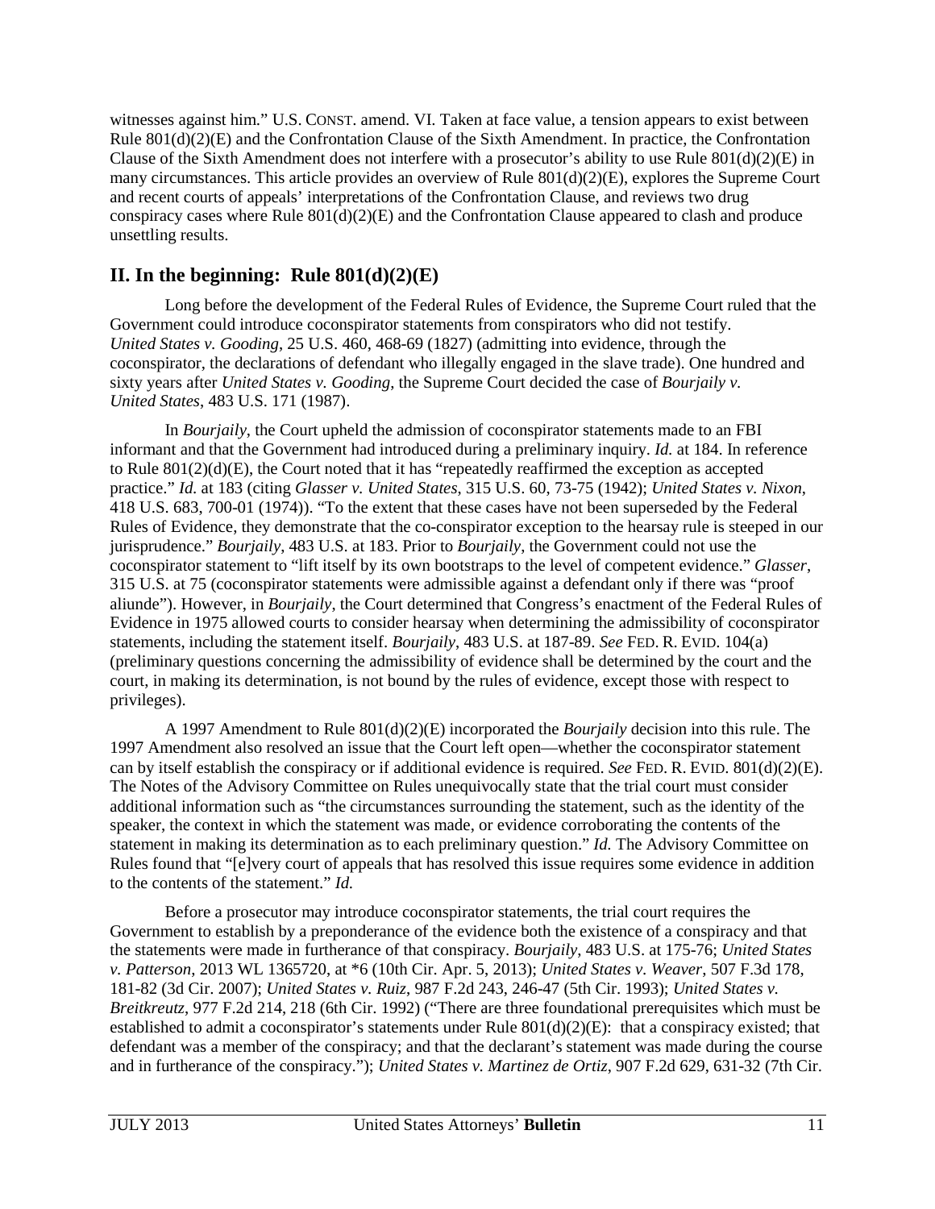witnesses against him." U.S. CONST. amend. VI. Taken at face value, a tension appears to exist between Rule 801(d)(2)(E) and the Confrontation Clause of the Sixth Amendment. In practice, the Confrontation Clause of the Sixth Amendment does not interfere with a prosecutor's ability to use Rule 801(d)(2)(E) in many circumstances. This article provides an overview of Rule 801(d)(2)(E), explores the Supreme Court and recent courts of appeals' interpretations of the Confrontation Clause, and reviews two drug conspiracy cases where Rule 801(d)(2)(E) and the Confrontation Clause appeared to clash and produce unsettling results.

## II. In the beginning: Rule 801(d)(2)(E)

Long before the development of the Federal Rules of Evidence, the Supreme Court ruled that the Government could introduce coconspirator statements from conspirators who did not testify. *United States v. Gooding*, 25 U.S. 460, 468-69 (1827) (admitting into evidence, through the coconspirator, the declarations of defendant who illegally engaged in the slave trade). One hundred and sixty years after *United States v. Gooding*, the Supreme Court decided the case of *Bourjaily v. United States*, 483 U.S. 171 (1987).

In *Bourjaily*, the Court upheld the admission of coconspirator statements made to an FBI informant and that the Government had introduced during a preliminary inquiry. *Id.* at 184. In reference to Rule 801(2)(d)(E), the Court noted that it has "repeatedly reaffirmed the exception as accepted practice." *Id.* at 183 (citing *Glasser v. United States*, 315 U.S. 60, 73-75 (1942); *United States v. Nixon*, 418 U.S. 683, 700-01 (1974)). "To the extent that these cases have not been superseded by the Federal Rules of Evidence, they demonstrate that the co-conspirator exception to the hearsay rule is steeped in our jurisprudence." *Bourjaily*, 483 U.S. at 183. Prior to *Bourjaily*, the Government could not use the coconspirator statement to "lift itself by its own bootstraps to the level of competent evidence." *Glasser*, 315 U.S. at 75 (coconspirator statements were admissible against a defendant only if there was "proof aliunde"). However, in *Bourjaily*, the Court determined that Congress's enactment of the Federal Rules of Evidence in 1975 allowed courts to consider hearsay when determining the admissibility of coconspirator statements, including the statement itself. *Bourjaily*, 483 U.S. at 187-89. *See* FED. R. EVID. 104(a) (preliminary questions concerning the admissibility of evidence shall be determined by the court and the court, in making its determination, is not bound by the rules of evidence, except those with respect to privileges).

A 1997 Amendment to Rule 801(d)(2)(E) incorporated the *Bourjaily* decision into this rule. The 1997 Amendment also resolved an issue that the Court left open—whether the coconspirator statement can by itself establish the conspiracy or if additional evidence is required. *See* FED. R. EVID. 801(d)(2)(E). The Notes of the Advisory Committee on Rules unequivocally state that the trial court must consider additional information such as "the circumstances surrounding the statement, such as the identity of the speaker, the context in which the statement was made, or evidence corroborating the contents of the statement in making its determination as to each preliminary question." *Id.* The Advisory Committee on Rules found that "[e]very court of appeals that has resolved this issue requires some evidence in addition to the contents of the statement." *Id.*

Before a prosecutor may introduce coconspirator statements, the trial court requires the Government to establish by a preponderance of the evidence both the existence of a conspiracy and that the statements were made in furtherance of that conspiracy. *Bourjaily*, 483 U.S. at 175-76; *United States v. Patterson*, 2013 WL 1365720, at *6 (10th Cir. Apr. 5, 2013); *United States v. Weaver*, 507 F.3d 178, 181-82 (3d Cir. 2007); *United States v. Ruiz*, 987 F.2d 243, 246-47 (5th Cir. 1993); *United States v. Breitkreutz*, 977 F.2d 214, 218 (6th Cir. 1992) ("There are three foundational prerequisites which must be established to admit a coconspirator's statements under Rule 801(d)(2)(E): that a conspiracy existed; that defendant was a member of the conspiracy; and that the declarant's statement was made during the course and in furtherance of the conspiracy."); *United States v. Martinez de Ortiz*, 907 F.2d 629, 631-32 (7th Cir.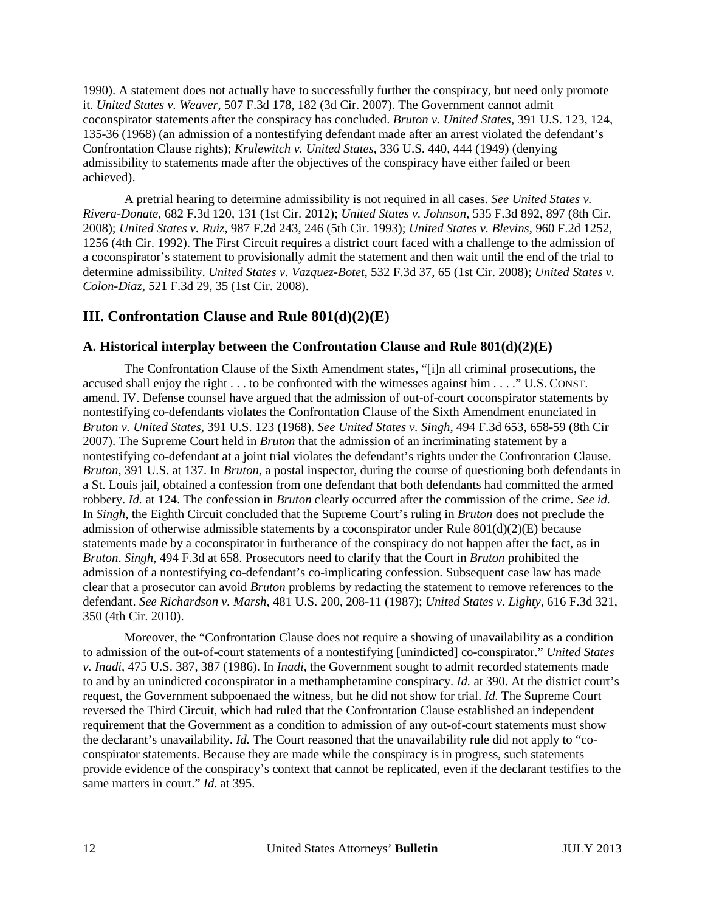1990). A statement does not actually have to successfully further the conspiracy, but need only promote it. *United States v. Weaver*, 507 F.3d 178, 182 (3d Cir. 2007). The Government cannot admit coconspirator statements after the conspiracy has concluded. *Bruton v. United States*, 391 U.S. 123, 124, 135-36 (1968) (an admission of a nontestifying defendant made after an arrest violated the defendant's Confrontation Clause rights); *Krulewitch v. United States*, 336 U.S. 440, 444 (1949) (denying admissibility to statements made after the objectives of the conspiracy have either failed or been achieved).

A pretrial hearing to determine admissibility is not required in all cases. *See United States v. Rivera-Donate*, 682 F.3d 120, 131 (1st Cir. 2012); *United States v. Johnson*, 535 F.3d 892, 897 (8th Cir. 2008); *United States v. Ruiz*, 987 F.2d 243, 246 (5th Cir. 1993); *United States v. Blevins*, 960 F.2d 1252, 1256 (4th Cir. 1992). The First Circuit requires a district court faced with a challenge to the admission of a coconspirator's statement to provisionally admit the statement and then wait until the end of the trial to determine admissibility. *United States v. Vazquez-Botet*, 532 F.3d 37, 65 (1st Cir. 2008); *United States v. Colon-Diaz*, 521 F.3d 29, 35 (1st Cir. 2008).

## III. Confrontation Clause and Rule 801(d)(2)(E)

### A. Historical interplay between the Confrontation Clause and Rule 801(d)(2)(E)

The Confrontation Clause of the Sixth Amendment states, "[i]n all criminal prosecutions, the accused shall enjoy the right . . . to be confronted with the witnesses against him . . . ." U.S. CONST. amend. IV. Defense counsel have argued that the admission of out-of-court coconspirator statements by nontestifying co-defendants violates the Confrontation Clause of the Sixth Amendment enunciated in *Bruton v. United States*, 391 U.S. 123 (1968). *See United States v. Singh*, 494 F.3d 653, 658-59 (8th Cir 2007). The Supreme Court held in *Bruton* that the admission of an incriminating statement by a nontestifying co-defendant at a joint trial violates the defendant's rights under the Confrontation Clause. *Bruton*, 391 U.S. at 137. In *Bruton*, a postal inspector, during the course of questioning both defendants in a St. Louis jail, obtained a confession from one defendant that both defendants had committed the armed robbery. *Id.* at 124. The confession in *Bruton* clearly occurred after the commission of the crime. *See id.* In *Singh*, the Eighth Circuit concluded that the Supreme Court's ruling in *Bruton* does not preclude the admission of otherwise admissible statements by a coconspirator under Rule 801(d)(2)(E) because statements made by a coconspirator in furtherance of the conspiracy do not happen after the fact, as in *Bruton*. *Singh*, 494 F.3d at 658. Prosecutors need to clarify that the Court in *Bruton* prohibited the admission of a nontestifying co-defendant's co-implicating confession. Subsequent case law has made clear that a prosecutor can avoid *Bruton* problems by redacting the statement to remove references to the defendant. *See Richardson v. Marsh*, 481 U.S. 200, 208-11 (1987); *United States v. Lighty*, 616 F.3d 321, 350 (4th Cir. 2010).

Moreover, the "Confrontation Clause does not require a showing of unavailability as a condition to admission of the out-of-court statements of a nontestifying [unindicted] co-conspirator." *United States v. Inadi*, 475 U.S. 387, 387 (1986). In *Inadi*, the Government sought to admit recorded statements made to and by an unindicted coconspirator in a methamphetamine conspiracy. *Id.* at 390. At the district court's request, the Government subpoenaed the witness, but he did not show for trial. *Id.* The Supreme Court reversed the Third Circuit, which had ruled that the Confrontation Clause established an independent requirement that the Government as a condition to admission of any out-of-court statements must show the declarant's unavailability. *Id.* The Court reasoned that the unavailability rule did not apply to "co-conspirator statements. Because they are made while the conspiracy is in progress, such statements provide evidence of the conspiracy's context that cannot be replicated, even if the declarant testifies to the same matters in court." *Id.* at 395.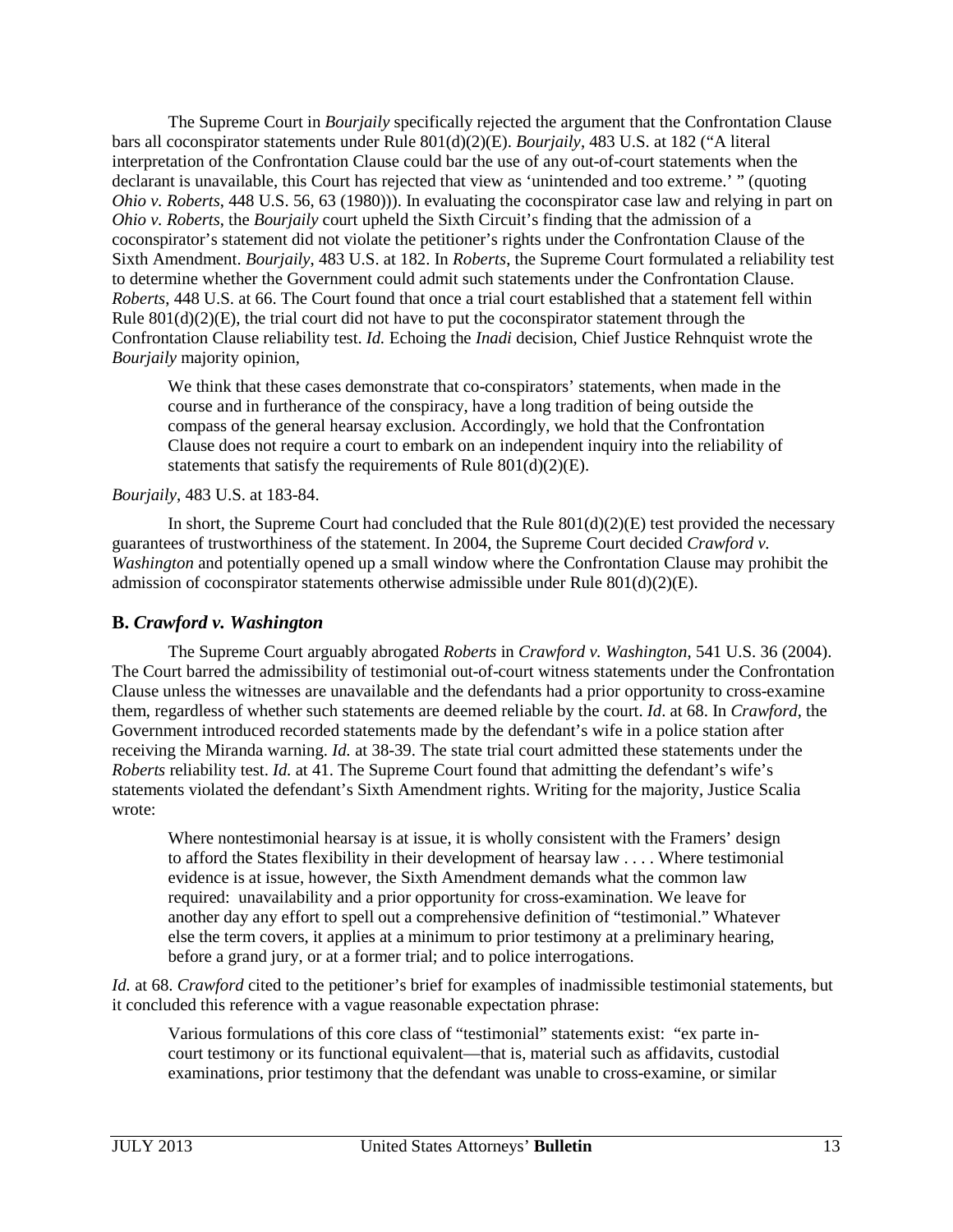The Supreme Court in *Bourjaily* specifically rejected the argument that the Confrontation Clause bars all coconspirator statements under Rule 801(d)(2)(E). *Bourjaily*, 483 U.S. at 182 ("A literal interpretation of the Confrontation Clause could bar the use of any out-of-court statements when the declarant is unavailable, this Court has rejected that view as 'unintended and too extreme.' " (quoting *Ohio v. Roberts*, 448 U.S. 56, 63 (1980))). In evaluating the coconspirator case law and relying in part on *Ohio v. Roberts*, the *Bourjaily* court upheld the Sixth Circuit's finding that the admission of a coconspirator's statement did not violate the petitioner's rights under the Confrontation Clause of the Sixth Amendment. *Bourjaily*, 483 U.S. at 182. In *Roberts*, the Supreme Court formulated a reliability test to determine whether the Government could admit such statements under the Confrontation Clause. *Roberts*, 448 U.S. at 66. The Court found that once a trial court established that a statement fell within Rule 801(d)(2)(E), the trial court did not have to put the coconspirator statement through the Confrontation Clause reliability test. *Id.* Echoing the *Inadi* decision, Chief Justice Rehnquist wrote the *Bourjaily* majority opinion,

> We think that these cases demonstrate that co-conspirators' statements, when made in the course and in furtherance of the conspiracy, have a long tradition of being outside the compass of the general hearsay exclusion. Accordingly, we hold that the Confrontation Clause does not require a court to embark on an independent inquiry into the reliability of statements that satisfy the requirements of Rule 801(d)(2)(E).

*Bourjaily*, 483 U.S. at 183-84.

In short, the Supreme Court had concluded that the Rule 801(d)(2)(E) test provided the necessary guarantees of trustworthiness of the statement. In 2004, the Supreme Court decided *Crawford v. Washington* and potentially opened up a small window where the Confrontation Clause may prohibit the admission of coconspirator statements otherwise admissible under Rule 801(d)(2)(E).

## B. *Crawford v. Washington*

The Supreme Court arguably abrogated *Roberts* in *Crawford v. Washington*, 541 U.S. 36 (2004). The Court barred the admissibility of testimonial out-of-court witness statements under the Confrontation Clause unless the witnesses are unavailable and the defendants had a prior opportunity to cross-examine them, regardless of whether such statements are deemed reliable by the court. *Id*. at 68. In *Crawford*, the Government introduced recorded statements made by the defendant's wife in a police station after receiving the Miranda warning. *Id.* at 38-39. The state trial court admitted these statements under the *Roberts* reliability test. *Id.* at 41. The Supreme Court found that admitting the defendant's wife's statements violated the defendant's Sixth Amendment rights. Writing for the majority, Justice Scalia wrote:

> Where nontestimonial hearsay is at issue, it is wholly consistent with the Framers' design to afford the States flexibility in their development of hearsay law . . . . Where testimonial evidence is at issue, however, the Sixth Amendment demands what the common law required: unavailability and a prior opportunity for cross-examination. We leave for another day any effort to spell out a comprehensive definition of "testimonial." Whatever else the term covers, it applies at a minimum to prior testimony at a preliminary hearing, before a grand jury, or at a former trial; and to police interrogations.

*Id.* at 68. *Crawford* cited to the petitioner's brief for examples of inadmissible testimonial statements, but it concluded this reference with a vague reasonable expectation phrase:

> Various formulations of this core class of "testimonial" statements exist: "ex parte in-court testimony or its functional equivalent—that is, material such as affidavits, custodial examinations, prior testimony that the defendant was unable to cross-examine, or similar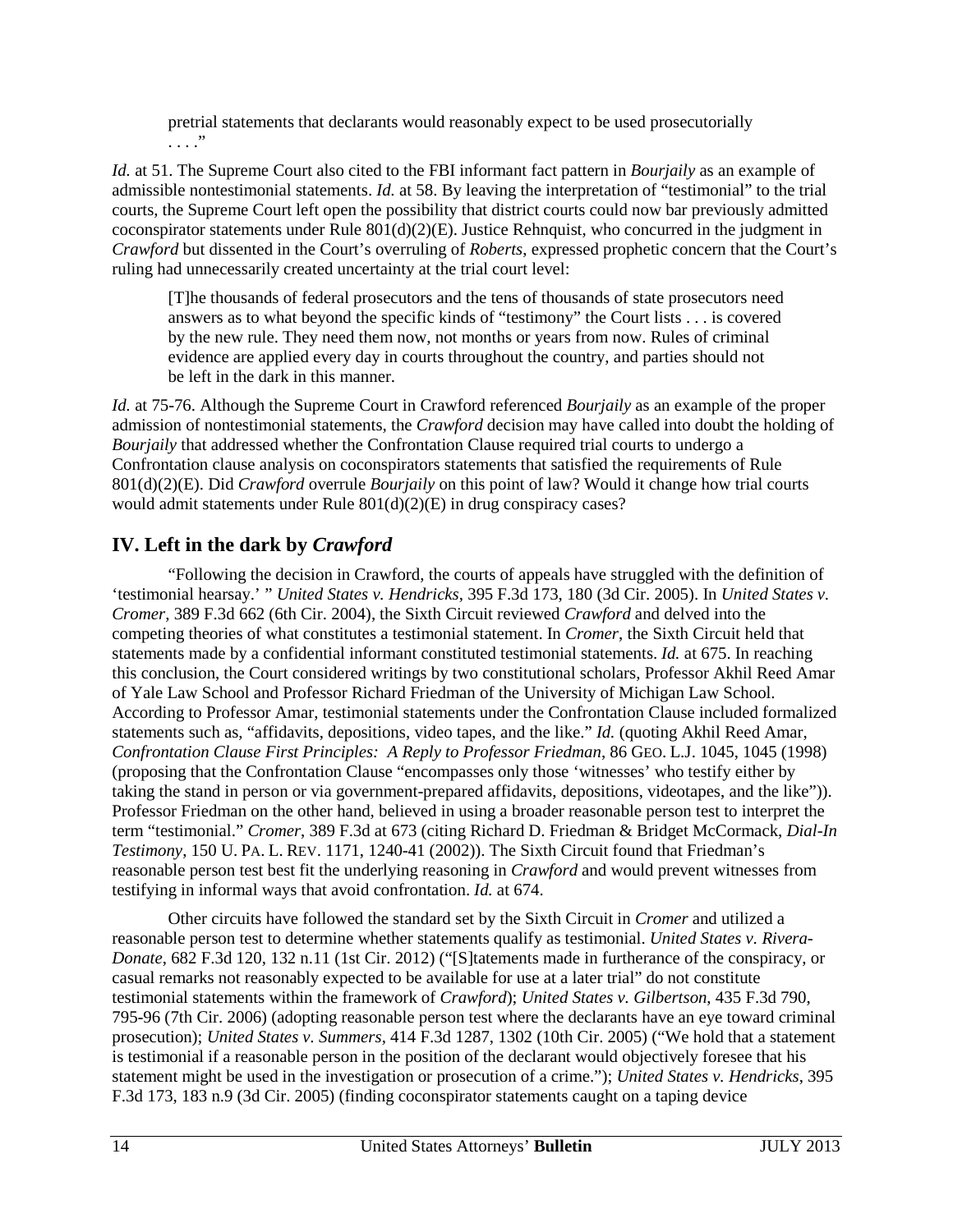pretrial statements that declarants would reasonably expect to be used prosecutorially . . . ."

*Id.* at 51. The Supreme Court also cited to the FBI informant fact pattern in *Bourjaily* as an example of admissible nontestimonial statements. *Id.* at 58. By leaving the interpretation of "testimonial" to the trial courts, the Supreme Court left open the possibility that district courts could now bar previously admitted coconspirator statements under Rule 801(d)(2)(E). Justice Rehnquist, who concurred in the judgment in *Crawford* but dissented in the Court's overruling of *Roberts*, expressed prophetic concern that the Court's ruling had unnecessarily created uncertainty at the trial court level:

> [T]he thousands of federal prosecutors and the tens of thousands of state prosecutors need answers as to what beyond the specific kinds of "testimony" the Court lists . . . is covered by the new rule. They need them now, not months or years from now. Rules of criminal evidence are applied every day in courts throughout the country, and parties should not be left in the dark in this manner.

*Id.* at 75-76. Although the Supreme Court in Crawford referenced *Bourjaily* as an example of the proper admission of nontestimonial statements, the *Crawford* decision may have called into doubt the holding of *Bourjaily* that addressed whether the Confrontation Clause required trial courts to undergo a Confrontation clause analysis on coconspirators statements that satisfied the requirements of Rule 801(d)(2)(E). Did *Crawford* overrule *Bourjaily* on this point of law? Would it change how trial courts would admit statements under Rule 801(d)(2)(E) in drug conspiracy cases?

## IV. Left in the dark by *Crawford*

"Following the decision in Crawford, the courts of appeals have struggled with the definition of 'testimonial hearsay.' " *United States v. Hendricks*, 395 F.3d 173, 180 (3d Cir. 2005). In *United States v. Cromer*, 389 F.3d 662 (6th Cir. 2004), the Sixth Circuit reviewed *Crawford* and delved into the competing theories of what constitutes a testimonial statement. In *Cromer*, the Sixth Circuit held that statements made by a confidential informant constituted testimonial statements. *Id.* at 675. In reaching this conclusion, the Court considered writings by two constitutional scholars, Professor Akhil Reed Amar of Yale Law School and Professor Richard Friedman of the University of Michigan Law School. According to Professor Amar, testimonial statements under the Confrontation Clause included formalized statements such as, "affidavits, depositions, video tapes, and the like." *Id.* (quoting Akhil Reed Amar, *Confrontation Clause First Principles: A Reply to Professor Friedman*, 86 GEO. L.J. 1045, 1045 (1998) (proposing that the Confrontation Clause "encompasses only those 'witnesses' who testify either by taking the stand in person or via government-prepared affidavits, depositions, videotapes, and the like")). Professor Friedman on the other hand, believed in using a broader reasonable person test to interpret the term "testimonial." *Cromer*, 389 F.3d at 673 (citing Richard D. Friedman & Bridget McCormack, *Dial-In Testimony*, 150 U. PA. L. REV. 1171, 1240-41 (2002)). The Sixth Circuit found that Friedman's reasonable person test best fit the underlying reasoning in *Crawford* and would prevent witnesses from testifying in informal ways that avoid confrontation. *Id.* at 674.

Other circuits have followed the standard set by the Sixth Circuit in *Cromer* and utilized a reasonable person test to determine whether statements qualify as testimonial. *United States v. Rivera-Donate*, 682 F.3d 120, 132 n.11 (1st Cir. 2012) ("[S]tatements made in furtherance of the conspiracy, or casual remarks not reasonably expected to be available for use at a later trial" do not constitute testimonial statements within the framework of *Crawford*); *United States v. Gilbertson*, 435 F.3d 790, 795-96 (7th Cir. 2006) (adopting reasonable person test where the declarants have an eye toward criminal prosecution); *United States v. Summers*, 414 F.3d 1287, 1302 (10th Cir. 2005) ("We hold that a statement is testimonial if a reasonable person in the position of the declarant would objectively foresee that his statement might be used in the investigation or prosecution of a crime."); *United States v. Hendricks*, 395 F.3d 173, 183 n.9 (3d Cir. 2005) (finding coconspirator statements caught on a taping device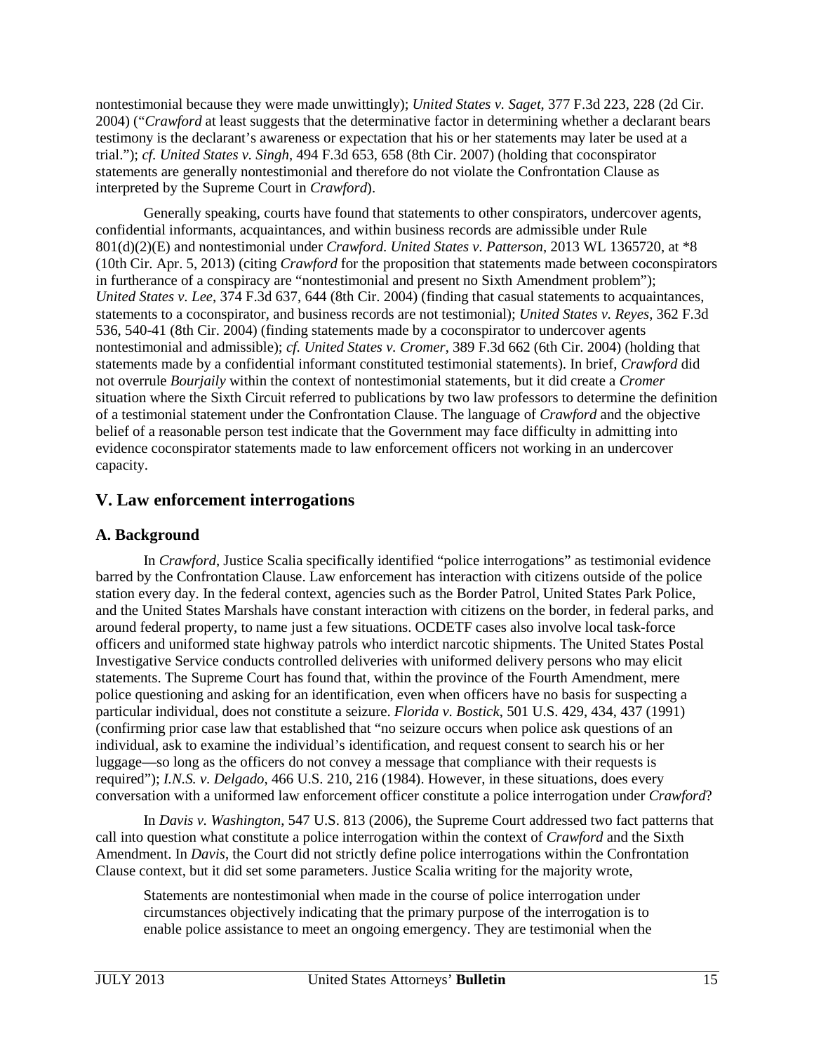nontestimonial because they were made unwittingly); *United States v. Saget*, 377 F.3d 223, 228 (2d Cir. 2004) ("*Crawford* at least suggests that the determinative factor in determining whether a declarant bears testimony is the declarant's awareness or expectation that his or her statements may later be used at a trial."); *cf. United States v. Singh*, 494 F.3d 653, 658 (8th Cir. 2007) (holding that coconspirator statements are generally nontestimonial and therefore do not violate the Confrontation Clause as interpreted by the Supreme Court in *Crawford*).

Generally speaking, courts have found that statements to other conspirators, undercover agents, confidential informants, acquaintances, and within business records are admissible under Rule 801(d)(2)(E) and nontestimonial under *Crawford*. *United States v. Patterson*, 2013 WL 1365720, at *8 (10th Cir. Apr. 5, 2013) (citing *Crawford* for the proposition that statements made between coconspirators in furtherance of a conspiracy are "nontestimonial and present no Sixth Amendment problem"); *United States v. Lee*, 374 F.3d 637, 644 (8th Cir. 2004) (finding that casual statements to acquaintances, statements to a coconspirator, and business records are not testimonial); *United States v. Reyes*, 362 F.3d 536, 540-41 (8th Cir. 2004) (finding statements made by a coconspirator to undercover agents nontestimonial and admissible); *cf. United States v. Cromer*, 389 F.3d 662 (6th Cir. 2004) (holding that statements made by a confidential informant constituted testimonial statements). In brief, *Crawford* did not overrule *Bourjaily* within the context of nontestimonial statements, but it did create a *Cromer* situation where the Sixth Circuit referred to publications by two law professors to determine the definition of a testimonial statement under the Confrontation Clause. The language of *Crawford* and the objective belief of a reasonable person test indicate that the Government may face difficulty in admitting into evidence coconspirator statements made to law enforcement officers not working in an undercover capacity.

## V. Law enforcement interrogations

### A. Background

In *Crawford*, Justice Scalia specifically identified "police interrogations" as testimonial evidence barred by the Confrontation Clause. Law enforcement has interaction with citizens outside of the police station every day. In the federal context, agencies such as the Border Patrol, United States Park Police, and the United States Marshals have constant interaction with citizens on the border, in federal parks, and around federal property, to name just a few situations. OCDETF cases also involve local task-force officers and uniformed state highway patrols who interdict narcotic shipments. The United States Postal Investigative Service conducts controlled deliveries with uniformed delivery persons who may elicit statements. The Supreme Court has found that, within the province of the Fourth Amendment, mere police questioning and asking for an identification, even when officers have no basis for suspecting a particular individual, does not constitute a seizure. *Florida v. Bostick*, 501 U.S. 429, 434, 437 (1991) (confirming prior case law that established that "no seizure occurs when police ask questions of an individual, ask to examine the individual's identification, and request consent to search his or her luggage—so long as the officers do not convey a message that compliance with their requests is required"); *I.N.S. v. Delgado*, 466 U.S. 210, 216 (1984). However, in these situations, does every conversation with a uniformed law enforcement officer constitute a police interrogation under *Crawford*?

In *Davis v. Washington*, 547 U.S. 813 (2006), the Supreme Court addressed two fact patterns that call into question what constitute a police interrogation within the context of *Crawford* and the Sixth Amendment. In *Davis*, the Court did not strictly define police interrogations within the Confrontation Clause context, but it did set some parameters. Justice Scalia writing for the majority wrote,

> Statements are nontestimonial when made in the course of police interrogation under circumstances objectively indicating that the primary purpose of the interrogation is to enable police assistance to meet an ongoing emergency. They are testimonial when the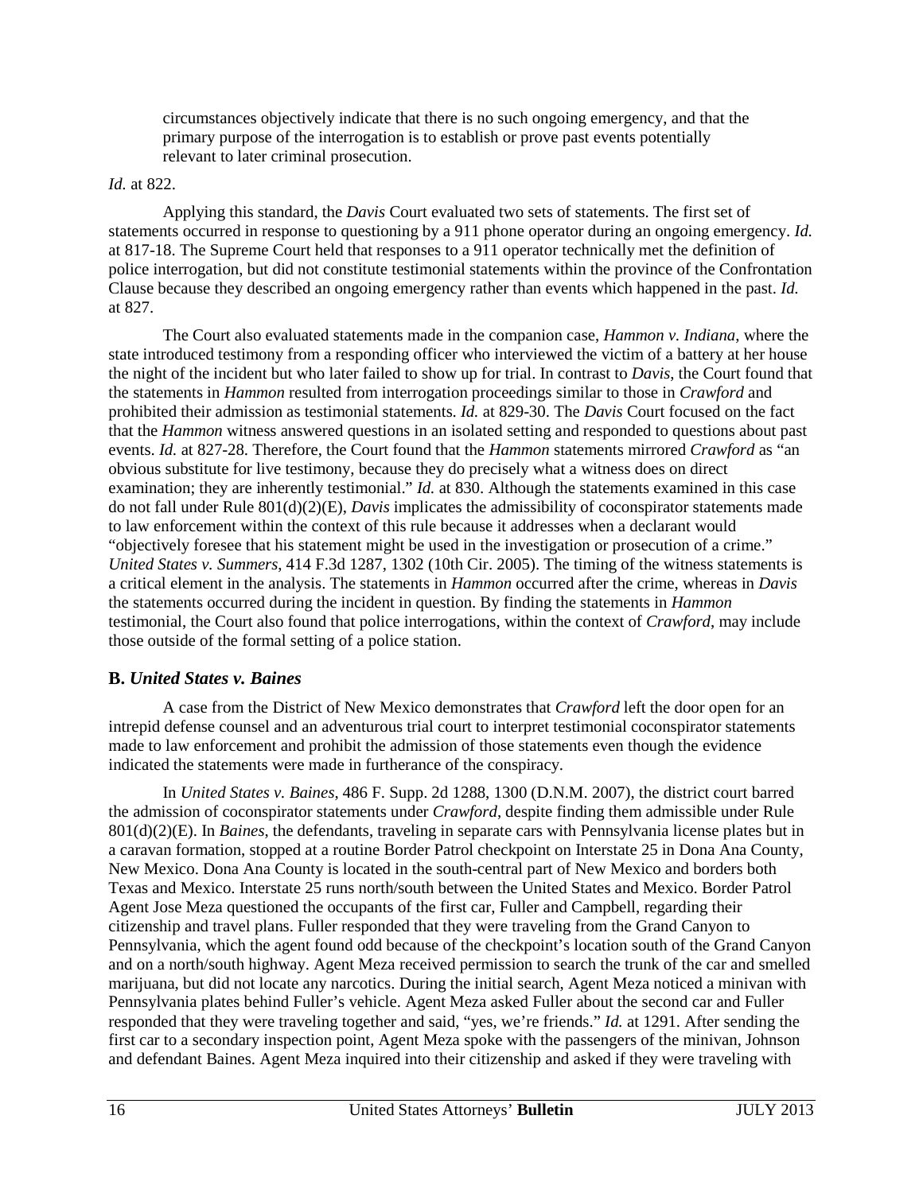> circumstances objectively indicate that there is no such ongoing emergency, and that the primary purpose of the interrogation is to establish or prove past events potentially relevant to later criminal prosecution.

*Id.* at 822.

Applying this standard, the *Davis* Court evaluated two sets of statements. The first set of statements occurred in response to questioning by a 911 phone operator during an ongoing emergency. *Id.* at 817-18. The Supreme Court held that responses to a 911 operator technically met the definition of police interrogation, but did not constitute testimonial statements within the province of the Confrontation Clause because they described an ongoing emergency rather than events which happened in the past. *Id.* at 827.

The Court also evaluated statements made in the companion case, *Hammon v. Indiana*, where the state introduced testimony from a responding officer who interviewed the victim of a battery at her house the night of the incident but who later failed to show up for trial. In contrast to *Davis*, the Court found that the statements in *Hammon* resulted from interrogation proceedings similar to those in *Crawford* and prohibited their admission as testimonial statements. *Id.* at 829-30. The *Davis* Court focused on the fact that the *Hammon* witness answered questions in an isolated setting and responded to questions about past events. *Id.* at 827-28. Therefore, the Court found that the *Hammon* statements mirrored *Crawford* as "an obvious substitute for live testimony, because they do precisely what a witness does on direct examination; they are inherently testimonial." *Id.* at 830. Although the statements examined in this case do not fall under Rule 801(d)(2)(E), *Davis* implicates the admissibility of coconspirator statements made to law enforcement within the context of this rule because it addresses when a declarant would "objectively foresee that his statement might be used in the investigation or prosecution of a crime." *United States v. Summers*, 414 F.3d 1287, 1302 (10th Cir. 2005). The timing of the witness statements is a critical element in the analysis. The statements in *Hammon* occurred after the crime, whereas in *Davis* the statements occurred during the incident in question. By finding the statements in *Hammon* testimonial, the Court also found that police interrogations, within the context of *Crawford*, may include those outside of the formal setting of a police station.

## B. *United States v. Baines*

A case from the District of New Mexico demonstrates that *Crawford* left the door open for an intrepid defense counsel and an adventurous trial court to interpret testimonial coconspirator statements made to law enforcement and prohibit the admission of those statements even though the evidence indicated the statements were made in furtherance of the conspiracy.

In *United States v. Baines*, 486 F. Supp. 2d 1288, 1300 (D.N.M. 2007), the district court barred the admission of coconspirator statements under *Crawford*, despite finding them admissible under Rule 801(d)(2)(E). In *Baines*, the defendants, traveling in separate cars with Pennsylvania license plates but in a caravan formation, stopped at a routine Border Patrol checkpoint on Interstate 25 in Dona Ana County, New Mexico. Dona Ana County is located in the south-central part of New Mexico and borders both Texas and Mexico. Interstate 25 runs north/south between the United States and Mexico. Border Patrol Agent Jose Meza questioned the occupants of the first car, Fuller and Campbell, regarding their citizenship and travel plans. Fuller responded that they were traveling from the Grand Canyon to Pennsylvania, which the agent found odd because of the checkpoint's location south of the Grand Canyon and on a north/south highway. Agent Meza received permission to search the trunk of the car and smelled marijuana, but did not locate any narcotics. During the initial search, Agent Meza noticed a minivan with Pennsylvania plates behind Fuller's vehicle. Agent Meza asked Fuller about the second car and Fuller responded that they were traveling together and said, "yes, we're friends." *Id.* at 1291. After sending the first car to a secondary inspection point, Agent Meza spoke with the passengers of the minivan, Johnson and defendant Baines. Agent Meza inquired into their citizenship and asked if they were traveling with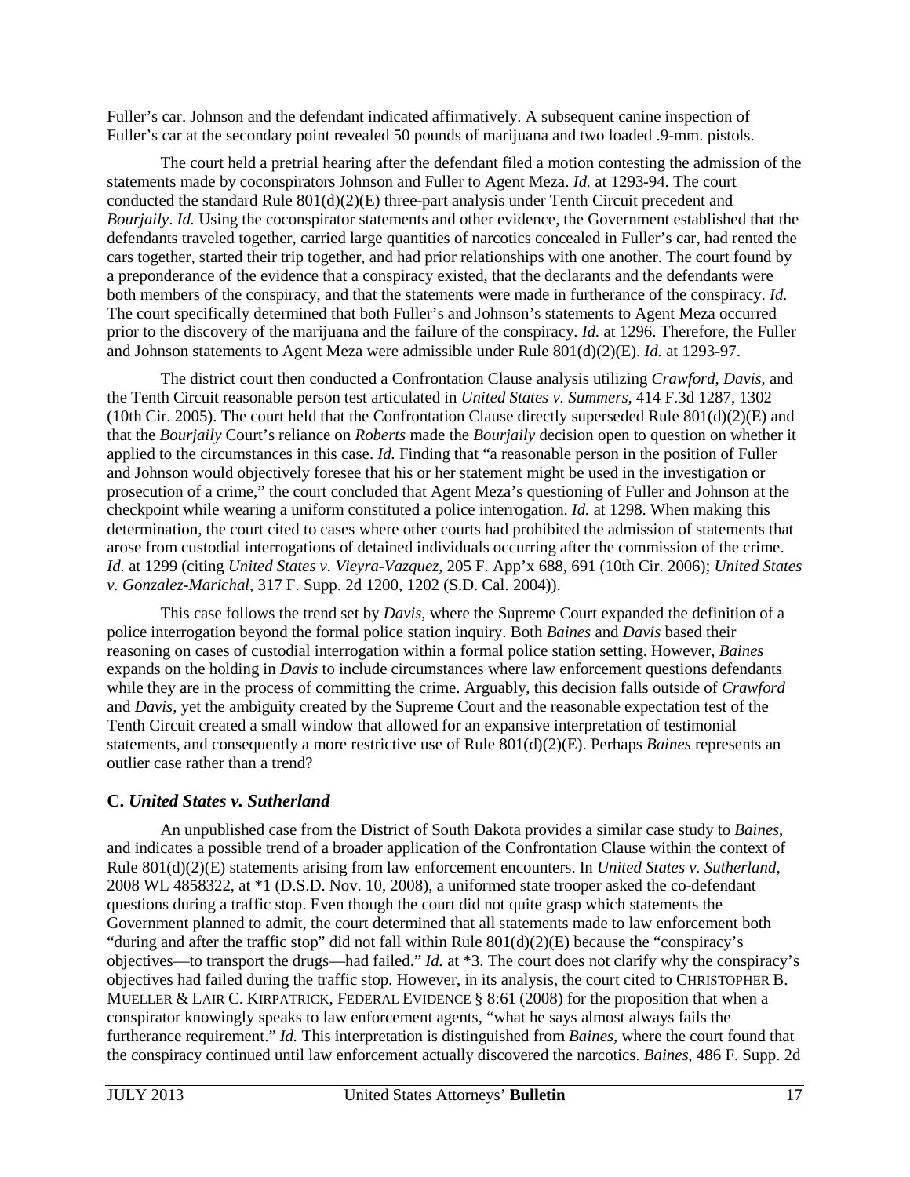Fuller's car. Johnson and the defendant indicated affirmatively. A subsequent canine inspection of Fuller's car at the secondary point revealed 50 pounds of marijuana and two loaded .9-mm. pistols.

The court held a pretrial hearing after the defendant filed a motion contesting the admission of the statements made by coconspirators Johnson and Fuller to Agent Meza. *Id.* at 1293-94. The court conducted the standard Rule 801(d)(2)(E) three-part analysis under Tenth Circuit precedent and *Bourjaily*. *Id.* Using the coconspirator statements and other evidence, the Government established that the defendants traveled together, carried large quantities of narcotics concealed in Fuller's car, had rented the cars together, started their trip together, and had prior relationships with one another. The court found by a preponderance of the evidence that a conspiracy existed, that the declarants and the defendants were both members of the conspiracy, and that the statements were made in furtherance of the conspiracy. *Id.* The court specifically determined that both Fuller's and Johnson's statements to Agent Meza occurred prior to the discovery of the marijuana and the failure of the conspiracy. *Id.* at 1296. Therefore, the Fuller and Johnson statements to Agent Meza were admissible under Rule 801(d)(2)(E). *Id.* at 1293-97.

The district court then conducted a Confrontation Clause analysis utilizing *Crawford*, *Davis*, and the Tenth Circuit reasonable person test articulated in *United States v. Summers*, 414 F.3d 1287, 1302 (10th Cir. 2005). The court held that the Confrontation Clause directly superseded Rule 801(d)(2)(E) and that the *Bourjaily* Court's reliance on *Roberts* made the *Bourjaily* decision open to question on whether it applied to the circumstances in this case. *Id.* Finding that "a reasonable person in the position of Fuller and Johnson would objectively foresee that his or her statement might be used in the investigation or prosecution of a crime," the court concluded that Agent Meza's questioning of Fuller and Johnson at the checkpoint while wearing a uniform constituted a police interrogation. *Id.* at 1298. When making this determination, the court cited to cases where other courts had prohibited the admission of statements that arose from custodial interrogations of detained individuals occurring after the commission of the crime. *Id.* at 1299 (citing *United States v. Vieyra-Vazquez*, 205 F. App'x 688, 691 (10th Cir. 2006); *United States v. Gonzalez-Marichal*, 317 F. Supp. 2d 1200, 1202 (S.D. Cal. 2004)).

This case follows the trend set by *Davis*, where the Supreme Court expanded the definition of a police interrogation beyond the formal police station inquiry. Both *Baines* and *Davis* based their reasoning on cases of custodial interrogation within a formal police station setting. However, *Baines* expands on the holding in *Davis* to include circumstances where law enforcement questions defendants while they are in the process of committing the crime. Arguably, this decision falls outside of *Crawford* and *Davis*, yet the ambiguity created by the Supreme Court and the reasonable expectation test of the Tenth Circuit created a small window that allowed for an expansive interpretation of testimonial statements, and consequently a more restrictive use of Rule 801(d)(2)(E). Perhaps *Baines* represents an outlier case rather than a trend?

### C. *United States v. Sutherland*

An unpublished case from the District of South Dakota provides a similar case study to *Baines*, and indicates a possible trend of a broader application of the Confrontation Clause within the context of Rule 801(d)(2)(E) statements arising from law enforcement encounters. In *United States v. Sutherland*, 2008 WL 4858322, at *1 (D.S.D. Nov. 10, 2008), a uniformed state trooper asked the co-defendant questions during a traffic stop. Even though the court did not quite grasp which statements the Government planned to admit, the court determined that all statements made to law enforcement both "during and after the traffic stop" did not fall within Rule 801(d)(2)(E) because the "conspiracy's objectives—to transport the drugs—had failed." *Id.* at *3. The court does not clarify why the conspiracy's objectives had failed during the traffic stop. However, in its analysis, the court cited to CHRISTOPHER B. MUELLER & LAIR C. KIRPATRICK, FEDERAL EVIDENCE § 8:61 (2008) for the proposition that when a conspirator knowingly speaks to law enforcement agents, "what he says almost always fails the furtherance requirement." *Id.* This interpretation is distinguished from *Baines*, where the court found that the conspiracy continued until law enforcement actually discovered the narcotics. *Baines*, 486 F. Supp. 2d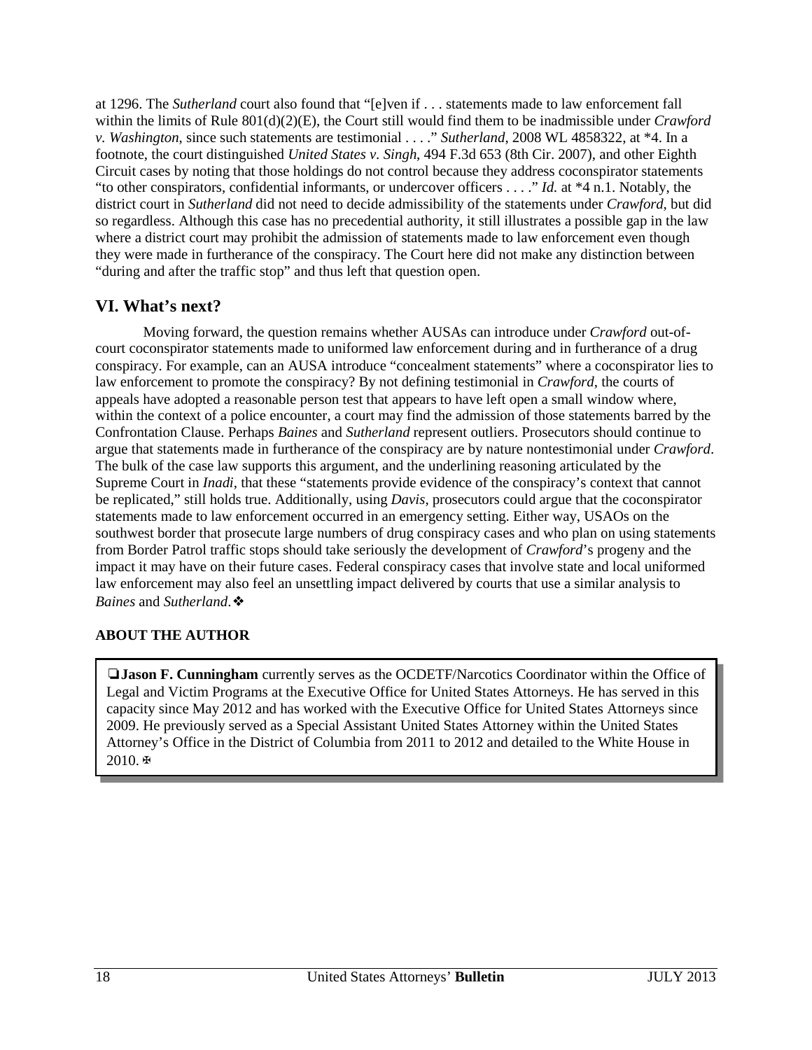at 1296. The *Sutherland* court also found that "[e]ven if . . . statements made to law enforcement fall within the limits of Rule 801(d)(2)(E), the Court still would find them to be inadmissible under *Crawford v. Washington*, since such statements are testimonial . . . ." *Sutherland*, 2008 WL 4858322, at *4. In a footnote, the court distinguished *United States v. Singh*, 494 F.3d 653 (8th Cir. 2007), and other Eighth Circuit cases by noting that those holdings do not control because they address coconspirator statements "to other conspirators, confidential informants, or undercover officers . . . ." *Id.* at *4 n.1. Notably, the district court in *Sutherland* did not need to decide admissibility of the statements under *Crawford*, but did so regardless. Although this case has no precedential authority, it still illustrates a possible gap in the law where a district court may prohibit the admission of statements made to law enforcement even though they were made in furtherance of the conspiracy. The Court here did not make any distinction between "during and after the traffic stop" and thus left that question open.

## VI. What's next?

Moving forward, the question remains whether AUSAs can introduce under *Crawford* out-of-court coconspirator statements made to uniformed law enforcement during and in furtherance of a drug conspiracy. For example, can an AUSA introduce "concealment statements" where a coconspirator lies to law enforcement to promote the conspiracy? By not defining testimonial in *Crawford*, the courts of appeals have adopted a reasonable person test that appears to have left open a small window where, within the context of a police encounter, a court may find the admission of those statements barred by the Confrontation Clause. Perhaps *Baines* and *Sutherland* represent outliers. Prosecutors should continue to argue that statements made in furtherance of the conspiracy are by nature nontestimonial under *Crawford*. The bulk of the case law supports this argument, and the underlining reasoning articulated by the Supreme Court in *Inadi*, that these "statements provide evidence of the conspiracy's context that cannot be replicated," still holds true. Additionally, using *Davis*, prosecutors could argue that the coconspirator statements made to law enforcement occurred in an emergency setting. Either way, USAOs on the southwest border that prosecute large numbers of drug conspiracy cases and who plan on using statements from Border Patrol traffic stops should take seriously the development of *Crawford*'s progeny and the impact it may have on their future cases. Federal conspiracy cases that involve state and local uniformed law enforcement may also feel an unsettling impact delivered by courts that use a similar analysis to *Baines* and *Sutherland*.❖

**ABOUT THE AUTHOR**

❏**Jason F. Cunningham** currently serves as the OCDETF/Narcotics Coordinator within the Office of Legal and Victim Programs at the Executive Office for United States Attorneys. He has served in this capacity since May 2012 and has worked with the Executive Office for United States Attorneys since 2009. He previously served as a Special Assistant United States Attorney within the United States Attorney's Office in the District of Columbia from 2011 to 2012 and detailed to the White House in 2010.✠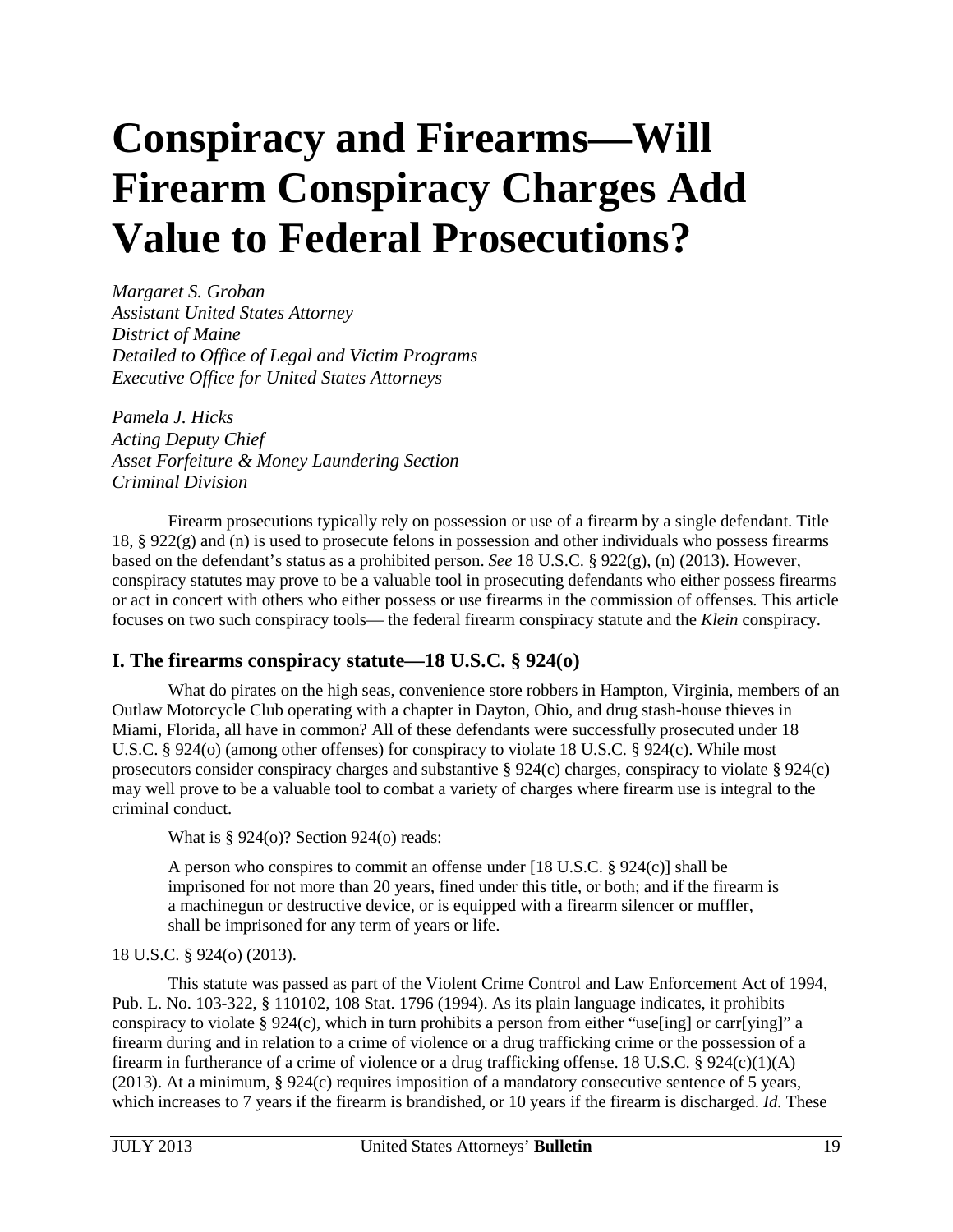# Conspiracy and Firearms—Will Firearm Conspiracy Charges Add Value to Federal Prosecutions?

*Margaret S. Groban*
*Assistant United States Attorney*
*District of Maine*
*Detailed to Office of Legal and Victim Programs*
*Executive Office for United States Attorneys*

*Pamela J. Hicks*
*Acting Deputy Chief*
*Asset Forfeiture & Money Laundering Section*
*Criminal Division*

Firearm prosecutions typically rely on possession or use of a firearm by a single defendant. Title 18, § 922(g) and (n) is used to prosecute felons in possession and other individuals who possess firearms based on the defendant's status as a prohibited person. *See* 18 U.S.C. § 922(g), (n) (2013). However, conspiracy statutes may prove to be a valuable tool in prosecuting defendants who either possess firearms or act in concert with others who either possess or use firearms in the commission of offenses. This article focuses on two such conspiracy tools— the federal firearm conspiracy statute and the *Klein* conspiracy.

## I. The firearms conspiracy statute—18 U.S.C. § 924(o)

What do pirates on the high seas, convenience store robbers in Hampton, Virginia, members of an Outlaw Motorcycle Club operating with a chapter in Dayton, Ohio, and drug stash-house thieves in Miami, Florida, all have in common? All of these defendants were successfully prosecuted under 18 U.S.C. § 924(o) (among other offenses) for conspiracy to violate 18 U.S.C. § 924(c). While most prosecutors consider conspiracy charges and substantive § 924(c) charges, conspiracy to violate § 924(c) may well prove to be a valuable tool to combat a variety of charges where firearm use is integral to the criminal conduct.

What is § 924(o)? Section 924(o) reads:

> A person who conspires to commit an offense under [18 U.S.C. § 924(c)] shall be imprisoned for not more than 20 years, fined under this title, or both; and if the firearm is a machinegun or destructive device, or is equipped with a firearm silencer or muffler, shall be imprisoned for any term of years or life.

18 U.S.C. § 924(o) (2013).

This statute was passed as part of the Violent Crime Control and Law Enforcement Act of 1994, Pub. L. No. 103-322, § 110102, 108 Stat. 1796 (1994). As its plain language indicates, it prohibits conspiracy to violate § 924(c), which in turn prohibits a person from either "use[ing] or carr[ying]" a firearm during and in relation to a crime of violence or a drug trafficking crime or the possession of a firearm in furtherance of a crime of violence or a drug trafficking offense. 18 U.S.C. § 924(c)(1)(A) (2013). At a minimum, § 924(c) requires imposition of a mandatory consecutive sentence of 5 years, which increases to 7 years if the firearm is brandished, or 10 years if the firearm is discharged. *Id.* These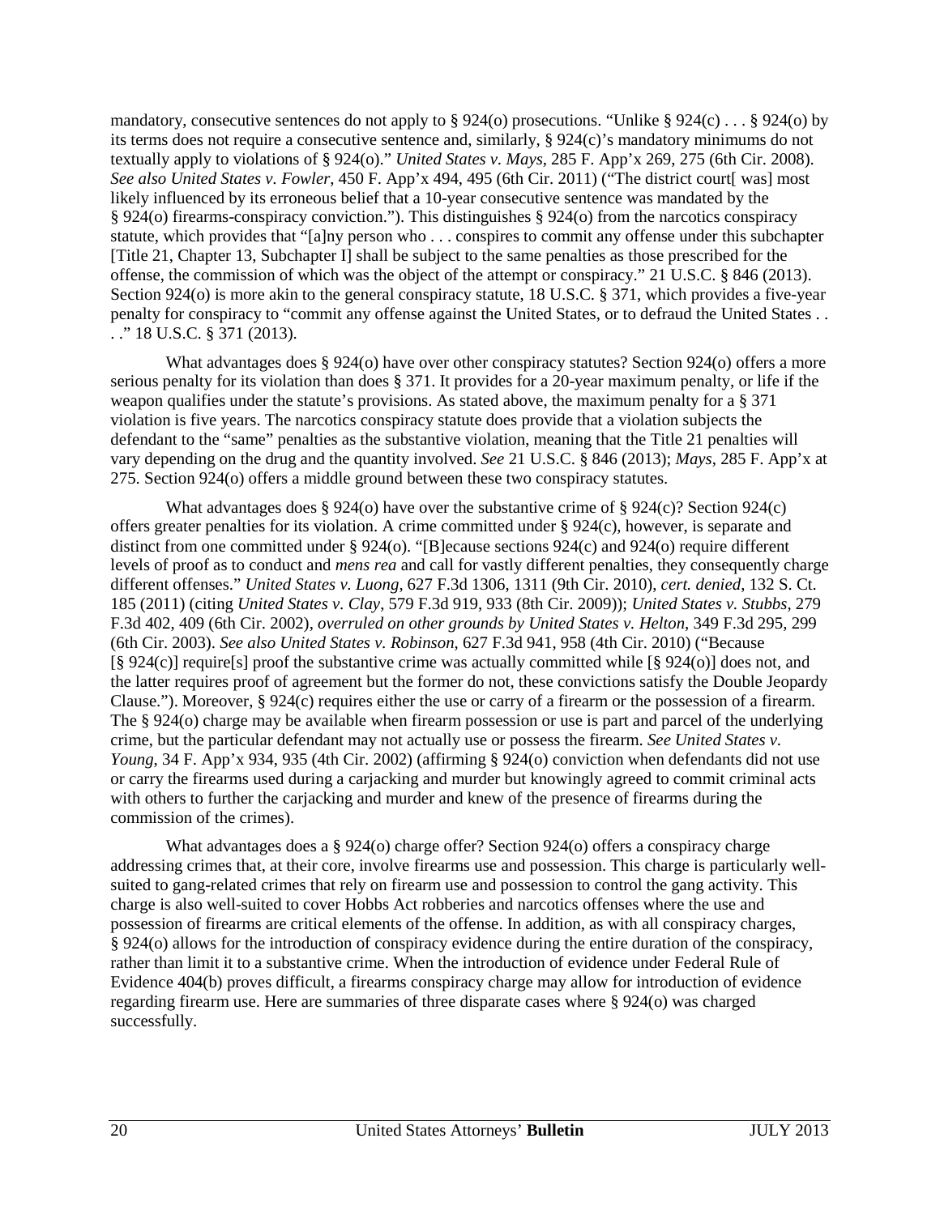mandatory, consecutive sentences do not apply to § 924(o) prosecutions. "Unlike § 924(c) . . . § 924(o) by its terms does not require a consecutive sentence and, similarly, § 924(c)'s mandatory minimums do not textually apply to violations of § 924(o)." *United States v. Mays*, 285 F. App'x 269, 275 (6th Cir. 2008). *See also United States v. Fowler*, 450 F. App'x 494, 495 (6th Cir. 2011) ("The district court[ was] most likely influenced by its erroneous belief that a 10-year consecutive sentence was mandated by the § 924(o) firearms-conspiracy conviction."). This distinguishes § 924(o) from the narcotics conspiracy statute, which provides that "[a]ny person who . . . conspires to commit any offense under this subchapter [Title 21, Chapter 13, Subchapter I] shall be subject to the same penalties as those prescribed for the offense, the commission of which was the object of the attempt or conspiracy." 21 U.S.C. § 846 (2013). Section 924(o) is more akin to the general conspiracy statute, 18 U.S.C. § 371, which provides a five-year penalty for conspiracy to "commit any offense against the United States, or to defraud the United States . . . ." 18 U.S.C. § 371 (2013).

What advantages does § 924(o) have over other conspiracy statutes? Section 924(o) offers a more serious penalty for its violation than does § 371. It provides for a 20-year maximum penalty, or life if the weapon qualifies under the statute's provisions. As stated above, the maximum penalty for a § 371 violation is five years. The narcotics conspiracy statute does provide that a violation subjects the defendant to the "same" penalties as the substantive violation, meaning that the Title 21 penalties will vary depending on the drug and the quantity involved. *See* 21 U.S.C. § 846 (2013); *Mays*, 285 F. App'x at 275. Section 924(o) offers a middle ground between these two conspiracy statutes.

What advantages does § 924(o) have over the substantive crime of § 924(c)? Section 924(c) offers greater penalties for its violation. A crime committed under § 924(c), however, is separate and distinct from one committed under § 924(o). "[B]ecause sections 924(c) and 924(o) require different levels of proof as to conduct and *mens rea* and call for vastly different penalties, they consequently charge different offenses." *United States v. Luong*, 627 F.3d 1306, 1311 (9th Cir. 2010), *cert. denied*, 132 S. Ct. 185 (2011) (citing *United States v. Clay*, 579 F.3d 919, 933 (8th Cir. 2009)); *United States v. Stubbs*, 279 F.3d 402, 409 (6th Cir. 2002), *overruled on other grounds by United States v. Helton*, 349 F.3d 295, 299 (6th Cir. 2003). *See also United States v. Robinson*, 627 F.3d 941, 958 (4th Cir. 2010) ("Because [§ 924(c)] require[s] proof the substantive crime was actually committed while [§ 924(o)] does not, and the latter requires proof of agreement but the former do not, these convictions satisfy the Double Jeopardy Clause."). Moreover, § 924(c) requires either the use or carry of a firearm or the possession of a firearm. The § 924(o) charge may be available when firearm possession or use is part and parcel of the underlying crime, but the particular defendant may not actually use or possess the firearm. *See United States v. Young*, 34 F. App'x 934, 935 (4th Cir. 2002) (affirming § 924(o) conviction when defendants did not use or carry the firearms used during a carjacking and murder but knowingly agreed to commit criminal acts with others to further the carjacking and murder and knew of the presence of firearms during the commission of the crimes).

What advantages does a § 924(o) charge offer? Section 924(o) offers a conspiracy charge addressing crimes that, at their core, involve firearms use and possession. This charge is particularly well-suited to gang-related crimes that rely on firearm use and possession to control the gang activity. This charge is also well-suited to cover Hobbs Act robberies and narcotics offenses where the use and possession of firearms are critical elements of the offense. In addition, as with all conspiracy charges, § 924(o) allows for the introduction of conspiracy evidence during the entire duration of the conspiracy, rather than limit it to a substantive crime. When the introduction of evidence under Federal Rule of Evidence 404(b) proves difficult, a firearms conspiracy charge may allow for introduction of evidence regarding firearm use. Here are summaries of three disparate cases where § 924(o) was charged successfully.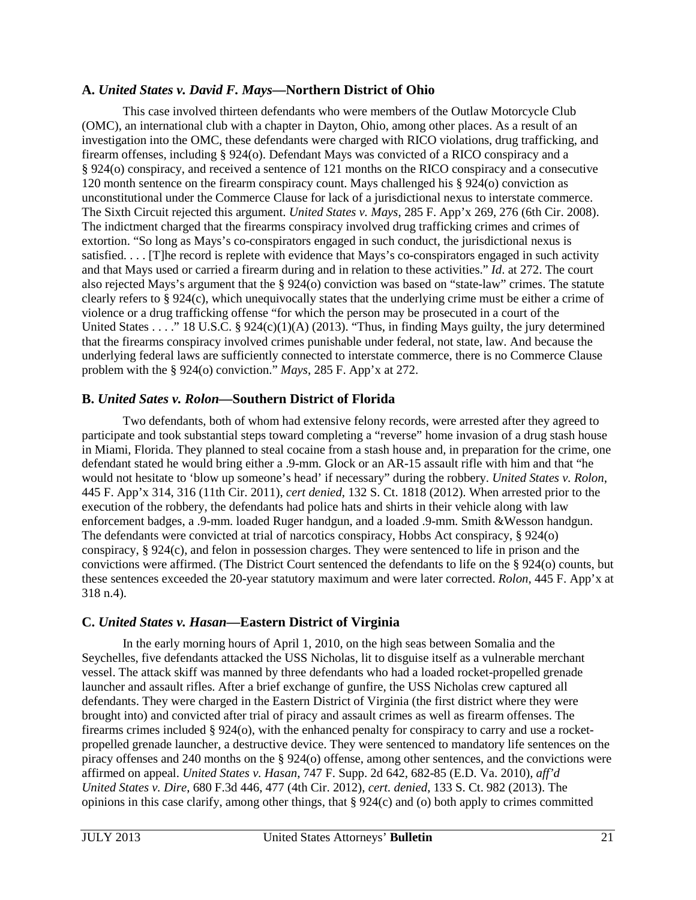### A. *United States v. David F. Mays*—Northern District of Ohio

This case involved thirteen defendants who were members of the Outlaw Motorcycle Club (OMC), an international club with a chapter in Dayton, Ohio, among other places. As a result of an investigation into the OMC, these defendants were charged with RICO violations, drug trafficking, and firearm offenses, including § 924(o). Defendant Mays was convicted of a RICO conspiracy and a § 924(o) conspiracy, and received a sentence of 121 months on the RICO conspiracy and a consecutive 120 month sentence on the firearm conspiracy count. Mays challenged his § 924(o) conviction as unconstitutional under the Commerce Clause for lack of a jurisdictional nexus to interstate commerce. The Sixth Circuit rejected this argument. *United States v. Mays*, 285 F. App'x 269, 276 (6th Cir. 2008). The indictment charged that the firearms conspiracy involved drug trafficking crimes and crimes of extortion. "So long as Mays's co-conspirators engaged in such conduct, the jurisdictional nexus is satisfied. . . . [T]he record is replete with evidence that Mays's co-conspirators engaged in such activity and that Mays used or carried a firearm during and in relation to these activities." *Id*. at 272. The court also rejected Mays's argument that the § 924(o) conviction was based on "state-law" crimes. The statute clearly refers to § 924(c), which unequivocally states that the underlying crime must be either a crime of violence or a drug trafficking offense "for which the person may be prosecuted in a court of the United States . . . ." 18 U.S.C. § 924(c)(1)(A) (2013). "Thus, in finding Mays guilty, the jury determined that the firearms conspiracy involved crimes punishable under federal, not state, law. And because the underlying federal laws are sufficiently connected to interstate commerce, there is no Commerce Clause problem with the § 924(o) conviction." *Mays*, 285 F. App'x at 272.

### B. *United Sates v. Rolon*—Southern District of Florida

Two defendants, both of whom had extensive felony records, were arrested after they agreed to participate and took substantial steps toward completing a "reverse" home invasion of a drug stash house in Miami, Florida. They planned to steal cocaine from a stash house and, in preparation for the crime, one defendant stated he would bring either a .9-mm. Glock or an AR-15 assault rifle with him and that "he would not hesitate to 'blow up someone's head' if necessary" during the robbery. *United States v. Rolon*, 445 F. App'x 314, 316 (11th Cir. 2011), *cert denied*, 132 S. Ct. 1818 (2012). When arrested prior to the execution of the robbery, the defendants had police hats and shirts in their vehicle along with law enforcement badges, a .9-mm. loaded Ruger handgun, and a loaded .9-mm. Smith &Wesson handgun. The defendants were convicted at trial of narcotics conspiracy, Hobbs Act conspiracy, § 924(o) conspiracy, § 924(c), and felon in possession charges. They were sentenced to life in prison and the convictions were affirmed. (The District Court sentenced the defendants to life on the § 924(o) counts, but these sentences exceeded the 20-year statutory maximum and were later corrected. *Rolon*, 445 F. App'x at 318 n.4).

### C. *United States v. Hasan*—Eastern District of Virginia

In the early morning hours of April 1, 2010, on the high seas between Somalia and the Seychelles, five defendants attacked the USS Nicholas, lit to disguise itself as a vulnerable merchant vessel. The attack skiff was manned by three defendants who had a loaded rocket-propelled grenade launcher and assault rifles. After a brief exchange of gunfire, the USS Nicholas crew captured all defendants. They were charged in the Eastern District of Virginia (the first district where they were brought into) and convicted after trial of piracy and assault crimes as well as firearm offenses. The firearms crimes included § 924(o), with the enhanced penalty for conspiracy to carry and use a rocket-propelled grenade launcher, a destructive device. They were sentenced to mandatory life sentences on the piracy offenses and 240 months on the § 924(o) offense, among other sentences, and the convictions were affirmed on appeal. *United States v. Hasan*, 747 F. Supp. 2d 642, 682-85 (E.D. Va. 2010), *aff'd United States v. Dire*, 680 F.3d 446, 477 (4th Cir. 2012), *cert. denied*, 133 S. Ct. 982 (2013). The opinions in this case clarify, among other things, that § 924(c) and (o) both apply to crimes committed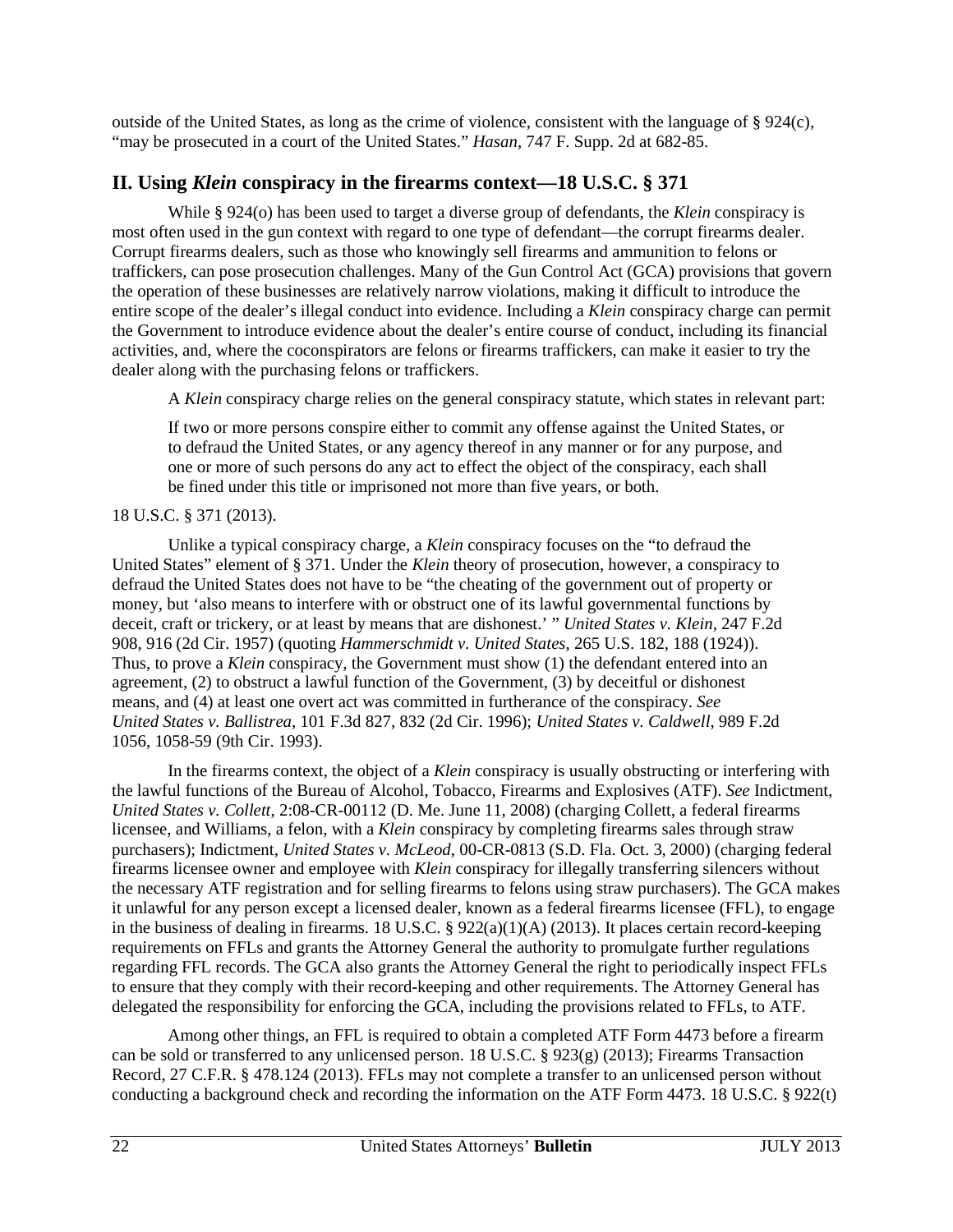outside of the United States, as long as the crime of violence, consistent with the language of § 924(c), "may be prosecuted in a court of the United States." *Hasan*, 747 F. Supp. 2d at 682-85.

## II. Using *Klein* conspiracy in the firearms context—18 U.S.C. § 371

While § 924(o) has been used to target a diverse group of defendants, the *Klein* conspiracy is most often used in the gun context with regard to one type of defendant—the corrupt firearms dealer. Corrupt firearms dealers, such as those who knowingly sell firearms and ammunition to felons or traffickers, can pose prosecution challenges. Many of the Gun Control Act (GCA) provisions that govern the operation of these businesses are relatively narrow violations, making it difficult to introduce the entire scope of the dealer's illegal conduct into evidence. Including a *Klein* conspiracy charge can permit the Government to introduce evidence about the dealer's entire course of conduct, including its financial activities, and, where the coconspirators are felons or firearms traffickers, can make it easier to try the dealer along with the purchasing felons or traffickers.

A *Klein* conspiracy charge relies on the general conspiracy statute, which states in relevant part:

> If two or more persons conspire either to commit any offense against the United States, or to defraud the United States, or any agency thereof in any manner or for any purpose, and one or more of such persons do any act to effect the object of the conspiracy, each shall be fined under this title or imprisoned not more than five years, or both.

18 U.S.C. § 371 (2013).

Unlike a typical conspiracy charge, a *Klein* conspiracy focuses on the "to defraud the United States" element of § 371. Under the *Klein* theory of prosecution, however, a conspiracy to defraud the United States does not have to be "the cheating of the government out of property or money, but 'also means to interfere with or obstruct one of its lawful governmental functions by deceit, craft or trickery, or at least by means that are dishonest.' " *United States v. Klein*, 247 F.2d 908, 916 (2d Cir. 1957) (quoting *Hammerschmidt v. United States*, 265 U.S. 182, 188 (1924)). Thus, to prove a *Klein* conspiracy, the Government must show (1) the defendant entered into an agreement, (2) to obstruct a lawful function of the Government, (3) by deceitful or dishonest means, and (4) at least one overt act was committed in furtherance of the conspiracy. *See United States v. Ballistrea*, 101 F.3d 827, 832 (2d Cir. 1996); *United States v. Caldwell*, 989 F.2d 1056, 1058-59 (9th Cir. 1993).

In the firearms context, the object of a *Klein* conspiracy is usually obstructing or interfering with the lawful functions of the Bureau of Alcohol, Tobacco, Firearms and Explosives (ATF). *See* Indictment, *United States v. Collett*, 2:08-CR-00112 (D. Me. June 11, 2008) (charging Collett, a federal firearms licensee, and Williams, a felon, with a *Klein* conspiracy by completing firearms sales through straw purchasers); Indictment, *United States v. McLeod*, 00-CR-0813 (S.D. Fla. Oct. 3, 2000) (charging federal firearms licensee owner and employee with *Klein* conspiracy for illegally transferring silencers without the necessary ATF registration and for selling firearms to felons using straw purchasers). The GCA makes it unlawful for any person except a licensed dealer, known as a federal firearms licensee (FFL), to engage in the business of dealing in firearms. 18 U.S.C. § 922(a)(1)(A) (2013). It places certain record-keeping requirements on FFLs and grants the Attorney General the authority to promulgate further regulations regarding FFL records. The GCA also grants the Attorney General the right to periodically inspect FFLs to ensure that they comply with their record-keeping and other requirements. The Attorney General has delegated the responsibility for enforcing the GCA, including the provisions related to FFLs, to ATF.

Among other things, an FFL is required to obtain a completed ATF Form 4473 before a firearm can be sold or transferred to any unlicensed person. 18 U.S.C. § 923(g) (2013); Firearms Transaction Record, 27 C.F.R. § 478.124 (2013). FFLs may not complete a transfer to an unlicensed person without conducting a background check and recording the information on the ATF Form 4473. 18 U.S.C. § 922(t)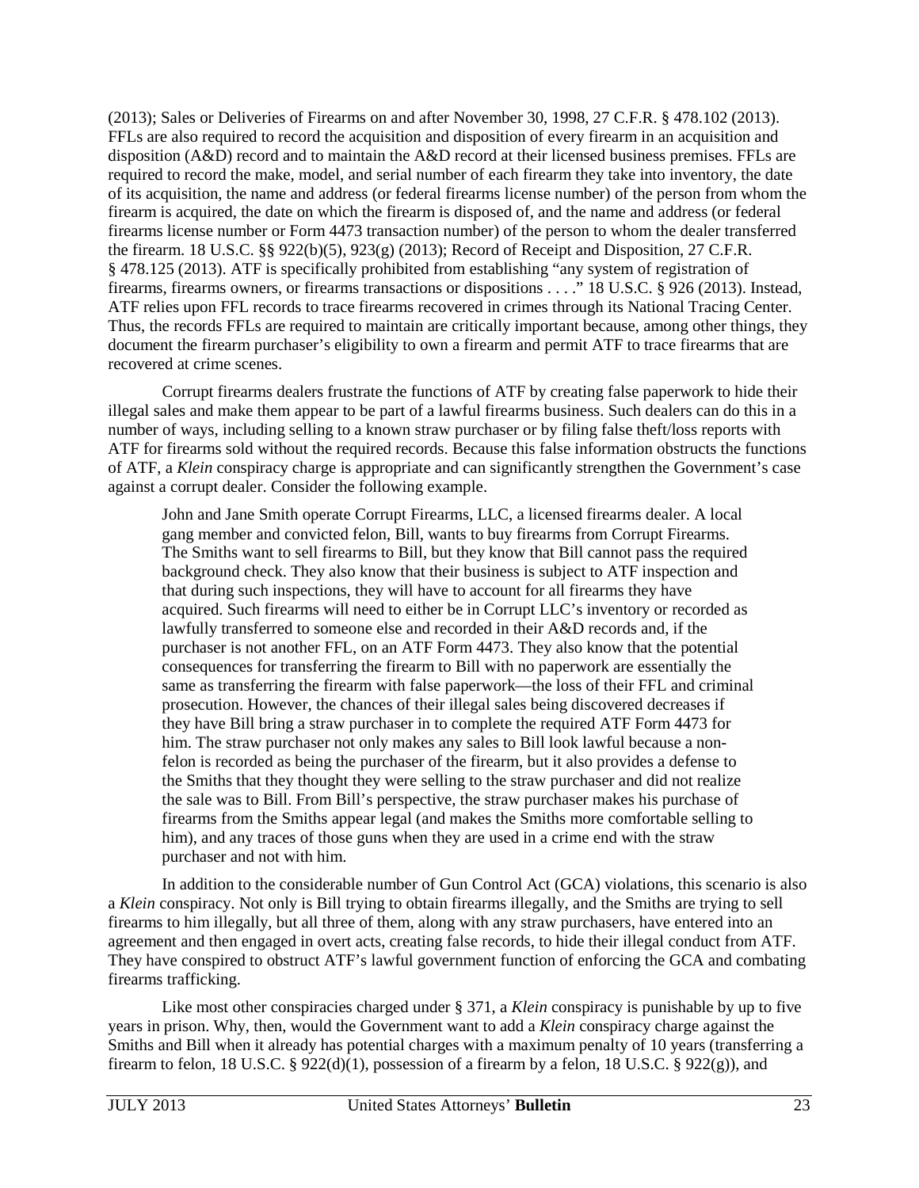(2013); Sales or Deliveries of Firearms on and after November 30, 1998, 27 C.F.R. § 478.102 (2013). FFLs are also required to record the acquisition and disposition of every firearm in an acquisition and disposition (A&D) record and to maintain the A&D record at their licensed business premises. FFLs are required to record the make, model, and serial number of each firearm they take into inventory, the date of its acquisition, the name and address (or federal firearms license number) of the person from whom the firearm is acquired, the date on which the firearm is disposed of, and the name and address (or federal firearms license number or Form 4473 transaction number) of the person to whom the dealer transferred the firearm. 18 U.S.C. §§ 922(b)(5), 923(g) (2013); Record of Receipt and Disposition, 27 C.F.R. § 478.125 (2013). ATF is specifically prohibited from establishing "any system of registration of firearms, firearms owners, or firearms transactions or dispositions . . . ." 18 U.S.C. § 926 (2013). Instead, ATF relies upon FFL records to trace firearms recovered in crimes through its National Tracing Center. Thus, the records FFLs are required to maintain are critically important because, among other things, they document the firearm purchaser's eligibility to own a firearm and permit ATF to trace firearms that are recovered at crime scenes.

Corrupt firearms dealers frustrate the functions of ATF by creating false paperwork to hide their illegal sales and make them appear to be part of a lawful firearms business. Such dealers can do this in a number of ways, including selling to a known straw purchaser or by filing false theft/loss reports with ATF for firearms sold without the required records. Because this false information obstructs the functions of ATF, a *Klein* conspiracy charge is appropriate and can significantly strengthen the Government's case against a corrupt dealer. Consider the following example.

> John and Jane Smith operate Corrupt Firearms, LLC, a licensed firearms dealer. A local gang member and convicted felon, Bill, wants to buy firearms from Corrupt Firearms. The Smiths want to sell firearms to Bill, but they know that Bill cannot pass the required background check. They also know that their business is subject to ATF inspection and that during such inspections, they will have to account for all firearms they have acquired. Such firearms will need to either be in Corrupt LLC's inventory or recorded as lawfully transferred to someone else and recorded in their A&D records and, if the purchaser is not another FFL, on an ATF Form 4473. They also know that the potential consequences for transferring the firearm to Bill with no paperwork are essentially the same as transferring the firearm with false paperwork—the loss of their FFL and criminal prosecution. However, the chances of their illegal sales being discovered decreases if they have Bill bring a straw purchaser in to complete the required ATF Form 4473 for him. The straw purchaser not only makes any sales to Bill look lawful because a non-felon is recorded as being the purchaser of the firearm, but it also provides a defense to the Smiths that they thought they were selling to the straw purchaser and did not realize the sale was to Bill. From Bill's perspective, the straw purchaser makes his purchase of firearms from the Smiths appear legal (and makes the Smiths more comfortable selling to him), and any traces of those guns when they are used in a crime end with the straw purchaser and not with him.

In addition to the considerable number of Gun Control Act (GCA) violations, this scenario is also a *Klein* conspiracy. Not only is Bill trying to obtain firearms illegally, and the Smiths are trying to sell firearms to him illegally, but all three of them, along with any straw purchasers, have entered into an agreement and then engaged in overt acts, creating false records, to hide their illegal conduct from ATF. They have conspired to obstruct ATF's lawful government function of enforcing the GCA and combating firearms trafficking.

Like most other conspiracies charged under § 371, a *Klein* conspiracy is punishable by up to five years in prison. Why, then, would the Government want to add a *Klein* conspiracy charge against the Smiths and Bill when it already has potential charges with a maximum penalty of 10 years (transferring a firearm to felon, 18 U.S.C. § 922(d)(1), possession of a firearm by a felon, 18 U.S.C. § 922(g)), and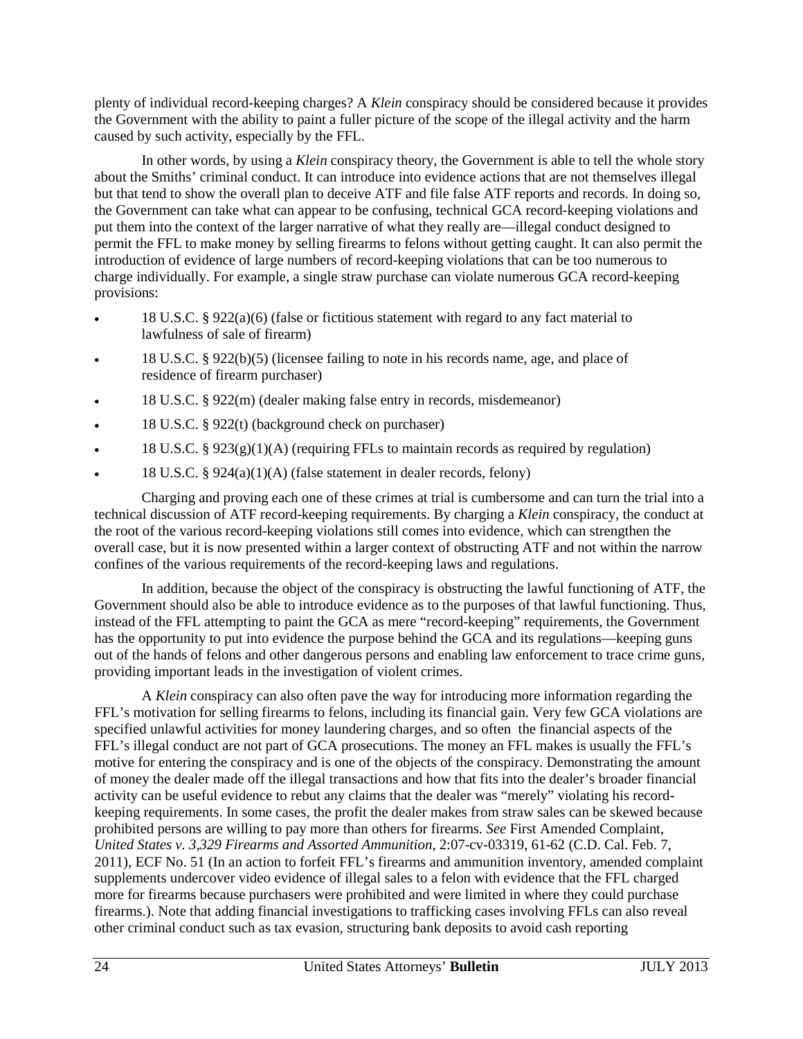plenty of individual record-keeping charges? A *Klein* conspiracy should be considered because it provides the Government with the ability to paint a fuller picture of the scope of the illegal activity and the harm caused by such activity, especially by the FFL.

In other words, by using a *Klein* conspiracy theory, the Government is able to tell the whole story about the Smiths' criminal conduct. It can introduce into evidence actions that are not themselves illegal but that tend to show the overall plan to deceive ATF and file false ATF reports and records. In doing so, the Government can take what can appear to be confusing, technical GCA record-keeping violations and put them into the context of the larger narrative of what they really are—illegal conduct designed to permit the FFL to make money by selling firearms to felons without getting caught. It can also permit the introduction of evidence of large numbers of record-keeping violations that can be too numerous to charge individually. For example, a single straw purchase can violate numerous GCA record-keeping provisions:

- 18 U.S.C. § 922(a)(6) (false or fictitious statement with regard to any fact material to lawfulness of sale of firearm)
- 18 U.S.C. § 922(b)(5) (licensee failing to note in his records name, age, and place of residence of firearm purchaser)
- 18 U.S.C. § 922(m) (dealer making false entry in records, misdemeanor)
- 18 U.S.C. § 922(t) (background check on purchaser)
- 18 U.S.C. § 923(g)(1)(A) (requiring FFLs to maintain records as required by regulation)
- 18 U.S.C. § 924(a)(1)(A) (false statement in dealer records, felony)

Charging and proving each one of these crimes at trial is cumbersome and can turn the trial into a technical discussion of ATF record-keeping requirements. By charging a *Klein* conspiracy, the conduct at the root of the various record-keeping violations still comes into evidence, which can strengthen the overall case, but it is now presented within a larger context of obstructing ATF and not within the narrow confines of the various requirements of the record-keeping laws and regulations.

In addition, because the object of the conspiracy is obstructing the lawful functioning of ATF, the Government should also be able to introduce evidence as to the purposes of that lawful functioning. Thus, instead of the FFL attempting to paint the GCA as mere "record-keeping" requirements, the Government has the opportunity to put into evidence the purpose behind the GCA and its regulations—keeping guns out of the hands of felons and other dangerous persons and enabling law enforcement to trace crime guns, providing important leads in the investigation of violent crimes.

A *Klein* conspiracy can also often pave the way for introducing more information regarding the FFL's motivation for selling firearms to felons, including its financial gain. Very few GCA violations are specified unlawful activities for money laundering charges, and so often the financial aspects of the FFL's illegal conduct are not part of GCA prosecutions. The money an FFL makes is usually the FFL's motive for entering the conspiracy and is one of the objects of the conspiracy. Demonstrating the amount of money the dealer made off the illegal transactions and how that fits into the dealer's broader financial activity can be useful evidence to rebut any claims that the dealer was "merely" violating his record-keeping requirements. In some cases, the profit the dealer makes from straw sales can be skewed because prohibited persons are willing to pay more than others for firearms. *See* First Amended Complaint, *United States v. 3,329 Firearms and Assorted Ammunition*, 2:07-cv-03319, 61-62 (C.D. Cal. Feb. 7, 2011), ECF No. 51 (In an action to forfeit FFL's firearms and ammunition inventory, amended complaint supplements undercover video evidence of illegal sales to a felon with evidence that the FFL charged more for firearms because purchasers were prohibited and were limited in where they could purchase firearms.). Note that adding financial investigations to trafficking cases involving FFLs can also reveal other criminal conduct such as tax evasion, structuring bank deposits to avoid cash reporting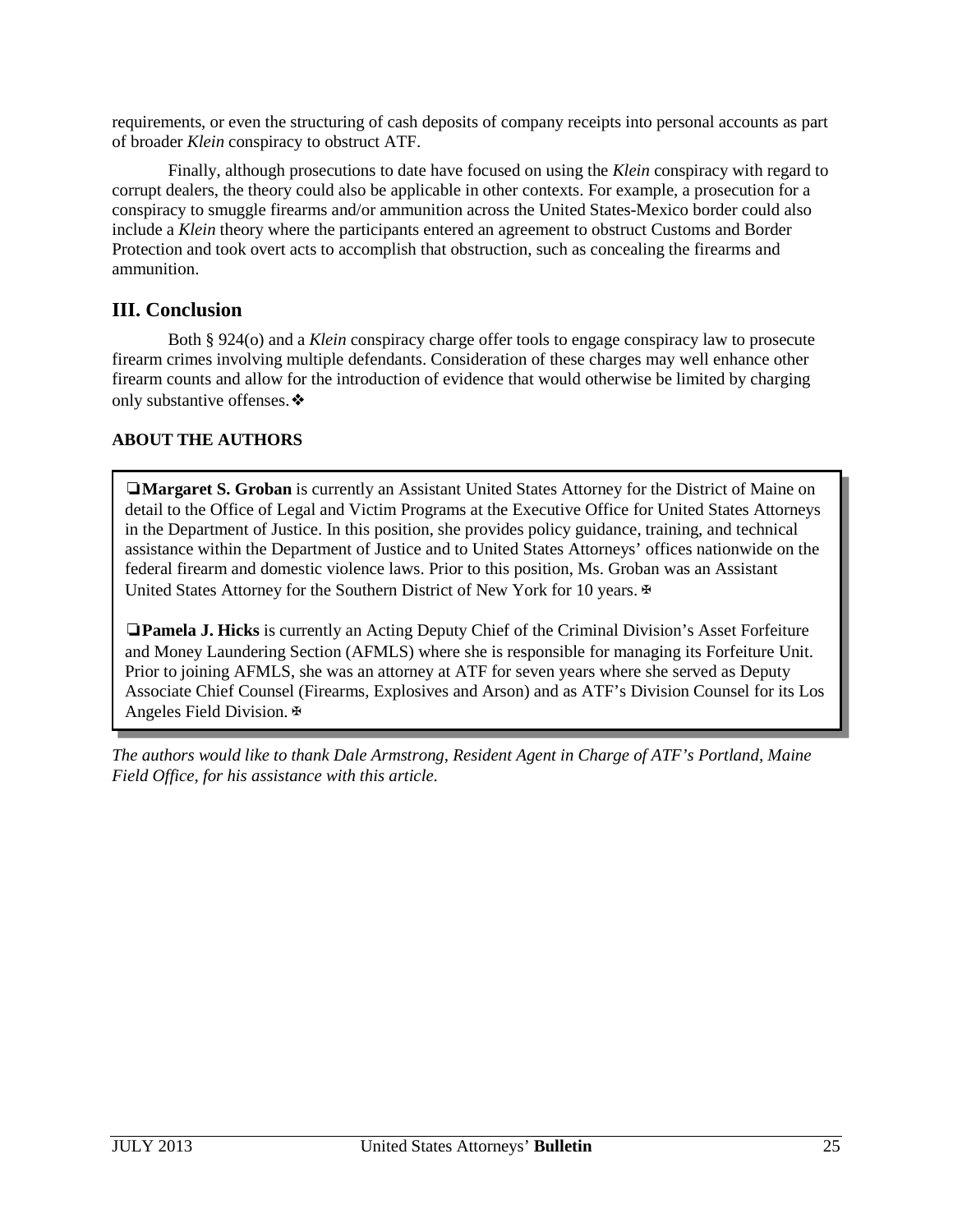requirements, or even the structuring of cash deposits of company receipts into personal accounts as part of broader *Klein* conspiracy to obstruct ATF.

Finally, although prosecutions to date have focused on using the *Klein* conspiracy with regard to corrupt dealers, the theory could also be applicable in other contexts. For example, a prosecution for a conspiracy to smuggle firearms and/or ammunition across the United States-Mexico border could also include a *Klein* theory where the participants entered an agreement to obstruct Customs and Border Protection and took overt acts to accomplish that obstruction, such as concealing the firearms and ammunition.

## III. Conclusion

Both § 924(o) and a *Klein* conspiracy charge offer tools to engage conspiracy law to prosecute firearm crimes involving multiple defendants. Consideration of these charges may well enhance other firearm counts and allow for the introduction of evidence that would otherwise be limited by charging only substantive offenses.❖

**ABOUT THE AUTHORS**

❏**Margaret S. Groban** is currently an Assistant United States Attorney for the District of Maine on detail to the Office of Legal and Victim Programs at the Executive Office for United States Attorneys in the Department of Justice. In this position, she provides policy guidance, training, and technical assistance within the Department of Justice and to United States Attorneys' offices nationwide on the federal firearm and domestic violence laws. Prior to this position, Ms. Groban was an Assistant United States Attorney for the Southern District of New York for 10 years.✠

❏**Pamela J. Hicks** is currently an Acting Deputy Chief of the Criminal Division's Asset Forfeiture and Money Laundering Section (AFMLS) where she is responsible for managing its Forfeiture Unit. Prior to joining AFMLS, she was an attorney at ATF for seven years where she served as Deputy Associate Chief Counsel (Firearms, Explosives and Arson) and as ATF's Division Counsel for its Los Angeles Field Division.✠

*The authors would like to thank Dale Armstrong, Resident Agent in Charge of ATF's Portland, Maine Field Office, for his assistance with this article.*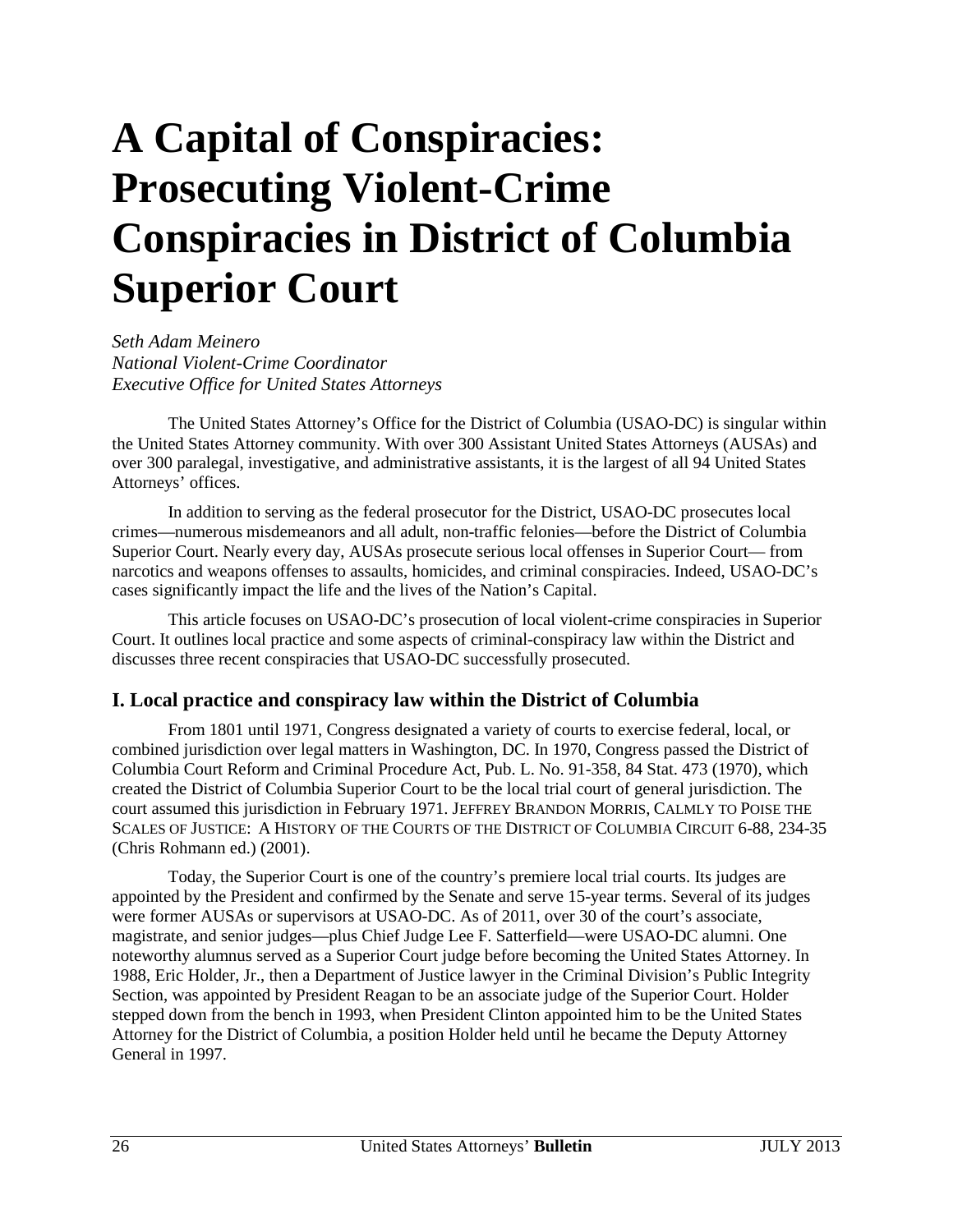# A Capital of Conspiracies: Prosecuting Violent-Crime Conspiracies in District of Columbia Superior Court

*Seth Adam Meinero*
*National Violent-Crime Coordinator*
*Executive Office for United States Attorneys*

The United States Attorney's Office for the District of Columbia (USAO-DC) is singular within the United States Attorney community. With over 300 Assistant United States Attorneys (AUSAs) and over 300 paralegal, investigative, and administrative assistants, it is the largest of all 94 United States Attorneys' offices.

In addition to serving as the federal prosecutor for the District, USAO-DC prosecutes local crimes—numerous misdemeanors and all adult, non-traffic felonies—before the District of Columbia Superior Court. Nearly every day, AUSAs prosecute serious local offenses in Superior Court— from narcotics and weapons offenses to assaults, homicides, and criminal conspiracies. Indeed, USAO-DC's cases significantly impact the life and the lives of the Nation's Capital.

This article focuses on USAO-DC's prosecution of local violent-crime conspiracies in Superior Court. It outlines local practice and some aspects of criminal-conspiracy law within the District and discusses three recent conspiracies that USAO-DC successfully prosecuted.

## I. Local practice and conspiracy law within the District of Columbia

From 1801 until 1971, Congress designated a variety of courts to exercise federal, local, or combined jurisdiction over legal matters in Washington, DC. In 1970, Congress passed the District of Columbia Court Reform and Criminal Procedure Act, Pub. L. No. 91-358, 84 Stat. 473 (1970), which created the District of Columbia Superior Court to be the local trial court of general jurisdiction. The court assumed this jurisdiction in February 1971. JEFFREY BRANDON MORRIS, CALMLY TO POISE THE SCALES OF JUSTICE: A HISTORY OF THE COURTS OF THE DISTRICT OF COLUMBIA CIRCUIT 6-88, 234-35 (Chris Rohmann ed.) (2001).

Today, the Superior Court is one of the country's premiere local trial courts. Its judges are appointed by the President and confirmed by the Senate and serve 15-year terms. Several of its judges were former AUSAs or supervisors at USAO-DC. As of 2011, over 30 of the court's associate, magistrate, and senior judges—plus Chief Judge Lee F. Satterfield—were USAO-DC alumni. One noteworthy alumnus served as a Superior Court judge before becoming the United States Attorney. In 1988, Eric Holder, Jr., then a Department of Justice lawyer in the Criminal Division's Public Integrity Section, was appointed by President Reagan to be an associate judge of the Superior Court. Holder stepped down from the bench in 1993, when President Clinton appointed him to be the United States Attorney for the District of Columbia, a position Holder held until he became the Deputy Attorney General in 1997.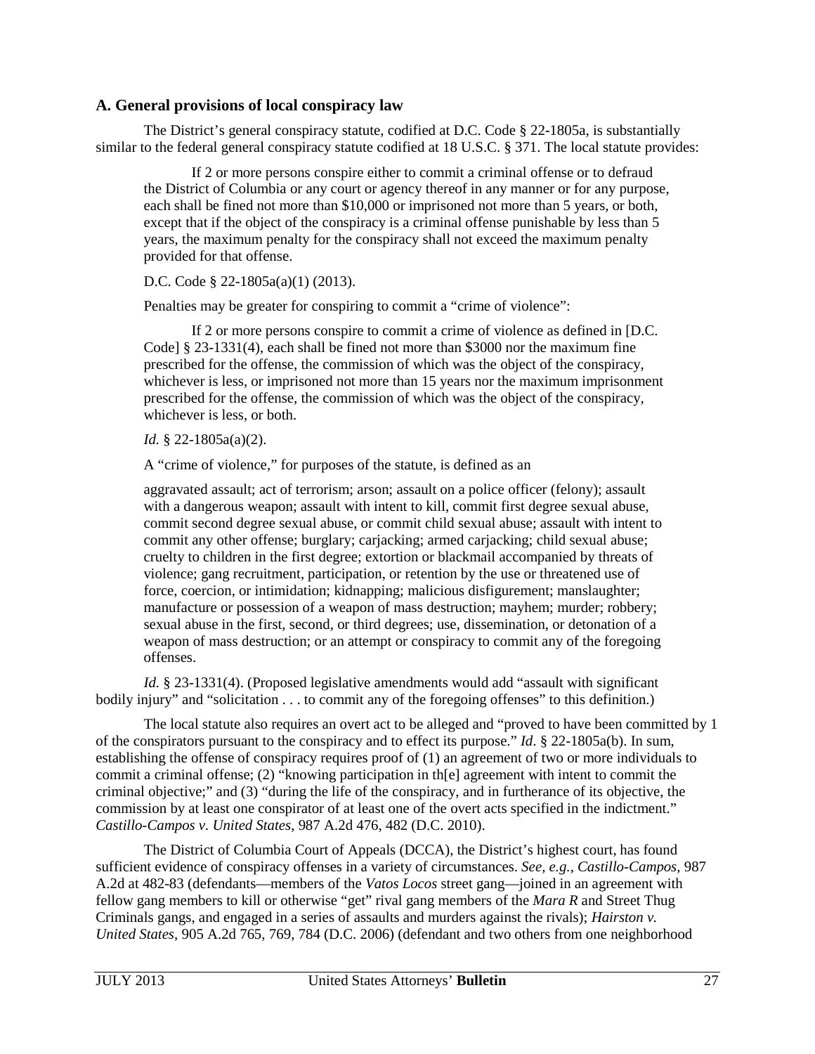### A. General provisions of local conspiracy law

The District's general conspiracy statute, codified at D.C. Code § 22-1805a, is substantially similar to the federal general conspiracy statute codified at 18 U.S.C. § 371. The local statute provides:

> If 2 or more persons conspire either to commit a criminal offense or to defraud the District of Columbia or any court or agency thereof in any manner or for any purpose, each shall be fined not more than $10,000 or imprisoned not more than 5 years, or both, except that if the object of the conspiracy is a criminal offense punishable by less than 5 years, the maximum penalty for the conspiracy shall not exceed the maximum penalty provided for that offense.
>
> D.C. Code § 22-1805a(a)(1) (2013).
>
> Penalties may be greater for conspiring to commit a "crime of violence":
>
> If 2 or more persons conspire to commit a crime of violence as defined in [D.C. Code] § 23-1331(4), each shall be fined not more than $3000 nor the maximum fine prescribed for the offense, the commission of which was the object of the conspiracy, whichever is less, or imprisoned not more than 15 years nor the maximum imprisonment prescribed for the offense, the commission of which was the object of the conspiracy, whichever is less, or both.
>
> *Id.* § 22-1805a(a)(2).
>
> A "crime of violence," for purposes of the statute, is defined as an
>
> aggravated assault; act of terrorism; arson; assault on a police officer (felony); assault with a dangerous weapon; assault with intent to kill, commit first degree sexual abuse, commit second degree sexual abuse, or commit child sexual abuse; assault with intent to commit any other offense; burglary; carjacking; armed carjacking; child sexual abuse; cruelty to children in the first degree; extortion or blackmail accompanied by threats of violence; gang recruitment, participation, or retention by the use or threatened use of force, coercion, or intimidation; kidnapping; malicious disfigurement; manslaughter; manufacture or possession of a weapon of mass destruction; mayhem; murder; robbery; sexual abuse in the first, second, or third degrees; use, dissemination, or detonation of a weapon of mass destruction; or an attempt or conspiracy to commit any of the foregoing offenses.

*Id.* § 23-1331(4). (Proposed legislative amendments would add "assault with significant bodily injury" and "solicitation . . . to commit any of the foregoing offenses" to this definition.)

The local statute also requires an overt act to be alleged and "proved to have been committed by 1 of the conspirators pursuant to the conspiracy and to effect its purpose." *Id*. § 22-1805a(b). In sum, establishing the offense of conspiracy requires proof of (1) an agreement of two or more individuals to commit a criminal offense; (2) "knowing participation in th[e] agreement with intent to commit the criminal objective;" and (3) "during the life of the conspiracy, and in furtherance of its objective, the commission by at least one conspirator of at least one of the overt acts specified in the indictment." *Castillo-Campos v. United States*, 987 A.2d 476, 482 (D.C. 2010).

The District of Columbia Court of Appeals (DCCA), the District's highest court, has found sufficient evidence of conspiracy offenses in a variety of circumstances. *See, e.g.*, *Castillo-Campos*, 987 A.2d at 482-83 (defendants—members of the *Vatos Locos* street gang—joined in an agreement with fellow gang members to kill or otherwise "get" rival gang members of the *Mara R* and Street Thug Criminals gangs, and engaged in a series of assaults and murders against the rivals); *Hairston v. United States*, 905 A.2d 765, 769, 784 (D.C. 2006) (defendant and two others from one neighborhood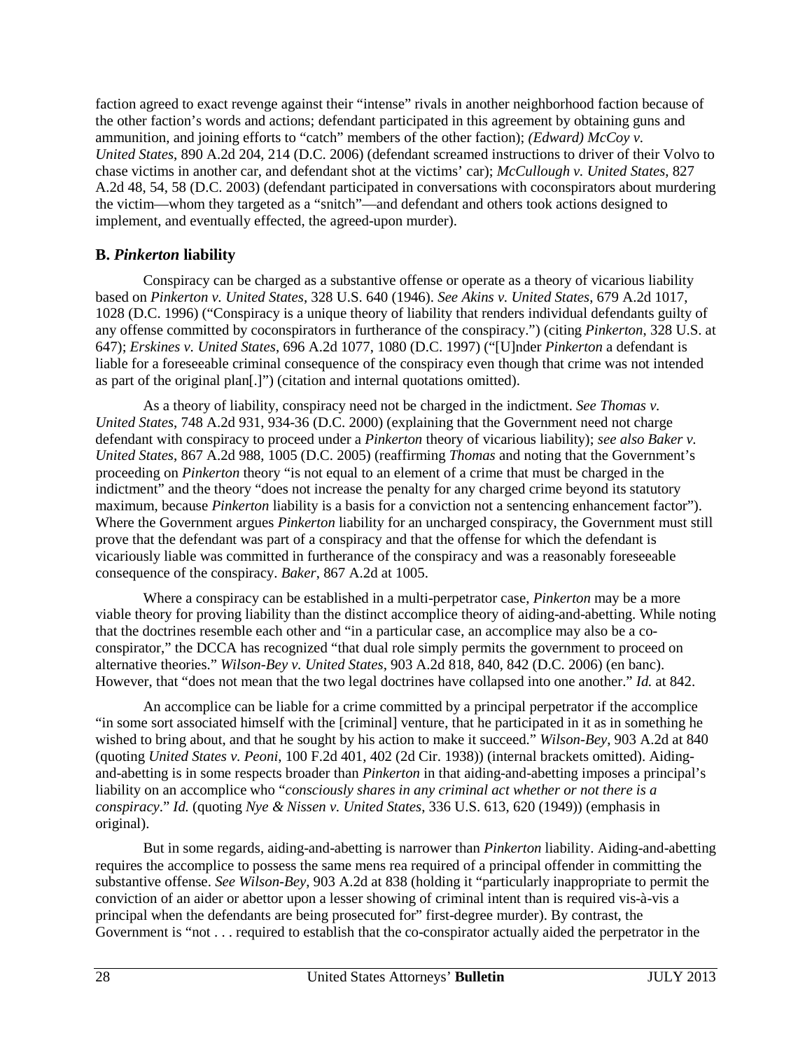faction agreed to exact revenge against their "intense" rivals in another neighborhood faction because of the other faction's words and actions; defendant participated in this agreement by obtaining guns and ammunition, and joining efforts to "catch" members of the other faction); *(Edward) McCoy v. United States*, 890 A.2d 204, 214 (D.C. 2006) (defendant screamed instructions to driver of their Volvo to chase victims in another car, and defendant shot at the victims' car); *McCullough v. United States*, 827 A.2d 48, 54, 58 (D.C. 2003) (defendant participated in conversations with coconspirators about murdering the victim—whom they targeted as a "snitch"—and defendant and others took actions designed to implement, and eventually effected, the agreed-upon murder).

## B. *Pinkerton* liability

Conspiracy can be charged as a substantive offense or operate as a theory of vicarious liability based on *Pinkerton v. United States*, 328 U.S. 640 (1946). *See Akins v. United States*, 679 A.2d 1017, 1028 (D.C. 1996) ("Conspiracy is a unique theory of liability that renders individual defendants guilty of any offense committed by coconspirators in furtherance of the conspiracy.") (citing *Pinkerton*, 328 U.S. at 647); *Erskines v. United States*, 696 A.2d 1077, 1080 (D.C. 1997) ("[U]nder *Pinkerton* a defendant is liable for a foreseeable criminal consequence of the conspiracy even though that crime was not intended as part of the original plan[.]") (citation and internal quotations omitted).

As a theory of liability, conspiracy need not be charged in the indictment. *See Thomas v. United States*, 748 A.2d 931, 934-36 (D.C. 2000) (explaining that the Government need not charge defendant with conspiracy to proceed under a *Pinkerton* theory of vicarious liability); *see also Baker v. United States*, 867 A.2d 988, 1005 (D.C. 2005) (reaffirming *Thomas* and noting that the Government's proceeding on *Pinkerton* theory "is not equal to an element of a crime that must be charged in the indictment" and the theory "does not increase the penalty for any charged crime beyond its statutory maximum, because *Pinkerton* liability is a basis for a conviction not a sentencing enhancement factor"). Where the Government argues *Pinkerton* liability for an uncharged conspiracy, the Government must still prove that the defendant was part of a conspiracy and that the offense for which the defendant is vicariously liable was committed in furtherance of the conspiracy and was a reasonably foreseeable consequence of the conspiracy. *Baker*, 867 A.2d at 1005.

Where a conspiracy can be established in a multi-perpetrator case, *Pinkerton* may be a more viable theory for proving liability than the distinct accomplice theory of aiding-and-abetting. While noting that the doctrines resemble each other and "in a particular case, an accomplice may also be a co-conspirator," the DCCA has recognized "that dual role simply permits the government to proceed on alternative theories." *Wilson-Bey v. United States*, 903 A.2d 818, 840, 842 (D.C. 2006) (en banc). However, that "does not mean that the two legal doctrines have collapsed into one another." *Id.* at 842.

An accomplice can be liable for a crime committed by a principal perpetrator if the accomplice "in some sort associated himself with the [criminal] venture, that he participated in it as in something he wished to bring about, and that he sought by his action to make it succeed." *Wilson-Bey*, 903 A.2d at 840 (quoting *United States v. Peoni*, 100 F.2d 401, 402 (2d Cir. 1938)) (internal brackets omitted). Aiding-and-abetting is in some respects broader than *Pinkerton* in that aiding-and-abetting imposes a principal's liability on an accomplice who "*consciously shares in any criminal act whether or not there is a conspiracy*." *Id.* (quoting *Nye & Nissen v. United States*, 336 U.S. 613, 620 (1949)) (emphasis in original).

But in some regards, aiding-and-abetting is narrower than *Pinkerton* liability. Aiding-and-abetting requires the accomplice to possess the same mens rea required of a principal offender in committing the substantive offense. *See Wilson-Bey*, 903 A.2d at 838 (holding it "particularly inappropriate to permit the conviction of an aider or abettor upon a lesser showing of criminal intent than is required vis-à-vis a principal when the defendants are being prosecuted for" first-degree murder). By contrast, the Government is "not . . . required to establish that the co-conspirator actually aided the perpetrator in the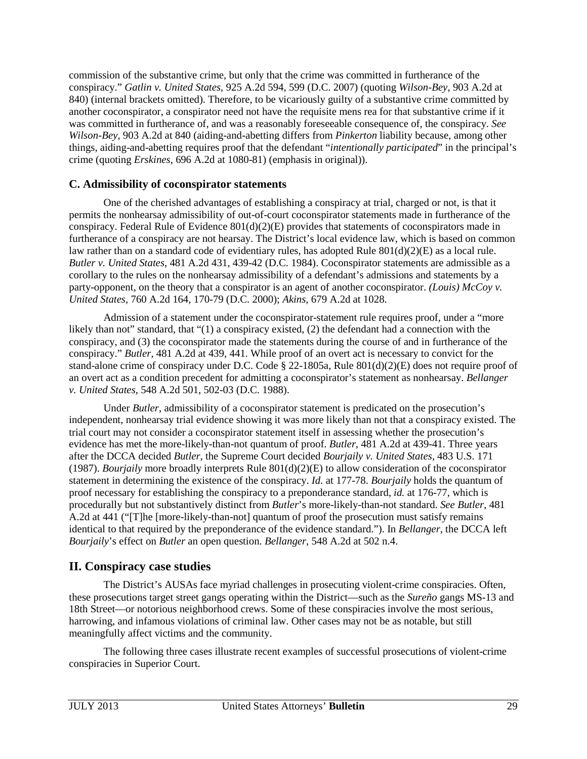commission of the substantive crime, but only that the crime was committed in furtherance of the conspiracy." *Gatlin v. United States*, 925 A.2d 594, 599 (D.C. 2007) (quoting *Wilson-Bey*, 903 A.2d at 840) (internal brackets omitted). Therefore, to be vicariously guilty of a substantive crime committed by another coconspirator, a conspirator need not have the requisite mens rea for that substantive crime if it was committed in furtherance of, and was a reasonably foreseeable consequence of, the conspiracy. *See Wilson-Bey*, 903 A.2d at 840 (aiding-and-abetting differs from *Pinkerton* liability because, among other things, aiding-and-abetting requires proof that the defendant "*intentionally participated*" in the principal's crime (quoting *Erskines*, 696 A.2d at 1080-81) (emphasis in original)).

### C. Admissibility of coconspirator statements

One of the cherished advantages of establishing a conspiracy at trial, charged or not, is that it permits the nonhearsay admissibility of out-of-court coconspirator statements made in furtherance of the conspiracy. Federal Rule of Evidence 801(d)(2)(E) provides that statements of coconspirators made in furtherance of a conspiracy are not hearsay. The District's local evidence law, which is based on common law rather than on a standard code of evidentiary rules, has adopted Rule 801(d)(2)(E) as a local rule. *Butler v. United States*, 481 A.2d 431, 439-42 (D.C. 1984). Coconspirator statements are admissible as a corollary to the rules on the nonhearsay admissibility of a defendant's admissions and statements by a party-opponent, on the theory that a conspirator is an agent of another coconspirator. *(Louis) McCoy v. United States*, 760 A.2d 164, 170-79 (D.C. 2000); *Akins*, 679 A.2d at 1028.

Admission of a statement under the coconspirator-statement rule requires proof, under a "more likely than not" standard, that "(1) a conspiracy existed, (2) the defendant had a connection with the conspiracy, and (3) the coconspirator made the statements during the course of and in furtherance of the conspiracy." *Butler*, 481 A.2d at 439, 441. While proof of an overt act is necessary to convict for the stand-alone crime of conspiracy under D.C. Code § 22-1805a, Rule 801(d)(2)(E) does not require proof of an overt act as a condition precedent for admitting a coconspirator's statement as nonhearsay. *Bellanger v. United States*, 548 A.2d 501, 502-03 (D.C. 1988).

Under *Butler*, admissibility of a coconspirator statement is predicated on the prosecution's independent, nonhearsay trial evidence showing it was more likely than not that a conspiracy existed. The trial court may not consider a coconspirator statement itself in assessing whether the prosecution's evidence has met the more-likely-than-not quantum of proof. *Butler*, 481 A.2d at 439-41. Three years after the DCCA decided *Butler*, the Supreme Court decided *Bourjaily v. United States*, 483 U.S. 171 (1987). *Bourjaily* more broadly interprets Rule 801(d)(2)(E) to allow consideration of the coconspirator statement in determining the existence of the conspiracy. *Id.* at 177-78. *Bourjaily* holds the quantum of proof necessary for establishing the conspiracy to a preponderance standard, *id.* at 176-77, which is procedurally but not substantively distinct from *Butler*'s more-likely-than-not standard. *See Butler*, 481 A.2d at 441 ("[T]he [more-likely-than-not] quantum of proof the prosecution must satisfy remains identical to that required by the preponderance of the evidence standard."). In *Bellanger*, the DCCA left *Bourjaily*'s effect on *Butler* an open question. *Bellanger*, 548 A.2d at 502 n.4.

## II. Conspiracy case studies

The District's AUSAs face myriad challenges in prosecuting violent-crime conspiracies. Often, these prosecutions target street gangs operating within the District—such as the *Sureño* gangs MS-13 and 18th Street—or notorious neighborhood crews. Some of these conspiracies involve the most serious, harrowing, and infamous violations of criminal law. Other cases may not be as notable, but still meaningfully affect victims and the community.

The following three cases illustrate recent examples of successful prosecutions of violent-crime conspiracies in Superior Court.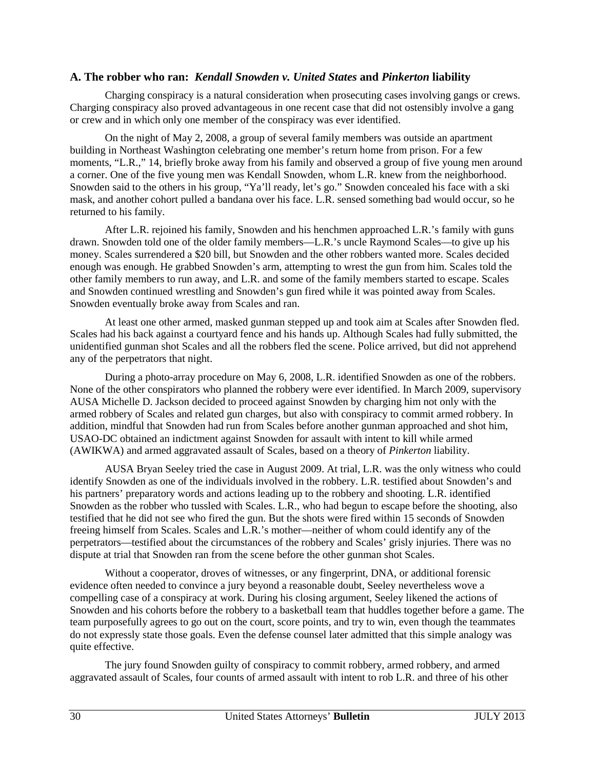### A. The robber who ran: *Kendall Snowden v. United States* and *Pinkerton* liability

Charging conspiracy is a natural consideration when prosecuting cases involving gangs or crews. Charging conspiracy also proved advantageous in one recent case that did not ostensibly involve a gang or crew and in which only one member of the conspiracy was ever identified.

On the night of May 2, 2008, a group of several family members was outside an apartment building in Northeast Washington celebrating one member's return home from prison. For a few moments, "L.R.," 14, briefly broke away from his family and observed a group of five young men around a corner. One of the five young men was Kendall Snowden, whom L.R. knew from the neighborhood. Snowden said to the others in his group, "Ya'll ready, let's go." Snowden concealed his face with a ski mask, and another cohort pulled a bandana over his face. L.R. sensed something bad would occur, so he returned to his family.

After L.R. rejoined his family, Snowden and his henchmen approached L.R.'s family with guns drawn. Snowden told one of the older family members—L.R.'s uncle Raymond Scales—to give up his money. Scales surrendered a $20 bill, but Snowden and the other robbers wanted more. Scales decided enough was enough. He grabbed Snowden's arm, attempting to wrest the gun from him. Scales told the other family members to run away, and L.R. and some of the family members started to escape. Scales and Snowden continued wrestling and Snowden's gun fired while it was pointed away from Scales. Snowden eventually broke away from Scales and ran.

At least one other armed, masked gunman stepped up and took aim at Scales after Snowden fled. Scales had his back against a courtyard fence and his hands up. Although Scales had fully submitted, the unidentified gunman shot Scales and all the robbers fled the scene. Police arrived, but did not apprehend any of the perpetrators that night.

During a photo-array procedure on May 6, 2008, L.R. identified Snowden as one of the robbers. None of the other conspirators who planned the robbery were ever identified. In March 2009, supervisory AUSA Michelle D. Jackson decided to proceed against Snowden by charging him not only with the armed robbery of Scales and related gun charges, but also with conspiracy to commit armed robbery. In addition, mindful that Snowden had run from Scales before another gunman approached and shot him, USAO-DC obtained an indictment against Snowden for assault with intent to kill while armed (AWIKWA) and armed aggravated assault of Scales, based on a theory of *Pinkerton* liability.

AUSA Bryan Seeley tried the case in August 2009. At trial, L.R. was the only witness who could identify Snowden as one of the individuals involved in the robbery. L.R. testified about Snowden's and his partners' preparatory words and actions leading up to the robbery and shooting. L.R. identified Snowden as the robber who tussled with Scales. L.R., who had begun to escape before the shooting, also testified that he did not see who fired the gun. But the shots were fired within 15 seconds of Snowden freeing himself from Scales. Scales and L.R.'s mother—neither of whom could identify any of the perpetrators—testified about the circumstances of the robbery and Scales' grisly injuries. There was no dispute at trial that Snowden ran from the scene before the other gunman shot Scales.

Without a cooperator, droves of witnesses, or any fingerprint, DNA, or additional forensic evidence often needed to convince a jury beyond a reasonable doubt, Seeley nevertheless wove a compelling case of a conspiracy at work. During his closing argument, Seeley likened the actions of Snowden and his cohorts before the robbery to a basketball team that huddles together before a game. The team purposefully agrees to go out on the court, score points, and try to win, even though the teammates do not expressly state those goals. Even the defense counsel later admitted that this simple analogy was quite effective.

The jury found Snowden guilty of conspiracy to commit robbery, armed robbery, and armed aggravated assault of Scales, four counts of armed assault with intent to rob L.R. and three of his other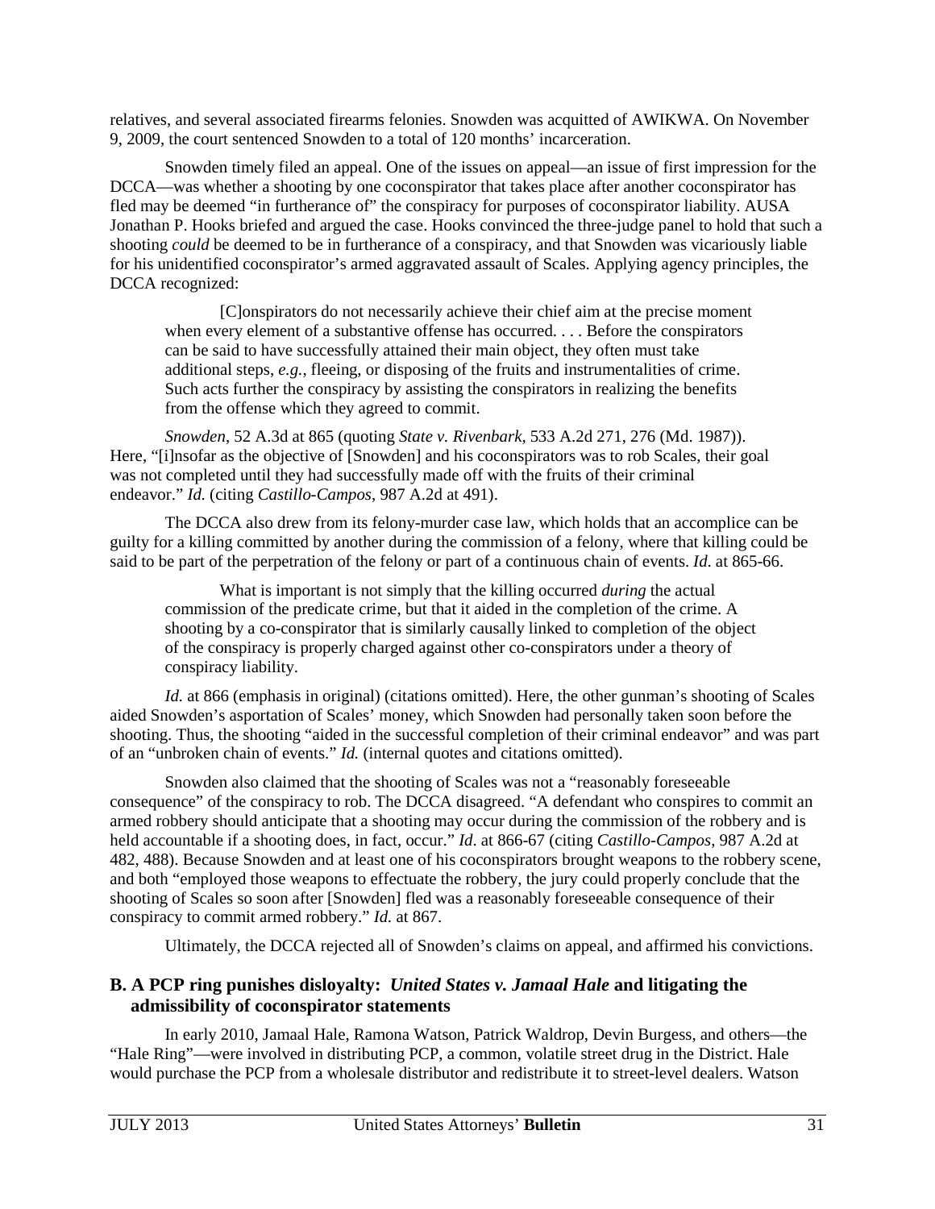relatives, and several associated firearms felonies. Snowden was acquitted of AWIKWA. On November 9, 2009, the court sentenced Snowden to a total of 120 months' incarceration.

Snowden timely filed an appeal. One of the issues on appeal—an issue of first impression for the DCCA—was whether a shooting by one coconspirator that takes place after another coconspirator has fled may be deemed "in furtherance of" the conspiracy for purposes of coconspirator liability. AUSA Jonathan P. Hooks briefed and argued the case. Hooks convinced the three-judge panel to hold that such a shooting *could* be deemed to be in furtherance of a conspiracy, and that Snowden was vicariously liable for his unidentified coconspirator's armed aggravated assault of Scales. Applying agency principles, the DCCA recognized:

> [C]onspirators do not necessarily achieve their chief aim at the precise moment when every element of a substantive offense has occurred. . . . Before the conspirators can be said to have successfully attained their main object, they often must take additional steps, *e.g.*, fleeing, or disposing of the fruits and instrumentalities of crime. Such acts further the conspiracy by assisting the conspirators in realizing the benefits from the offense which they agreed to commit.

*Snowden*, 52 A.3d at 865 (quoting *State v. Rivenbark*, 533 A.2d 271, 276 (Md. 1987)). Here, "[i]nsofar as the objective of [Snowden] and his coconspirators was to rob Scales, their goal was not completed until they had successfully made off with the fruits of their criminal endeavor." *Id.* (citing *Castillo-Campos*, 987 A.2d at 491).

The DCCA also drew from its felony-murder case law, which holds that an accomplice can be guilty for a killing committed by another during the commission of a felony, where that killing could be said to be part of the perpetration of the felony or part of a continuous chain of events. *Id*. at 865-66.

> What is important is not simply that the killing occurred *during* the actual commission of the predicate crime, but that it aided in the completion of the crime. A shooting by a co-conspirator that is similarly causally linked to completion of the object of the conspiracy is properly charged against other co-conspirators under a theory of conspiracy liability.

*Id.* at 866 (emphasis in original) (citations omitted). Here, the other gunman's shooting of Scales aided Snowden's asportation of Scales' money, which Snowden had personally taken soon before the shooting. Thus, the shooting "aided in the successful completion of their criminal endeavor" and was part of an "unbroken chain of events." *Id.* (internal quotes and citations omitted).

Snowden also claimed that the shooting of Scales was not a "reasonably foreseeable consequence" of the conspiracy to rob. The DCCA disagreed. "A defendant who conspires to commit an armed robbery should anticipate that a shooting may occur during the commission of the robbery and is held accountable if a shooting does, in fact, occur." *Id*. at 866-67 (citing *Castillo-Campos*, 987 A.2d at 482, 488). Because Snowden and at least one of his coconspirators brought weapons to the robbery scene, and both "employed those weapons to effectuate the robbery, the jury could properly conclude that the shooting of Scales so soon after [Snowden] fled was a reasonably foreseeable consequence of their conspiracy to commit armed robbery." *Id*. at 867.

Ultimately, the DCCA rejected all of Snowden's claims on appeal, and affirmed his convictions.

## B. A PCP ring punishes disloyalty: *United States v. Jamaal Hale* and litigating the admissibility of coconspirator statements

In early 2010, Jamaal Hale, Ramona Watson, Patrick Waldrop, Devin Burgess, and others—the "Hale Ring"—were involved in distributing PCP, a common, volatile street drug in the District. Hale would purchase the PCP from a wholesale distributor and redistribute it to street-level dealers. Watson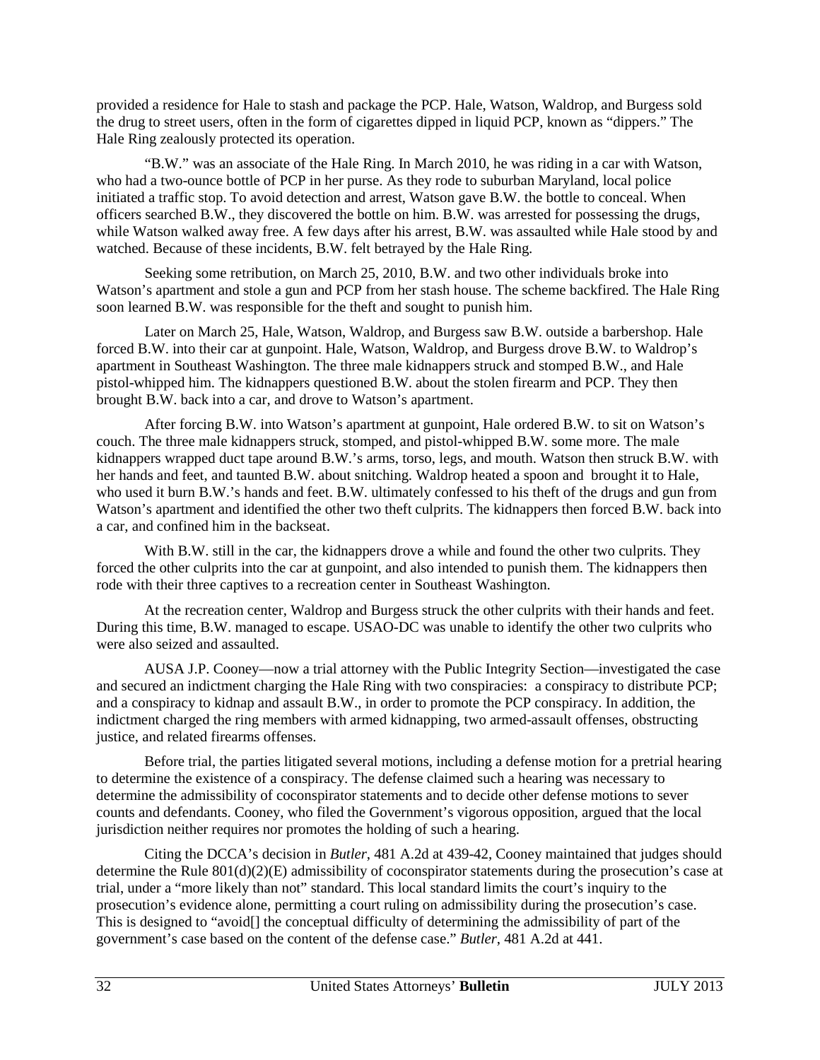provided a residence for Hale to stash and package the PCP. Hale, Watson, Waldrop, and Burgess sold the drug to street users, often in the form of cigarettes dipped in liquid PCP, known as "dippers." The Hale Ring zealously protected its operation.

"B.W." was an associate of the Hale Ring. In March 2010, he was riding in a car with Watson, who had a two-ounce bottle of PCP in her purse. As they rode to suburban Maryland, local police initiated a traffic stop. To avoid detection and arrest, Watson gave B.W. the bottle to conceal. When officers searched B.W., they discovered the bottle on him. B.W. was arrested for possessing the drugs, while Watson walked away free. A few days after his arrest, B.W. was assaulted while Hale stood by and watched. Because of these incidents, B.W. felt betrayed by the Hale Ring.

Seeking some retribution, on March 25, 2010, B.W. and two other individuals broke into Watson's apartment and stole a gun and PCP from her stash house. The scheme backfired. The Hale Ring soon learned B.W. was responsible for the theft and sought to punish him.

Later on March 25, Hale, Watson, Waldrop, and Burgess saw B.W. outside a barbershop. Hale forced B.W. into their car at gunpoint. Hale, Watson, Waldrop, and Burgess drove B.W. to Waldrop's apartment in Southeast Washington. The three male kidnappers struck and stomped B.W., and Hale pistol-whipped him. The kidnappers questioned B.W. about the stolen firearm and PCP. They then brought B.W. back into a car, and drove to Watson's apartment.

After forcing B.W. into Watson's apartment at gunpoint, Hale ordered B.W. to sit on Watson's couch. The three male kidnappers struck, stomped, and pistol-whipped B.W. some more. The male kidnappers wrapped duct tape around B.W.'s arms, torso, legs, and mouth. Watson then struck B.W. with her hands and feet, and taunted B.W. about snitching. Waldrop heated a spoon and brought it to Hale, who used it burn B.W.'s hands and feet. B.W. ultimately confessed to his theft of the drugs and gun from Watson's apartment and identified the other two theft culprits. The kidnappers then forced B.W. back into a car, and confined him in the backseat.

With B.W. still in the car, the kidnappers drove a while and found the other two culprits. They forced the other culprits into the car at gunpoint, and also intended to punish them. The kidnappers then rode with their three captives to a recreation center in Southeast Washington.

At the recreation center, Waldrop and Burgess struck the other culprits with their hands and feet. During this time, B.W. managed to escape. USAO-DC was unable to identify the other two culprits who were also seized and assaulted.

AUSA J.P. Cooney—now a trial attorney with the Public Integrity Section—investigated the case and secured an indictment charging the Hale Ring with two conspiracies: a conspiracy to distribute PCP; and a conspiracy to kidnap and assault B.W., in order to promote the PCP conspiracy. In addition, the indictment charged the ring members with armed kidnapping, two armed-assault offenses, obstructing justice, and related firearms offenses.

Before trial, the parties litigated several motions, including a defense motion for a pretrial hearing to determine the existence of a conspiracy. The defense claimed such a hearing was necessary to determine the admissibility of coconspirator statements and to decide other defense motions to sever counts and defendants. Cooney, who filed the Government's vigorous opposition, argued that the local jurisdiction neither requires nor promotes the holding of such a hearing.

Citing the DCCA's decision in *Butler*, 481 A.2d at 439-42, Cooney maintained that judges should determine the Rule 801(d)(2)(E) admissibility of coconspirator statements during the prosecution's case at trial, under a "more likely than not" standard. This local standard limits the court's inquiry to the prosecution's evidence alone, permitting a court ruling on admissibility during the prosecution's case. This is designed to "avoid[] the conceptual difficulty of determining the admissibility of part of the government's case based on the content of the defense case." *Butler*, 481 A.2d at 441.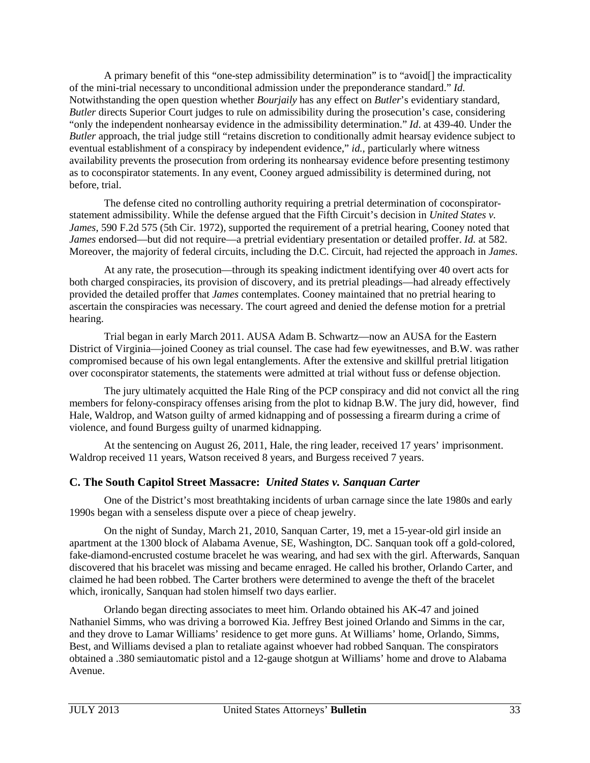A primary benefit of this "one-step admissibility determination" is to "avoid[] the impracticality of the mini-trial necessary to unconditional admission under the preponderance standard." *Id.* Notwithstanding the open question whether *Bourjaily* has any effect on *Butler*'s evidentiary standard, *Butler* directs Superior Court judges to rule on admissibility during the prosecution's case, considering "only the independent nonhearsay evidence in the admissibility determination." *Id*. at 439-40. Under the *Butler* approach, the trial judge still "retains discretion to conditionally admit hearsay evidence subject to eventual establishment of a conspiracy by independent evidence," *id.*, particularly where witness availability prevents the prosecution from ordering its nonhearsay evidence before presenting testimony as to coconspirator statements. In any event, Cooney argued admissibility is determined during, not before, trial.

The defense cited no controlling authority requiring a pretrial determination of coconspirator-statement admissibility. While the defense argued that the Fifth Circuit's decision in *United States v. James*, 590 F.2d 575 (5th Cir. 1972), supported the requirement of a pretrial hearing, Cooney noted that *James* endorsed—but did not require—a pretrial evidentiary presentation or detailed proffer. *Id.* at 582. Moreover, the majority of federal circuits, including the D.C. Circuit, had rejected the approach in *James*.

At any rate, the prosecution—through its speaking indictment identifying over 40 overt acts for both charged conspiracies, its provision of discovery, and its pretrial pleadings—had already effectively provided the detailed proffer that *James* contemplates. Cooney maintained that no pretrial hearing to ascertain the conspiracies was necessary. The court agreed and denied the defense motion for a pretrial hearing.

Trial began in early March 2011. AUSA Adam B. Schwartz—now an AUSA for the Eastern District of Virginia—joined Cooney as trial counsel. The case had few eyewitnesses, and B.W. was rather compromised because of his own legal entanglements. After the extensive and skillful pretrial litigation over coconspirator statements, the statements were admitted at trial without fuss or defense objection.

The jury ultimately acquitted the Hale Ring of the PCP conspiracy and did not convict all the ring members for felony-conspiracy offenses arising from the plot to kidnap B.W. The jury did, however, find Hale, Waldrop, and Watson guilty of armed kidnapping and of possessing a firearm during a crime of violence, and found Burgess guilty of unarmed kidnapping.

At the sentencing on August 26, 2011, Hale, the ring leader, received 17 years' imprisonment. Waldrop received 11 years, Watson received 8 years, and Burgess received 7 years.

### C. The South Capitol Street Massacre: *United States v. Sanquan Carter*

One of the District's most breathtaking incidents of urban carnage since the late 1980s and early 1990s began with a senseless dispute over a piece of cheap jewelry.

On the night of Sunday, March 21, 2010, Sanquan Carter, 19, met a 15-year-old girl inside an apartment at the 1300 block of Alabama Avenue, SE, Washington, DC. Sanquan took off a gold-colored, fake-diamond-encrusted costume bracelet he was wearing, and had sex with the girl. Afterwards, Sanquan discovered that his bracelet was missing and became enraged. He called his brother, Orlando Carter, and claimed he had been robbed. The Carter brothers were determined to avenge the theft of the bracelet which, ironically, Sanquan had stolen himself two days earlier.

Orlando began directing associates to meet him. Orlando obtained his AK-47 and joined Nathaniel Simms, who was driving a borrowed Kia. Jeffrey Best joined Orlando and Simms in the car, and they drove to Lamar Williams' residence to get more guns. At Williams' home, Orlando, Simms, Best, and Williams devised a plan to retaliate against whoever had robbed Sanquan. The conspirators obtained a .380 semiautomatic pistol and a 12-gauge shotgun at Williams' home and drove to Alabama Avenue.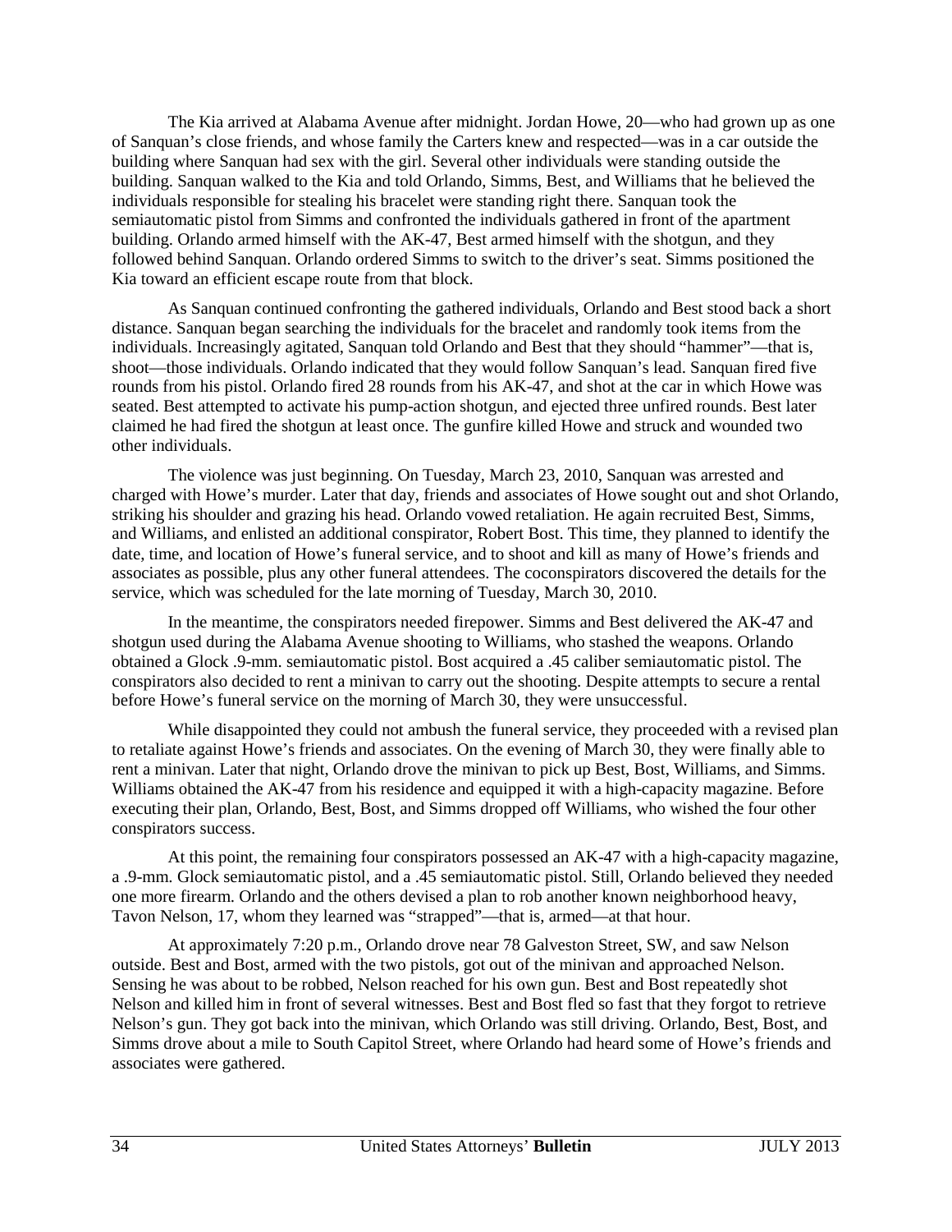The Kia arrived at Alabama Avenue after midnight. Jordan Howe, 20—who had grown up as one of Sanquan's close friends, and whose family the Carters knew and respected—was in a car outside the building where Sanquan had sex with the girl. Several other individuals were standing outside the building. Sanquan walked to the Kia and told Orlando, Simms, Best, and Williams that he believed the individuals responsible for stealing his bracelet were standing right there. Sanquan took the semiautomatic pistol from Simms and confronted the individuals gathered in front of the apartment building. Orlando armed himself with the AK-47, Best armed himself with the shotgun, and they followed behind Sanquan. Orlando ordered Simms to switch to the driver's seat. Simms positioned the Kia toward an efficient escape route from that block.

As Sanquan continued confronting the gathered individuals, Orlando and Best stood back a short distance. Sanquan began searching the individuals for the bracelet and randomly took items from the individuals. Increasingly agitated, Sanquan told Orlando and Best that they should "hammer"—that is, shoot—those individuals. Orlando indicated that they would follow Sanquan's lead. Sanquan fired five rounds from his pistol. Orlando fired 28 rounds from his AK-47, and shot at the car in which Howe was seated. Best attempted to activate his pump-action shotgun, and ejected three unfired rounds. Best later claimed he had fired the shotgun at least once. The gunfire killed Howe and struck and wounded two other individuals.

The violence was just beginning. On Tuesday, March 23, 2010, Sanquan was arrested and charged with Howe's murder. Later that day, friends and associates of Howe sought out and shot Orlando, striking his shoulder and grazing his head. Orlando vowed retaliation. He again recruited Best, Simms, and Williams, and enlisted an additional conspirator, Robert Bost. This time, they planned to identify the date, time, and location of Howe's funeral service, and to shoot and kill as many of Howe's friends and associates as possible, plus any other funeral attendees. The coconspirators discovered the details for the service, which was scheduled for the late morning of Tuesday, March 30, 2010.

In the meantime, the conspirators needed firepower. Simms and Best delivered the AK-47 and shotgun used during the Alabama Avenue shooting to Williams, who stashed the weapons. Orlando obtained a Glock .9-mm. semiautomatic pistol. Bost acquired a .45 caliber semiautomatic pistol. The conspirators also decided to rent a minivan to carry out the shooting. Despite attempts to secure a rental before Howe's funeral service on the morning of March 30, they were unsuccessful.

While disappointed they could not ambush the funeral service, they proceeded with a revised plan to retaliate against Howe's friends and associates. On the evening of March 30, they were finally able to rent a minivan. Later that night, Orlando drove the minivan to pick up Best, Bost, Williams, and Simms. Williams obtained the AK-47 from his residence and equipped it with a high-capacity magazine. Before executing their plan, Orlando, Best, Bost, and Simms dropped off Williams, who wished the four other conspirators success.

At this point, the remaining four conspirators possessed an AK-47 with a high-capacity magazine, a .9-mm. Glock semiautomatic pistol, and a .45 semiautomatic pistol. Still, Orlando believed they needed one more firearm. Orlando and the others devised a plan to rob another known neighborhood heavy, Tavon Nelson, 17, whom they learned was "strapped"—that is, armed—at that hour.

At approximately 7:20 p.m., Orlando drove near 78 Galveston Street, SW, and saw Nelson outside. Best and Bost, armed with the two pistols, got out of the minivan and approached Nelson. Sensing he was about to be robbed, Nelson reached for his own gun. Best and Bost repeatedly shot Nelson and killed him in front of several witnesses. Best and Bost fled so fast that they forgot to retrieve Nelson's gun. They got back into the minivan, which Orlando was still driving. Orlando, Best, Bost, and Simms drove about a mile to South Capitol Street, where Orlando had heard some of Howe's friends and associates were gathered.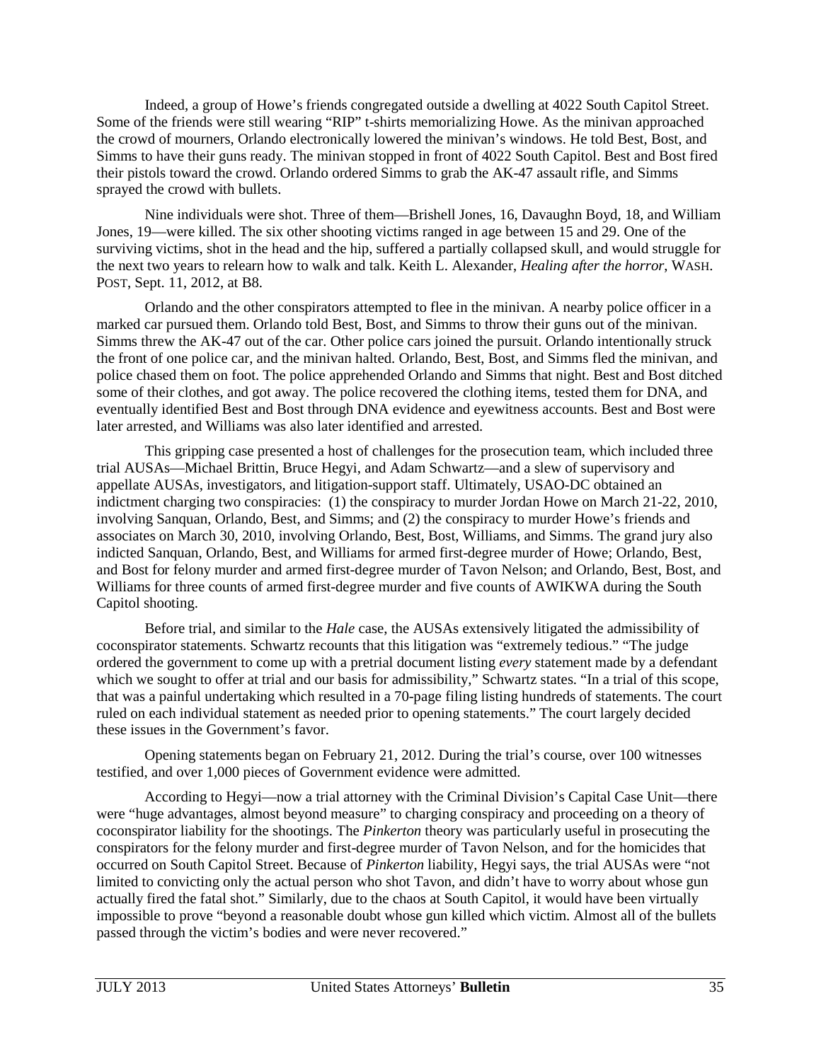Indeed, a group of Howe's friends congregated outside a dwelling at 4022 South Capitol Street. Some of the friends were still wearing "RIP" t-shirts memorializing Howe. As the minivan approached the crowd of mourners, Orlando electronically lowered the minivan's windows. He told Best, Bost, and Simms to have their guns ready. The minivan stopped in front of 4022 South Capitol. Best and Bost fired their pistols toward the crowd. Orlando ordered Simms to grab the AK-47 assault rifle, and Simms sprayed the crowd with bullets.

Nine individuals were shot. Three of them—Brishell Jones, 16, Davaughn Boyd, 18, and William Jones, 19—were killed. The six other shooting victims ranged in age between 15 and 29. One of the surviving victims, shot in the head and the hip, suffered a partially collapsed skull, and would struggle for the next two years to relearn how to walk and talk. Keith L. Alexander, *Healing after the horror*, WASH. POST, Sept. 11, 2012, at B8.

Orlando and the other conspirators attempted to flee in the minivan. A nearby police officer in a marked car pursued them. Orlando told Best, Bost, and Simms to throw their guns out of the minivan. Simms threw the AK-47 out of the car. Other police cars joined the pursuit. Orlando intentionally struck the front of one police car, and the minivan halted. Orlando, Best, Bost, and Simms fled the minivan, and police chased them on foot. The police apprehended Orlando and Simms that night. Best and Bost ditched some of their clothes, and got away. The police recovered the clothing items, tested them for DNA, and eventually identified Best and Bost through DNA evidence and eyewitness accounts. Best and Bost were later arrested, and Williams was also later identified and arrested.

This gripping case presented a host of challenges for the prosecution team, which included three trial AUSAs—Michael Brittin, Bruce Hegyi, and Adam Schwartz—and a slew of supervisory and appellate AUSAs, investigators, and litigation-support staff. Ultimately, USAO-DC obtained an indictment charging two conspiracies: (1) the conspiracy to murder Jordan Howe on March 21-22, 2010, involving Sanquan, Orlando, Best, and Simms; and (2) the conspiracy to murder Howe's friends and associates on March 30, 2010, involving Orlando, Best, Bost, Williams, and Simms. The grand jury also indicted Sanquan, Orlando, Best, and Williams for armed first-degree murder of Howe; Orlando, Best, and Bost for felony murder and armed first-degree murder of Tavon Nelson; and Orlando, Best, Bost, and Williams for three counts of armed first-degree murder and five counts of AWIKWA during the South Capitol shooting.

Before trial, and similar to the *Hale* case, the AUSAs extensively litigated the admissibility of coconspirator statements. Schwartz recounts that this litigation was "extremely tedious." "The judge ordered the government to come up with a pretrial document listing *every* statement made by a defendant which we sought to offer at trial and our basis for admissibility," Schwartz states. "In a trial of this scope, that was a painful undertaking which resulted in a 70-page filing listing hundreds of statements. The court ruled on each individual statement as needed prior to opening statements." The court largely decided these issues in the Government's favor.

Opening statements began on February 21, 2012. During the trial's course, over 100 witnesses testified, and over 1,000 pieces of Government evidence were admitted.

According to Hegyi—now a trial attorney with the Criminal Division's Capital Case Unit—there were "huge advantages, almost beyond measure" to charging conspiracy and proceeding on a theory of coconspirator liability for the shootings. The *Pinkerton* theory was particularly useful in prosecuting the conspirators for the felony murder and first-degree murder of Tavon Nelson, and for the homicides that occurred on South Capitol Street. Because of *Pinkerton* liability, Hegyi says, the trial AUSAs were "not limited to convicting only the actual person who shot Tavon, and didn't have to worry about whose gun actually fired the fatal shot." Similarly, due to the chaos at South Capitol, it would have been virtually impossible to prove "beyond a reasonable doubt whose gun killed which victim. Almost all of the bullets passed through the victim's bodies and were never recovered."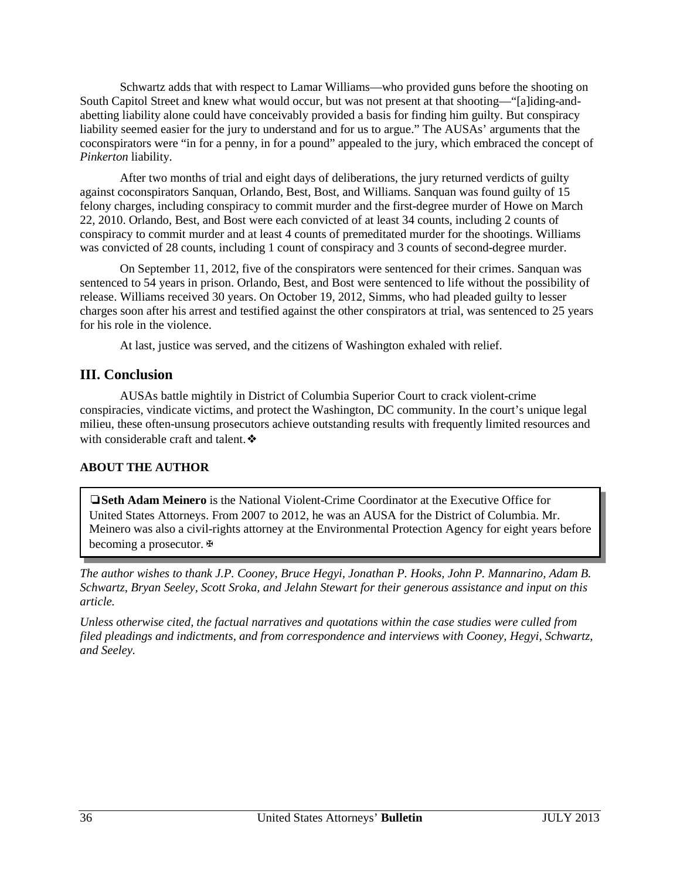Schwartz adds that with respect to Lamar Williams—who provided guns before the shooting on South Capitol Street and knew what would occur, but was not present at that shooting—"[a]iding-and-abetting liability alone could have conceivably provided a basis for finding him guilty. But conspiracy liability seemed easier for the jury to understand and for us to argue." The AUSAs' arguments that the coconspirators were "in for a penny, in for a pound" appealed to the jury, which embraced the concept of *Pinkerton* liability.

After two months of trial and eight days of deliberations, the jury returned verdicts of guilty against coconspirators Sanquan, Orlando, Best, Bost, and Williams. Sanquan was found guilty of 15 felony charges, including conspiracy to commit murder and the first-degree murder of Howe on March 22, 2010. Orlando, Best, and Bost were each convicted of at least 34 counts, including 2 counts of conspiracy to commit murder and at least 4 counts of premeditated murder for the shootings. Williams was convicted of 28 counts, including 1 count of conspiracy and 3 counts of second-degree murder.

On September 11, 2012, five of the conspirators were sentenced for their crimes. Sanquan was sentenced to 54 years in prison. Orlando, Best, and Bost were sentenced to life without the possibility of release. Williams received 30 years. On October 19, 2012, Simms, who had pleaded guilty to lesser charges soon after his arrest and testified against the other conspirators at trial, was sentenced to 25 years for his role in the violence.

At last, justice was served, and the citizens of Washington exhaled with relief.

## III. Conclusion

AUSAs battle mightily in District of Columbia Superior Court to crack violent-crime conspiracies, vindicate victims, and protect the Washington, DC community. In the court's unique legal milieu, these often-unsung prosecutors achieve outstanding results with frequently limited resources and with considerable craft and talent.❖

**ABOUT THE AUTHOR**

❏**Seth Adam Meinero** is the National Violent-Crime Coordinator at the Executive Office for United States Attorneys. From 2007 to 2012, he was an AUSA for the District of Columbia. Mr. Meinero was also a civil-rights attorney at the Environmental Protection Agency for eight years before becoming a prosecutor.

*The author wishes to thank J.P. Cooney, Bruce Hegyi, Jonathan P. Hooks, John P. Mannarino, Adam B. Schwartz, Bryan Seeley, Scott Sroka, and Jelahn Stewart for their generous assistance and input on this article.*

*Unless otherwise cited, the factual narratives and quotations within the case studies were culled from filed pleadings and indictments, and from correspondence and interviews with Cooney, Hegyi, Schwartz, and Seeley.*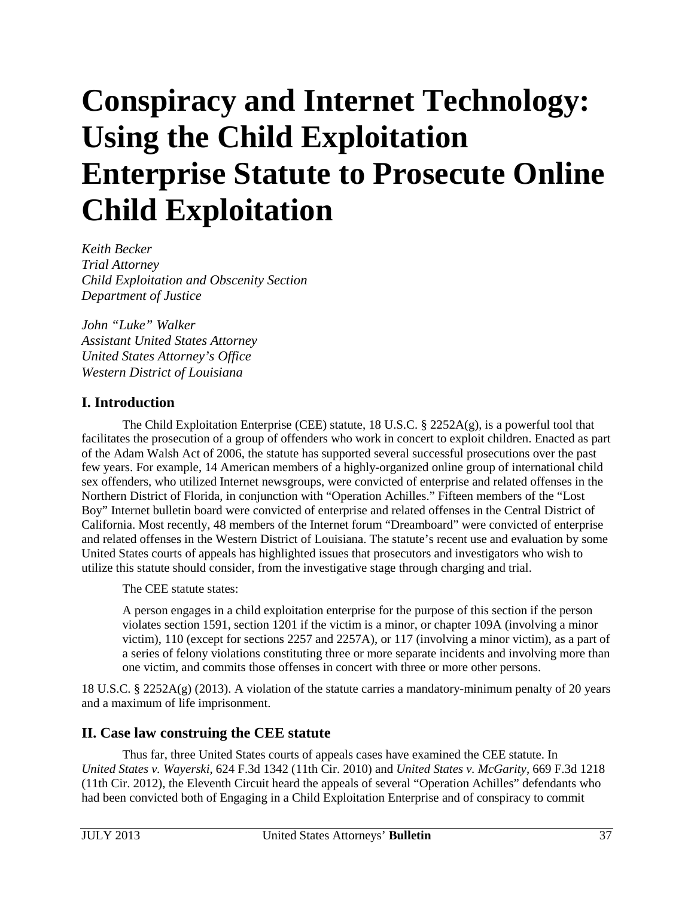# Conspiracy and Internet Technology: Using the Child Exploitation Enterprise Statute to Prosecute Online Child Exploitation

*Keith Becker*
*Trial Attorney*
*Child Exploitation and Obscenity Section*
*Department of Justice*

*John "Luke" Walker*
*Assistant United States Attorney*
*United States Attorney's Office*
*Western District of Louisiana*

## I. Introduction

The Child Exploitation Enterprise (CEE) statute, 18 U.S.C. § 2252A(g), is a powerful tool that facilitates the prosecution of a group of offenders who work in concert to exploit children. Enacted as part of the Adam Walsh Act of 2006, the statute has supported several successful prosecutions over the past few years. For example, 14 American members of a highly-organized online group of international child sex offenders, who utilized Internet newsgroups, were convicted of enterprise and related offenses in the Northern District of Florida, in conjunction with "Operation Achilles." Fifteen members of the "Lost Boy" Internet bulletin board were convicted of enterprise and related offenses in the Central District of California. Most recently, 48 members of the Internet forum "Dreamboard" were convicted of enterprise and related offenses in the Western District of Louisiana. The statute's recent use and evaluation by some United States courts of appeals has highlighted issues that prosecutors and investigators who wish to utilize this statute should consider, from the investigative stage through charging and trial.

The CEE statute states:

> A person engages in a child exploitation enterprise for the purpose of this section if the person violates section 1591, section 1201 if the victim is a minor, or chapter 109A (involving a minor victim), 110 (except for sections 2257 and 2257A), or 117 (involving a minor victim), as a part of a series of felony violations constituting three or more separate incidents and involving more than one victim, and commits those offenses in concert with three or more other persons.

18 U.S.C. § 2252A(g) (2013). A violation of the statute carries a mandatory-minimum penalty of 20 years and a maximum of life imprisonment.

## II. Case law construing the CEE statute

Thus far, three United States courts of appeals cases have examined the CEE statute. In *United States v. Wayerski*, 624 F.3d 1342 (11th Cir. 2010) and *United States v. McGarity*, 669 F.3d 1218 (11th Cir. 2012), the Eleventh Circuit heard the appeals of several "Operation Achilles" defendants who had been convicted both of Engaging in a Child Exploitation Enterprise and of conspiracy to commit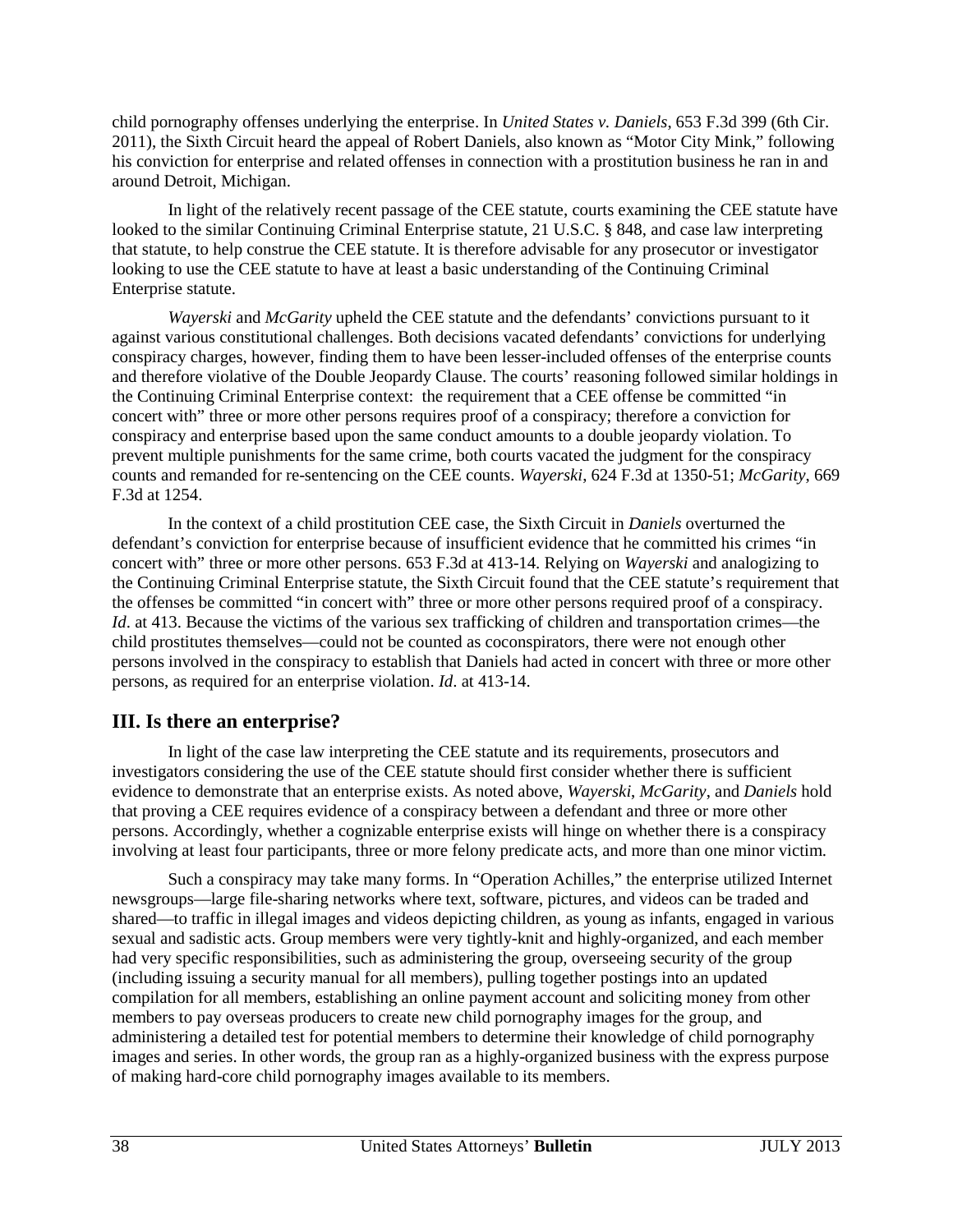child pornography offenses underlying the enterprise. In *United States v. Daniels*, 653 F.3d 399 (6th Cir. 2011), the Sixth Circuit heard the appeal of Robert Daniels, also known as "Motor City Mink," following his conviction for enterprise and related offenses in connection with a prostitution business he ran in and around Detroit, Michigan.

In light of the relatively recent passage of the CEE statute, courts examining the CEE statute have looked to the similar Continuing Criminal Enterprise statute, 21 U.S.C. § 848, and case law interpreting that statute, to help construe the CEE statute. It is therefore advisable for any prosecutor or investigator looking to use the CEE statute to have at least a basic understanding of the Continuing Criminal Enterprise statute.

*Wayerski* and *McGarity* upheld the CEE statute and the defendants' convictions pursuant to it against various constitutional challenges. Both decisions vacated defendants' convictions for underlying conspiracy charges, however, finding them to have been lesser-included offenses of the enterprise counts and therefore violative of the Double Jeopardy Clause. The courts' reasoning followed similar holdings in the Continuing Criminal Enterprise context: the requirement that a CEE offense be committed "in concert with" three or more other persons requires proof of a conspiracy; therefore a conviction for conspiracy and enterprise based upon the same conduct amounts to a double jeopardy violation. To prevent multiple punishments for the same crime, both courts vacated the judgment for the conspiracy counts and remanded for re-sentencing on the CEE counts. *Wayerski*, 624 F.3d at 1350-51; *McGarity*, 669 F.3d at 1254.

In the context of a child prostitution CEE case, the Sixth Circuit in *Daniels* overturned the defendant's conviction for enterprise because of insufficient evidence that he committed his crimes "in concert with" three or more other persons. 653 F.3d at 413-14. Relying on *Wayerski* and analogizing to the Continuing Criminal Enterprise statute, the Sixth Circuit found that the CEE statute's requirement that the offenses be committed "in concert with" three or more other persons required proof of a conspiracy. *Id*. at 413. Because the victims of the various sex trafficking of children and transportation crimes—the child prostitutes themselves—could not be counted as coconspirators, there were not enough other persons involved in the conspiracy to establish that Daniels had acted in concert with three or more other persons, as required for an enterprise violation. *Id*. at 413-14.

## III. Is there an enterprise?

In light of the case law interpreting the CEE statute and its requirements, prosecutors and investigators considering the use of the CEE statute should first consider whether there is sufficient evidence to demonstrate that an enterprise exists. As noted above, *Wayerski*, *McGarity*, and *Daniels* hold that proving a CEE requires evidence of a conspiracy between a defendant and three or more other persons. Accordingly, whether a cognizable enterprise exists will hinge on whether there is a conspiracy involving at least four participants, three or more felony predicate acts, and more than one minor victim.

Such a conspiracy may take many forms. In "Operation Achilles," the enterprise utilized Internet newsgroups—large file-sharing networks where text, software, pictures, and videos can be traded and shared—to traffic in illegal images and videos depicting children, as young as infants, engaged in various sexual and sadistic acts. Group members were very tightly-knit and highly-organized, and each member had very specific responsibilities, such as administering the group, overseeing security of the group (including issuing a security manual for all members), pulling together postings into an updated compilation for all members, establishing an online payment account and soliciting money from other members to pay overseas producers to create new child pornography images for the group, and administering a detailed test for potential members to determine their knowledge of child pornography images and series. In other words, the group ran as a highly-organized business with the express purpose of making hard-core child pornography images available to its members.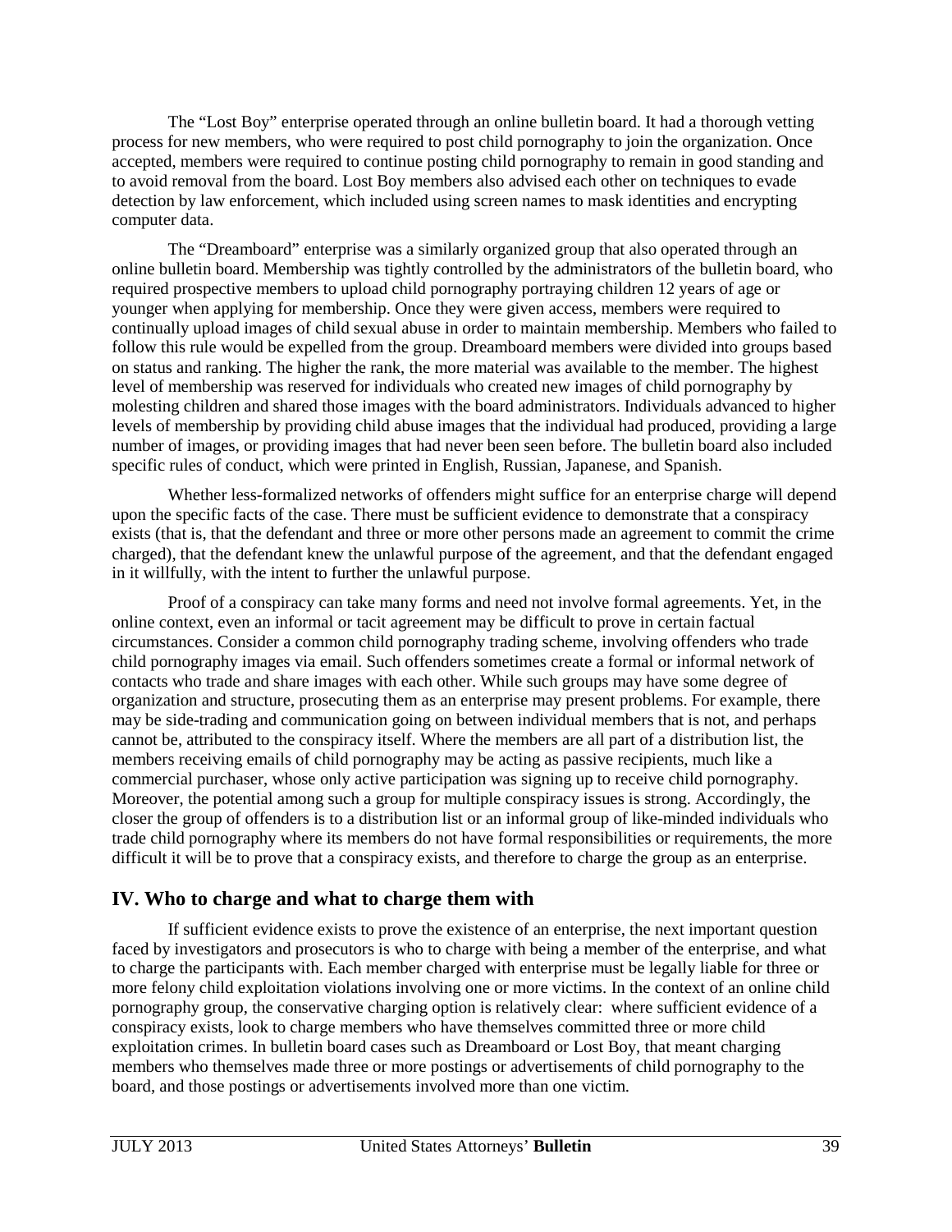The "Lost Boy" enterprise operated through an online bulletin board. It had a thorough vetting process for new members, who were required to post child pornography to join the organization. Once accepted, members were required to continue posting child pornography to remain in good standing and to avoid removal from the board. Lost Boy members also advised each other on techniques to evade detection by law enforcement, which included using screen names to mask identities and encrypting computer data.

The "Dreamboard" enterprise was a similarly organized group that also operated through an online bulletin board. Membership was tightly controlled by the administrators of the bulletin board, who required prospective members to upload child pornography portraying children 12 years of age or younger when applying for membership. Once they were given access, members were required to continually upload images of child sexual abuse in order to maintain membership. Members who failed to follow this rule would be expelled from the group. Dreamboard members were divided into groups based on status and ranking. The higher the rank, the more material was available to the member. The highest level of membership was reserved for individuals who created new images of child pornography by molesting children and shared those images with the board administrators. Individuals advanced to higher levels of membership by providing child abuse images that the individual had produced, providing a large number of images, or providing images that had never been seen before. The bulletin board also included specific rules of conduct, which were printed in English, Russian, Japanese, and Spanish.

Whether less-formalized networks of offenders might suffice for an enterprise charge will depend upon the specific facts of the case. There must be sufficient evidence to demonstrate that a conspiracy exists (that is, that the defendant and three or more other persons made an agreement to commit the crime charged), that the defendant knew the unlawful purpose of the agreement, and that the defendant engaged in it willfully, with the intent to further the unlawful purpose.

Proof of a conspiracy can take many forms and need not involve formal agreements. Yet, in the online context, even an informal or tacit agreement may be difficult to prove in certain factual circumstances. Consider a common child pornography trading scheme, involving offenders who trade child pornography images via email. Such offenders sometimes create a formal or informal network of contacts who trade and share images with each other. While such groups may have some degree of organization and structure, prosecuting them as an enterprise may present problems. For example, there may be side-trading and communication going on between individual members that is not, and perhaps cannot be, attributed to the conspiracy itself. Where the members are all part of a distribution list, the members receiving emails of child pornography may be acting as passive recipients, much like a commercial purchaser, whose only active participation was signing up to receive child pornography. Moreover, the potential among such a group for multiple conspiracy issues is strong. Accordingly, the closer the group of offenders is to a distribution list or an informal group of like-minded individuals who trade child pornography where its members do not have formal responsibilities or requirements, the more difficult it will be to prove that a conspiracy exists, and therefore to charge the group as an enterprise.

## IV. Who to charge and what to charge them with

If sufficient evidence exists to prove the existence of an enterprise, the next important question faced by investigators and prosecutors is who to charge with being a member of the enterprise, and what to charge the participants with. Each member charged with enterprise must be legally liable for three or more felony child exploitation violations involving one or more victims. In the context of an online child pornography group, the conservative charging option is relatively clear: where sufficient evidence of a conspiracy exists, look to charge members who have themselves committed three or more child exploitation crimes. In bulletin board cases such as Dreamboard or Lost Boy, that meant charging members who themselves made three or more postings or advertisements of child pornography to the board, and those postings or advertisements involved more than one victim.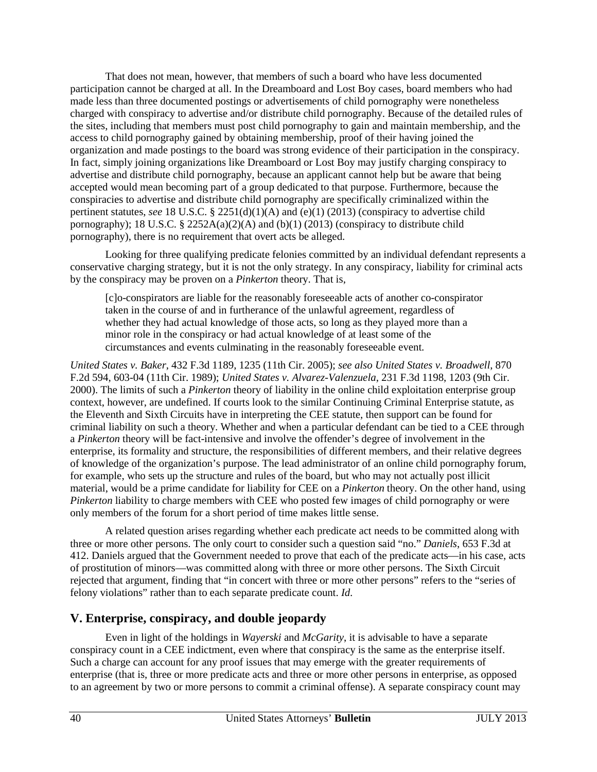That does not mean, however, that members of such a board who have less documented participation cannot be charged at all. In the Dreamboard and Lost Boy cases, board members who had made less than three documented postings or advertisements of child pornography were nonetheless charged with conspiracy to advertise and/or distribute child pornography. Because of the detailed rules of the sites, including that members must post child pornography to gain and maintain membership, and the access to child pornography gained by obtaining membership, proof of their having joined the organization and made postings to the board was strong evidence of their participation in the conspiracy. In fact, simply joining organizations like Dreamboard or Lost Boy may justify charging conspiracy to advertise and distribute child pornography, because an applicant cannot help but be aware that being accepted would mean becoming part of a group dedicated to that purpose. Furthermore, because the conspiracies to advertise and distribute child pornography are specifically criminalized within the pertinent statutes, *see* 18 U.S.C. § 2251(d)(1)(A) and (e)(1) (2013) (conspiracy to advertise child pornography); 18 U.S.C. § 2252A(a)(2)(A) and (b)(1) (2013) (conspiracy to distribute child pornography), there is no requirement that overt acts be alleged.

Looking for three qualifying predicate felonies committed by an individual defendant represents a conservative charging strategy, but it is not the only strategy. In any conspiracy, liability for criminal acts by the conspiracy may be proven on a *Pinkerton* theory. That is,

> [c]o-conspirators are liable for the reasonably foreseeable acts of another co-conspirator taken in the course of and in furtherance of the unlawful agreement, regardless of whether they had actual knowledge of those acts, so long as they played more than a minor role in the conspiracy or had actual knowledge of at least some of the circumstances and events culminating in the reasonably foreseeable event.

*United States v. Baker*, 432 F.3d 1189, 1235 (11th Cir. 2005); *see also United States v. Broadwell*, 870 F.2d 594, 603-04 (11th Cir. 1989); *United States v. Alvarez-Valenzuela*, 231 F.3d 1198, 1203 (9th Cir. 2000). The limits of such a *Pinkerton* theory of liability in the online child exploitation enterprise group context, however, are undefined. If courts look to the similar Continuing Criminal Enterprise statute, as the Eleventh and Sixth Circuits have in interpreting the CEE statute, then support can be found for criminal liability on such a theory. Whether and when a particular defendant can be tied to a CEE through a *Pinkerton* theory will be fact-intensive and involve the offender's degree of involvement in the enterprise, its formality and structure, the responsibilities of different members, and their relative degrees of knowledge of the organization's purpose. The lead administrator of an online child pornography forum, for example, who sets up the structure and rules of the board, but who may not actually post illicit material, would be a prime candidate for liability for CEE on a *Pinkerton* theory. On the other hand, using *Pinkerton* liability to charge members with CEE who posted few images of child pornography or were only members of the forum for a short period of time makes little sense.

A related question arises regarding whether each predicate act needs to be committed along with three or more other persons. The only court to consider such a question said "no." *Daniels*, 653 F.3d at 412. Daniels argued that the Government needed to prove that each of the predicate acts—in his case, acts of prostitution of minors—was committed along with three or more other persons. The Sixth Circuit rejected that argument, finding that "in concert with three or more other persons" refers to the "series of felony violations" rather than to each separate predicate count. *Id*.

## V. Enterprise, conspiracy, and double jeopardy

Even in light of the holdings in *Wayerski* and *McGarity*, it is advisable to have a separate conspiracy count in a CEE indictment, even where that conspiracy is the same as the enterprise itself. Such a charge can account for any proof issues that may emerge with the greater requirements of enterprise (that is, three or more predicate acts and three or more other persons in enterprise, as opposed to an agreement by two or more persons to commit a criminal offense). A separate conspiracy count may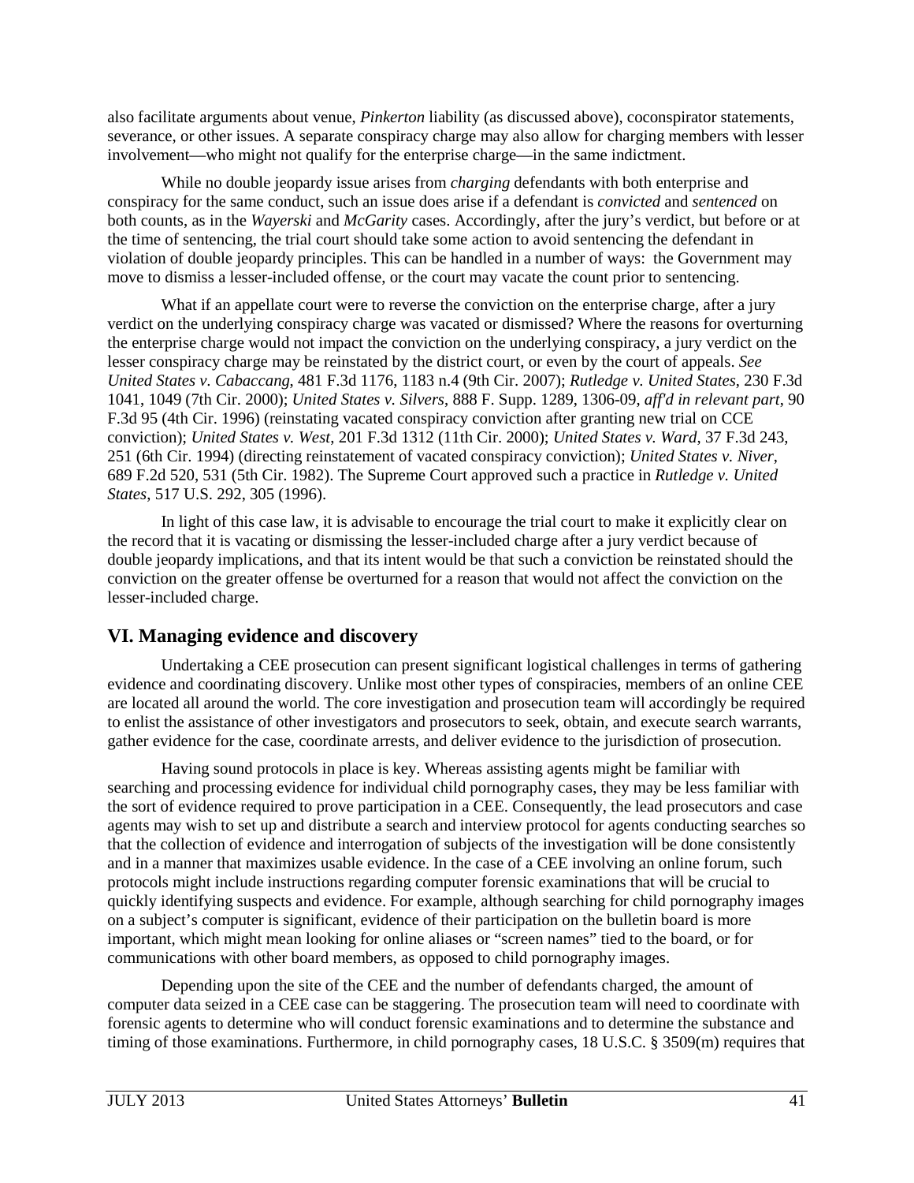also facilitate arguments about venue, *Pinkerton* liability (as discussed above), coconspirator statements, severance, or other issues. A separate conspiracy charge may also allow for charging members with lesser involvement—who might not qualify for the enterprise charge—in the same indictment.

While no double jeopardy issue arises from *charging* defendants with both enterprise and conspiracy for the same conduct, such an issue does arise if a defendant is *convicted* and *sentenced* on both counts, as in the *Wayerski* and *McGarity* cases. Accordingly, after the jury's verdict, but before or at the time of sentencing, the trial court should take some action to avoid sentencing the defendant in violation of double jeopardy principles. This can be handled in a number of ways: the Government may move to dismiss a lesser-included offense, or the court may vacate the count prior to sentencing.

What if an appellate court were to reverse the conviction on the enterprise charge, after a jury verdict on the underlying conspiracy charge was vacated or dismissed? Where the reasons for overturning the enterprise charge would not impact the conviction on the underlying conspiracy, a jury verdict on the lesser conspiracy charge may be reinstated by the district court, or even by the court of appeals. *See United States v. Cabaccang*, 481 F.3d 1176, 1183 n.4 (9th Cir. 2007); *Rutledge v. United States*, 230 F.3d 1041, 1049 (7th Cir. 2000); *United States v. Silvers*, 888 F. Supp. 1289, 1306-09, *aff'd in relevant part*, 90 F.3d 95 (4th Cir. 1996) (reinstating vacated conspiracy conviction after granting new trial on CCE conviction); *United States v. West*, 201 F.3d 1312 (11th Cir. 2000); *United States v. Ward*, 37 F.3d 243, 251 (6th Cir. 1994) (directing reinstatement of vacated conspiracy conviction); *United States v. Niver*, 689 F.2d 520, 531 (5th Cir. 1982). The Supreme Court approved such a practice in *Rutledge v. United States*, 517 U.S. 292, 305 (1996).

In light of this case law, it is advisable to encourage the trial court to make it explicitly clear on the record that it is vacating or dismissing the lesser-included charge after a jury verdict because of double jeopardy implications, and that its intent would be that such a conviction be reinstated should the conviction on the greater offense be overturned for a reason that would not affect the conviction on the lesser-included charge.

## VI. Managing evidence and discovery

Undertaking a CEE prosecution can present significant logistical challenges in terms of gathering evidence and coordinating discovery. Unlike most other types of conspiracies, members of an online CEE are located all around the world. The core investigation and prosecution team will accordingly be required to enlist the assistance of other investigators and prosecutors to seek, obtain, and execute search warrants, gather evidence for the case, coordinate arrests, and deliver evidence to the jurisdiction of prosecution.

Having sound protocols in place is key. Whereas assisting agents might be familiar with searching and processing evidence for individual child pornography cases, they may be less familiar with the sort of evidence required to prove participation in a CEE. Consequently, the lead prosecutors and case agents may wish to set up and distribute a search and interview protocol for agents conducting searches so that the collection of evidence and interrogation of subjects of the investigation will be done consistently and in a manner that maximizes usable evidence. In the case of a CEE involving an online forum, such protocols might include instructions regarding computer forensic examinations that will be crucial to quickly identifying suspects and evidence. For example, although searching for child pornography images on a subject's computer is significant, evidence of their participation on the bulletin board is more important, which might mean looking for online aliases or "screen names" tied to the board, or for communications with other board members, as opposed to child pornography images.

Depending upon the site of the CEE and the number of defendants charged, the amount of computer data seized in a CEE case can be staggering. The prosecution team will need to coordinate with forensic agents to determine who will conduct forensic examinations and to determine the substance and timing of those examinations. Furthermore, in child pornography cases, 18 U.S.C. § 3509(m) requires that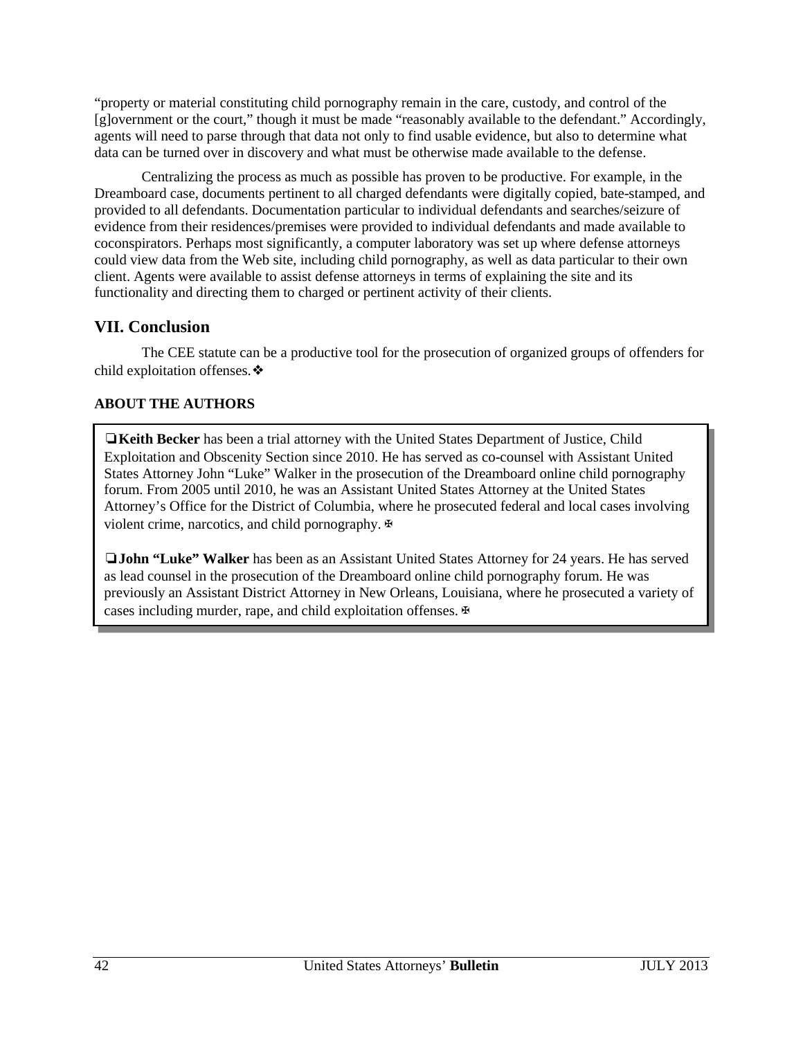"property or material constituting child pornography remain in the care, custody, and control of the [g]overnment or the court," though it must be made "reasonably available to the defendant." Accordingly, agents will need to parse through that data not only to find usable evidence, but also to determine what data can be turned over in discovery and what must be otherwise made available to the defense.

Centralizing the process as much as possible has proven to be productive. For example, in the Dreamboard case, documents pertinent to all charged defendants were digitally copied, bate-stamped, and provided to all defendants. Documentation particular to individual defendants and searches/seizure of evidence from their residences/premises were provided to individual defendants and made available to coconspirators. Perhaps most significantly, a computer laboratory was set up where defense attorneys could view data from the Web site, including child pornography, as well as data particular to their own client. Agents were available to assist defense attorneys in terms of explaining the site and its functionality and directing them to charged or pertinent activity of their clients.

## VII. Conclusion

The CEE statute can be a productive tool for the prosecution of organized groups of offenders for child exploitation offenses.❖

**ABOUT THE AUTHORS**

❏**Keith Becker** has been a trial attorney with the United States Department of Justice, Child Exploitation and Obscenity Section since 2010. He has served as co-counsel with Assistant United States Attorney John "Luke" Walker in the prosecution of the Dreamboard online child pornography forum. From 2005 until 2010, he was an Assistant United States Attorney at the United States Attorney's Office for the District of Columbia, where he prosecuted federal and local cases involving violent crime, narcotics, and child pornography. ✠

❏**John "Luke" Walker** has been as an Assistant United States Attorney for 24 years. He has served as lead counsel in the prosecution of the Dreamboard online child pornography forum. He was previously an Assistant District Attorney in New Orleans, Louisiana, where he prosecuted a variety of cases including murder, rape, and child exploitation offenses. ✠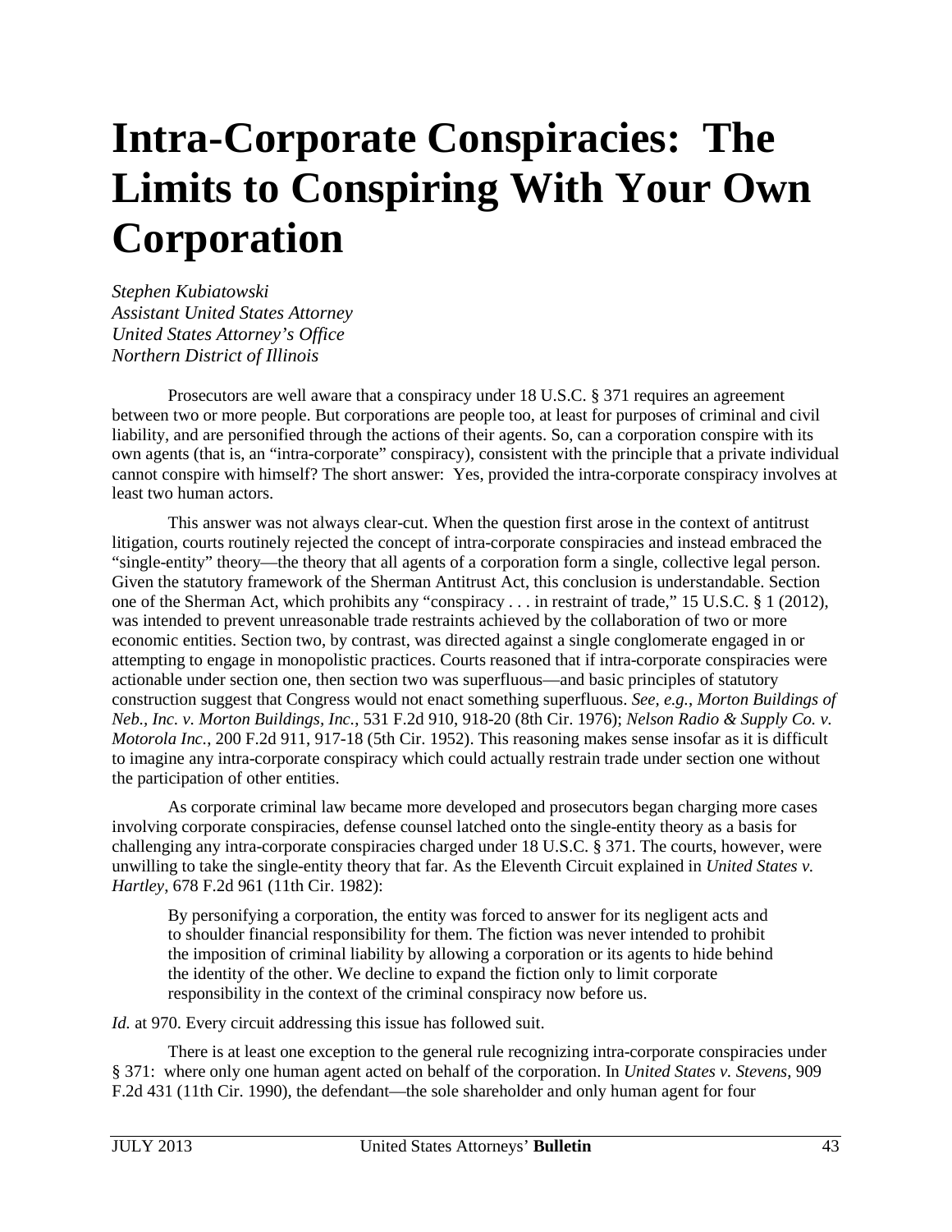// Intra-Corporate Conspiracies: The Limits to Conspiring With Your Own Corporation

# Intra-Corporate Conspiracies: The Limits to Conspiring With Your Own Corporation

*Stephen Kubiatowski*
*Assistant United States Attorney*
*United States Attorney's Office*
*Northern District of Illinois*

Prosecutors are well aware that a conspiracy under 18 U.S.C. § 371 requires an agreement between two or more people. But corporations are people too, at least for purposes of criminal and civil liability, and are personified through the actions of their agents. So, can a corporation conspire with its own agents (that is, an "intra-corporate" conspiracy), consistent with the principle that a private individual cannot conspire with himself? The short answer: Yes, provided the intra-corporate conspiracy involves at least two human actors.

This answer was not always clear-cut. When the question first arose in the context of antitrust litigation, courts routinely rejected the concept of intra-corporate conspiracies and instead embraced the "single-entity" theory—the theory that all agents of a corporation form a single, collective legal person. Given the statutory framework of the Sherman Antitrust Act, this conclusion is understandable. Section one of the Sherman Act, which prohibits any "conspiracy . . . in restraint of trade," 15 U.S.C. § 1 (2012), was intended to prevent unreasonable trade restraints achieved by the collaboration of two or more economic entities. Section two, by contrast, was directed against a single conglomerate engaged in or attempting to engage in monopolistic practices. Courts reasoned that if intra-corporate conspiracies were actionable under section one, then section two was superfluous—and basic principles of statutory construction suggest that Congress would not enact something superfluous. *See, e.g.*, *Morton Buildings of Neb., Inc. v. Morton Buildings, Inc.*, 531 F.2d 910, 918-20 (8th Cir. 1976); *Nelson Radio & Supply Co. v. Motorola Inc.*, 200 F.2d 911, 917-18 (5th Cir. 1952). This reasoning makes sense insofar as it is difficult to imagine any intra-corporate conspiracy which could actually restrain trade under section one without the participation of other entities.

As corporate criminal law became more developed and prosecutors began charging more cases involving corporate conspiracies, defense counsel latched onto the single-entity theory as a basis for challenging any intra-corporate conspiracies charged under 18 U.S.C. § 371. The courts, however, were unwilling to take the single-entity theory that far. As the Eleventh Circuit explained in *United States v. Hartley*, 678 F.2d 961 (11th Cir. 1982):

> By personifying a corporation, the entity was forced to answer for its negligent acts and to shoulder financial responsibility for them. The fiction was never intended to prohibit the imposition of criminal liability by allowing a corporation or its agents to hide behind the identity of the other. We decline to expand the fiction only to limit corporate responsibility in the context of the criminal conspiracy now before us.

*Id.* at 970. Every circuit addressing this issue has followed suit.

There is at least one exception to the general rule recognizing intra-corporate conspiracies under § 371: where only one human agent acted on behalf of the corporation. In *United States v. Stevens*, 909 F.2d 431 (11th Cir. 1990), the defendant—the sole shareholder and only human agent for four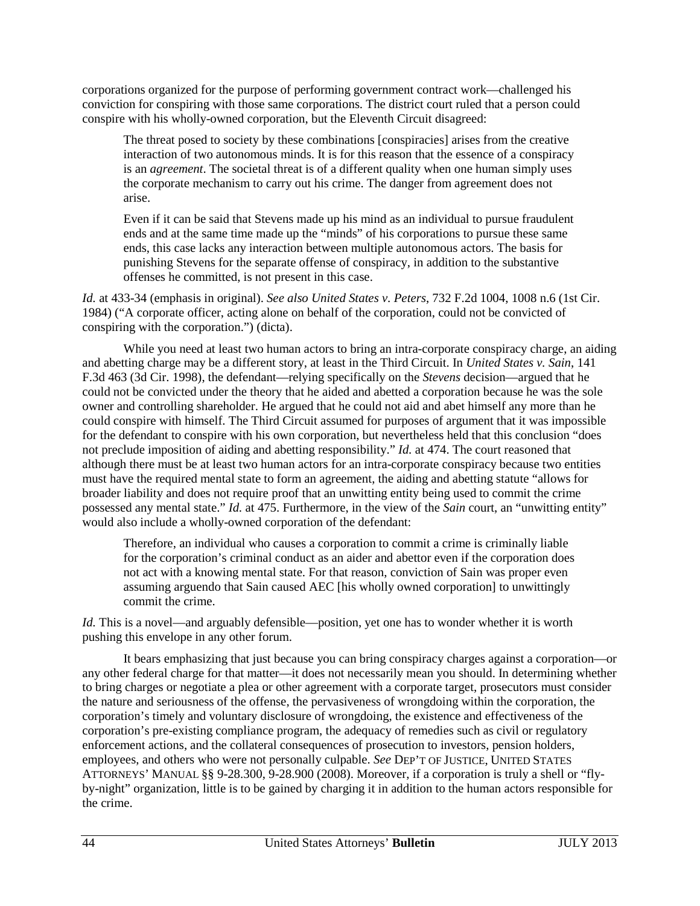corporations organized for the purpose of performing government contract work—challenged his conviction for conspiring with those same corporations. The district court ruled that a person could conspire with his wholly-owned corporation, but the Eleventh Circuit disagreed:

> The threat posed to society by these combinations [conspiracies] arises from the creative interaction of two autonomous minds. It is for this reason that the essence of a conspiracy is an *agreement*. The societal threat is of a different quality when one human simply uses the corporate mechanism to carry out his crime. The danger from agreement does not arise.
>
> Even if it can be said that Stevens made up his mind as an individual to pursue fraudulent ends and at the same time made up the "minds" of his corporations to pursue these same ends, this case lacks any interaction between multiple autonomous actors. The basis for punishing Stevens for the separate offense of conspiracy, in addition to the substantive offenses he committed, is not present in this case.

*Id.* at 433-34 (emphasis in original). *See also United States v. Peters*, 732 F.2d 1004, 1008 n.6 (1st Cir. 1984) ("A corporate officer, acting alone on behalf of the corporation, could not be convicted of conspiring with the corporation.") (dicta).

While you need at least two human actors to bring an intra-corporate conspiracy charge, an aiding and abetting charge may be a different story, at least in the Third Circuit. In *United States v. Sain*, 141 F.3d 463 (3d Cir. 1998), the defendant—relying specifically on the *Stevens* decision—argued that he could not be convicted under the theory that he aided and abetted a corporation because he was the sole owner and controlling shareholder. He argued that he could not aid and abet himself any more than he could conspire with himself. The Third Circuit assumed for purposes of argument that it was impossible for the defendant to conspire with his own corporation, but nevertheless held that this conclusion "does not preclude imposition of aiding and abetting responsibility." *Id.* at 474. The court reasoned that although there must be at least two human actors for an intra-corporate conspiracy because two entities must have the required mental state to form an agreement, the aiding and abetting statute "allows for broader liability and does not require proof that an unwitting entity being used to commit the crime possessed any mental state." *Id.* at 475. Furthermore, in the view of the *Sain* court, an "unwitting entity" would also include a wholly-owned corporation of the defendant:

> Therefore, an individual who causes a corporation to commit a crime is criminally liable for the corporation's criminal conduct as an aider and abettor even if the corporation does not act with a knowing mental state. For that reason, conviction of Sain was proper even assuming arguendo that Sain caused AEC [his wholly owned corporation] to unwittingly commit the crime.

*Id.* This is a novel—and arguably defensible—position, yet one has to wonder whether it is worth pushing this envelope in any other forum.

It bears emphasizing that just because you can bring conspiracy charges against a corporation—or any other federal charge for that matter—it does not necessarily mean you should. In determining whether to bring charges or negotiate a plea or other agreement with a corporate target, prosecutors must consider the nature and seriousness of the offense, the pervasiveness of wrongdoing within the corporation, the corporation's timely and voluntary disclosure of wrongdoing, the existence and effectiveness of the corporation's pre-existing compliance program, the adequacy of remedies such as civil or regulatory enforcement actions, and the collateral consequences of prosecution to investors, pension holders, employees, and others who were not personally culpable. *See* DEP'T OF JUSTICE, UNITED STATES ATTORNEYS' MANUAL §§ 9-28.300, 9-28.900 (2008). Moreover, if a corporation is truly a shell or "fly-by-night" organization, little is to be gained by charging it in addition to the human actors responsible for the crime.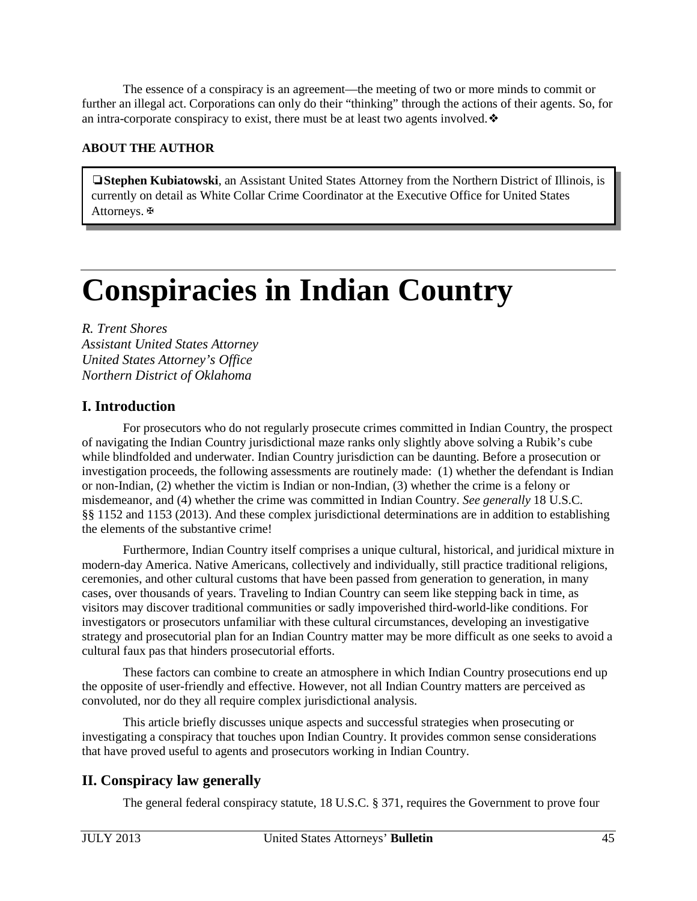The essence of a conspiracy is an agreement—the meeting of two or more minds to commit or further an illegal act. Corporations can only do their "thinking" through the actions of their agents. So, for an intra-corporate conspiracy to exist, there must be at least two agents involved.❖

**ABOUT THE AUTHOR**

❏**Stephen Kubiatowski**, an Assistant United States Attorney from the Northern District of Illinois, is currently on detail as White Collar Crime Coordinator at the Executive Office for United States Attorneys.✠

# Conspiracies in Indian Country

*R. Trent Shores*
*Assistant United States Attorney*
*United States Attorney's Office*
*Northern District of Oklahoma*

## I. Introduction

For prosecutors who do not regularly prosecute crimes committed in Indian Country, the prospect of navigating the Indian Country jurisdictional maze ranks only slightly above solving a Rubik's cube while blindfolded and underwater. Indian Country jurisdiction can be daunting. Before a prosecution or investigation proceeds, the following assessments are routinely made: (1) whether the defendant is Indian or non-Indian, (2) whether the victim is Indian or non-Indian, (3) whether the crime is a felony or misdemeanor, and (4) whether the crime was committed in Indian Country. *See generally* 18 U.S.C. §§ 1152 and 1153 (2013). And these complex jurisdictional determinations are in addition to establishing the elements of the substantive crime!

Furthermore, Indian Country itself comprises a unique cultural, historical, and juridical mixture in modern-day America. Native Americans, collectively and individually, still practice traditional religions, ceremonies, and other cultural customs that have been passed from generation to generation, in many cases, over thousands of years. Traveling to Indian Country can seem like stepping back in time, as visitors may discover traditional communities or sadly impoverished third-world-like conditions. For investigators or prosecutors unfamiliar with these cultural circumstances, developing an investigative strategy and prosecutorial plan for an Indian Country matter may be more difficult as one seeks to avoid a cultural faux pas that hinders prosecutorial efforts.

These factors can combine to create an atmosphere in which Indian Country prosecutions end up the opposite of user-friendly and effective. However, not all Indian Country matters are perceived as convoluted, nor do they all require complex jurisdictional analysis.

This article briefly discusses unique aspects and successful strategies when prosecuting or investigating a conspiracy that touches upon Indian Country. It provides common sense considerations that have proved useful to agents and prosecutors working in Indian Country.

## II. Conspiracy law generally

The general federal conspiracy statute, 18 U.S.C. § 371, requires the Government to prove four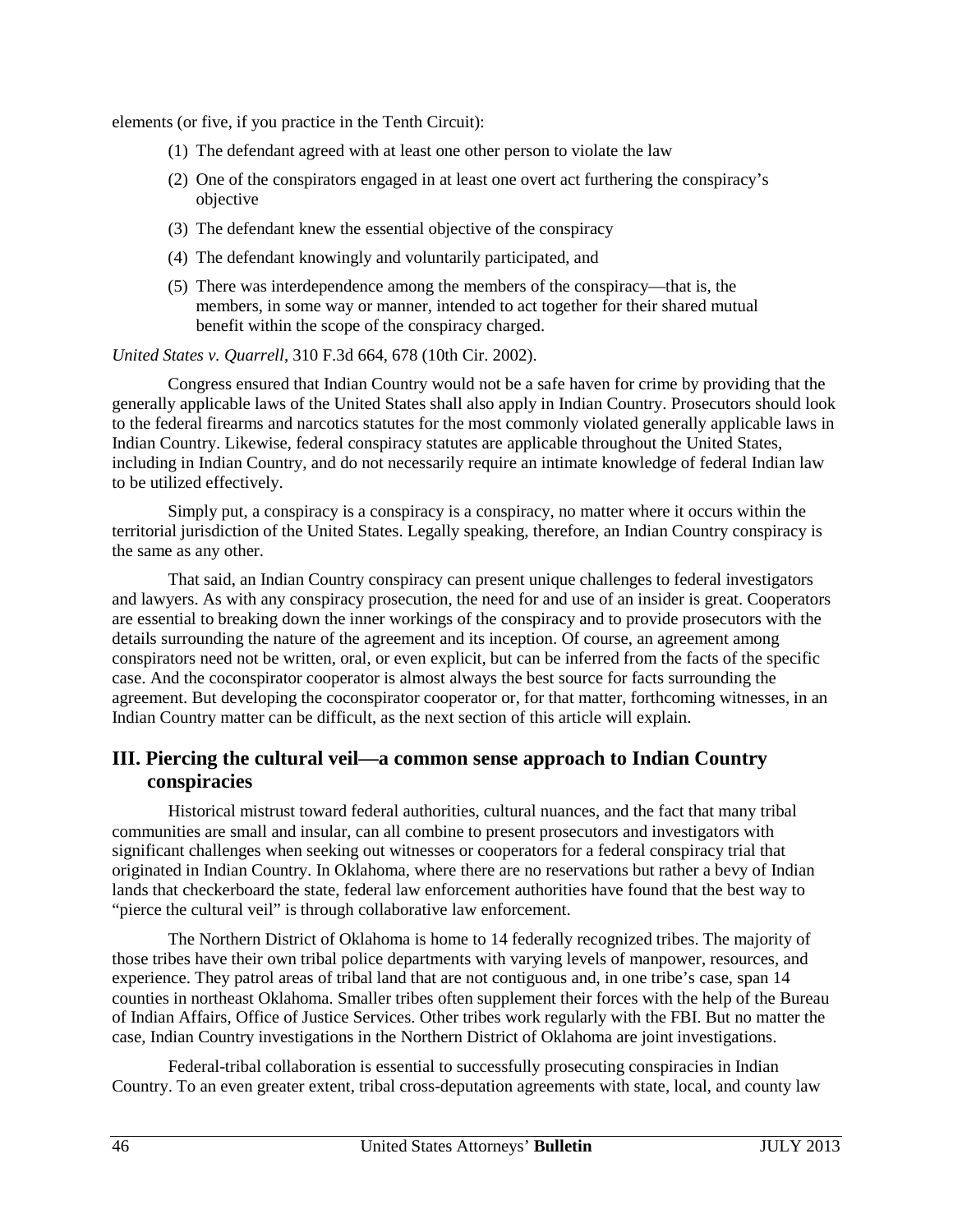elements (or five, if you practice in the Tenth Circuit):

1. (1) The defendant agreed with at least one other person to violate the law
2. (2) One of the conspirators engaged in at least one overt act furthering the conspiracy's objective
3. (3) The defendant knew the essential objective of the conspiracy
4. (4) The defendant knowingly and voluntarily participated, and
5. (5) There was interdependence among the members of the conspiracy—that is, the members, in some way or manner, intended to act together for their shared mutual benefit within the scope of the conspiracy charged.

*United States v. Quarrell*, 310 F.3d 664, 678 (10th Cir. 2002).

Congress ensured that Indian Country would not be a safe haven for crime by providing that the generally applicable laws of the United States shall also apply in Indian Country. Prosecutors should look to the federal firearms and narcotics statutes for the most commonly violated generally applicable laws in Indian Country. Likewise, federal conspiracy statutes are applicable throughout the United States, including in Indian Country, and do not necessarily require an intimate knowledge of federal Indian law to be utilized effectively.

Simply put, a conspiracy is a conspiracy is a conspiracy, no matter where it occurs within the territorial jurisdiction of the United States. Legally speaking, therefore, an Indian Country conspiracy is the same as any other.

That said, an Indian Country conspiracy can present unique challenges to federal investigators and lawyers. As with any conspiracy prosecution, the need for and use of an insider is great. Cooperators are essential to breaking down the inner workings of the conspiracy and to provide prosecutors with the details surrounding the nature of the agreement and its inception. Of course, an agreement among conspirators need not be written, oral, or even explicit, but can be inferred from the facts of the specific case. And the coconspirator cooperator is almost always the best source for facts surrounding the agreement. But developing the coconspirator cooperator or, for that matter, forthcoming witnesses, in an Indian Country matter can be difficult, as the next section of this article will explain.

## III. Piercing the cultural veil—a common sense approach to Indian Country conspiracies

Historical mistrust toward federal authorities, cultural nuances, and the fact that many tribal communities are small and insular, can all combine to present prosecutors and investigators with significant challenges when seeking out witnesses or cooperators for a federal conspiracy trial that originated in Indian Country. In Oklahoma, where there are no reservations but rather a bevy of Indian lands that checkerboard the state, federal law enforcement authorities have found that the best way to "pierce the cultural veil" is through collaborative law enforcement.

The Northern District of Oklahoma is home to 14 federally recognized tribes. The majority of those tribes have their own tribal police departments with varying levels of manpower, resources, and experience. They patrol areas of tribal land that are not contiguous and, in one tribe's case, span 14 counties in northeast Oklahoma. Smaller tribes often supplement their forces with the help of the Bureau of Indian Affairs, Office of Justice Services. Other tribes work regularly with the FBI. But no matter the case, Indian Country investigations in the Northern District of Oklahoma are joint investigations.

Federal-tribal collaboration is essential to successfully prosecuting conspiracies in Indian Country. To an even greater extent, tribal cross-deputation agreements with state, local, and county law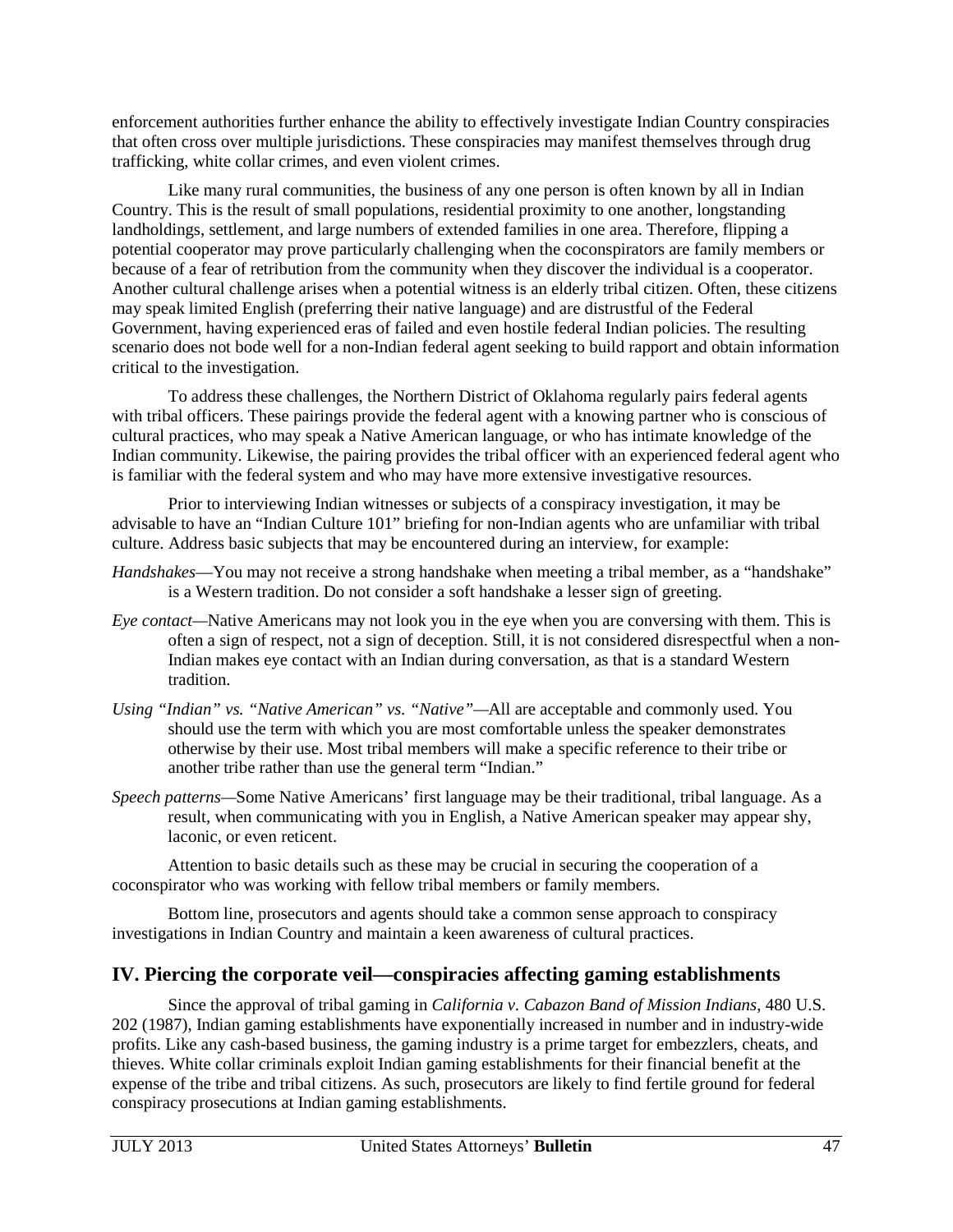enforcement authorities further enhance the ability to effectively investigate Indian Country conspiracies that often cross over multiple jurisdictions. These conspiracies may manifest themselves through drug trafficking, white collar crimes, and even violent crimes.

Like many rural communities, the business of any one person is often known by all in Indian Country. This is the result of small populations, residential proximity to one another, longstanding landholdings, settlement, and large numbers of extended families in one area. Therefore, flipping a potential cooperator may prove particularly challenging when the coconspirators are family members or because of a fear of retribution from the community when they discover the individual is a cooperator. Another cultural challenge arises when a potential witness is an elderly tribal citizen. Often, these citizens may speak limited English (preferring their native language) and are distrustful of the Federal Government, having experienced eras of failed and even hostile federal Indian policies. The resulting scenario does not bode well for a non-Indian federal agent seeking to build rapport and obtain information critical to the investigation.

To address these challenges, the Northern District of Oklahoma regularly pairs federal agents with tribal officers. These pairings provide the federal agent with a knowing partner who is conscious of cultural practices, who may speak a Native American language, or who has intimate knowledge of the Indian community. Likewise, the pairing provides the tribal officer with an experienced federal agent who is familiar with the federal system and who may have more extensive investigative resources.

Prior to interviewing Indian witnesses or subjects of a conspiracy investigation, it may be advisable to have an "Indian Culture 101" briefing for non-Indian agents who are unfamiliar with tribal culture. Address basic subjects that may be encountered during an interview, for example:

*Handshakes*—You may not receive a strong handshake when meeting a tribal member, as a "handshake" is a Western tradition. Do not consider a soft handshake a lesser sign of greeting.

*Eye contact—*Native Americans may not look you in the eye when you are conversing with them. This is often a sign of respect, not a sign of deception. Still, it is not considered disrespectful when a non-Indian makes eye contact with an Indian during conversation, as that is a standard Western tradition.

*Using "Indian" vs. "Native American" vs. "Native"—*All are acceptable and commonly used. You should use the term with which you are most comfortable unless the speaker demonstrates otherwise by their use. Most tribal members will make a specific reference to their tribe or another tribe rather than use the general term "Indian."

*Speech patterns—*Some Native Americans' first language may be their traditional, tribal language. As a result, when communicating with you in English, a Native American speaker may appear shy, laconic, or even reticent.

Attention to basic details such as these may be crucial in securing the cooperation of a coconspirator who was working with fellow tribal members or family members.

Bottom line, prosecutors and agents should take a common sense approach to conspiracy investigations in Indian Country and maintain a keen awareness of cultural practices.

## IV. Piercing the corporate veil—conspiracies affecting gaming establishments

Since the approval of tribal gaming in *California v. Cabazon Band of Mission Indians*, 480 U.S. 202 (1987), Indian gaming establishments have exponentially increased in number and in industry-wide profits. Like any cash-based business, the gaming industry is a prime target for embezzlers, cheats, and thieves. White collar criminals exploit Indian gaming establishments for their financial benefit at the expense of the tribe and tribal citizens. As such, prosecutors are likely to find fertile ground for federal conspiracy prosecutions at Indian gaming establishments.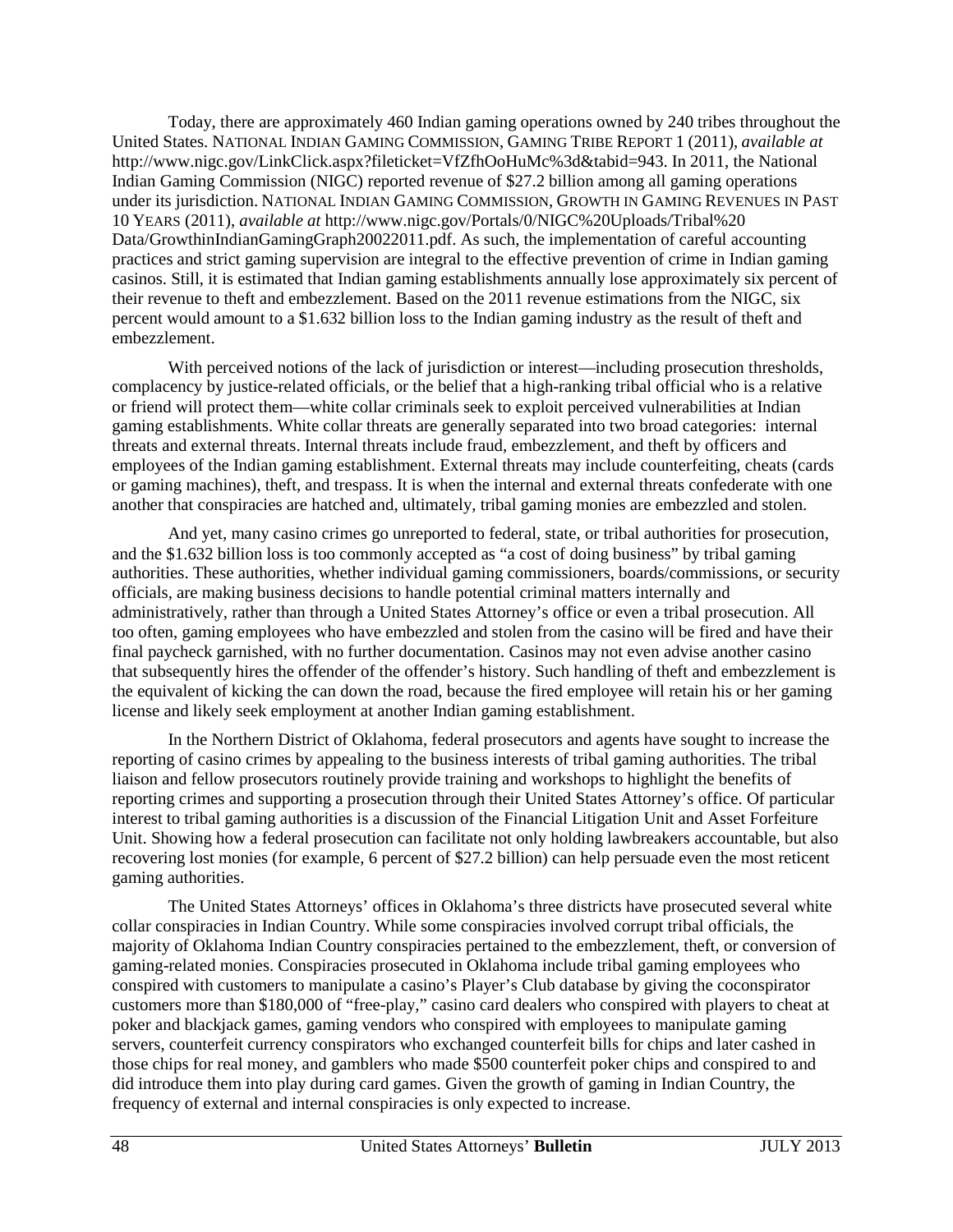Today, there are approximately 460 Indian gaming operations owned by 240 tribes throughout the United States. NATIONAL INDIAN GAMING COMMISSION, GAMING TRIBE REPORT 1 (2011), *available at* http://www.nigc.gov/LinkClick.aspx?fileticket=VfZfhOoHuMc%3d&tabid=943. In 2011, the National Indian Gaming Commission (NIGC) reported revenue of $27.2 billion among all gaming operations under its jurisdiction. NATIONAL INDIAN GAMING COMMISSION, GROWTH IN GAMING REVENUES IN PAST 10 YEARS (2011), *available at* http://www.nigc.gov/Portals/0/NIGC%20Uploads/Tribal%20 Data/GrowthinIndianGamingGraph20022011.pdf. As such, the implementation of careful accounting practices and strict gaming supervision are integral to the effective prevention of crime in Indian gaming casinos. Still, it is estimated that Indian gaming establishments annually lose approximately six percent of their revenue to theft and embezzlement. Based on the 2011 revenue estimations from the NIGC, six percent would amount to a $1.632 billion loss to the Indian gaming industry as the result of theft and embezzlement.

With perceived notions of the lack of jurisdiction or interest—including prosecution thresholds, complacency by justice-related officials, or the belief that a high-ranking tribal official who is a relative or friend will protect them—white collar criminals seek to exploit perceived vulnerabilities at Indian gaming establishments. White collar threats are generally separated into two broad categories: internal threats and external threats. Internal threats include fraud, embezzlement, and theft by officers and employees of the Indian gaming establishment. External threats may include counterfeiting, cheats (cards or gaming machines), theft, and trespass. It is when the internal and external threats confederate with one another that conspiracies are hatched and, ultimately, tribal gaming monies are embezzled and stolen.

And yet, many casino crimes go unreported to federal, state, or tribal authorities for prosecution, and the $1.632 billion loss is too commonly accepted as "a cost of doing business" by tribal gaming authorities. These authorities, whether individual gaming commissioners, boards/commissions, or security officials, are making business decisions to handle potential criminal matters internally and administratively, rather than through a United States Attorney's office or even a tribal prosecution. All too often, gaming employees who have embezzled and stolen from the casino will be fired and have their final paycheck garnished, with no further documentation. Casinos may not even advise another casino that subsequently hires the offender of the offender's history. Such handling of theft and embezzlement is the equivalent of kicking the can down the road, because the fired employee will retain his or her gaming license and likely seek employment at another Indian gaming establishment.

In the Northern District of Oklahoma, federal prosecutors and agents have sought to increase the reporting of casino crimes by appealing to the business interests of tribal gaming authorities. The tribal liaison and fellow prosecutors routinely provide training and workshops to highlight the benefits of reporting crimes and supporting a prosecution through their United States Attorney's office. Of particular interest to tribal gaming authorities is a discussion of the Financial Litigation Unit and Asset Forfeiture Unit. Showing how a federal prosecution can facilitate not only holding lawbreakers accountable, but also recovering lost monies (for example, 6 percent of $27.2 billion) can help persuade even the most reticent gaming authorities.

The United States Attorneys' offices in Oklahoma's three districts have prosecuted several white collar conspiracies in Indian Country. While some conspiracies involved corrupt tribal officials, the majority of Oklahoma Indian Country conspiracies pertained to the embezzlement, theft, or conversion of gaming-related monies. Conspiracies prosecuted in Oklahoma include tribal gaming employees who conspired with customers to manipulate a casino's Player's Club database by giving the coconspirator customers more than $180,000 of "free-play," casino card dealers who conspired with players to cheat at poker and blackjack games, gaming vendors who conspired with employees to manipulate gaming servers, counterfeit currency conspirators who exchanged counterfeit bills for chips and later cashed in those chips for real money, and gamblers who made $500 counterfeit poker chips and conspired to and did introduce them into play during card games. Given the growth of gaming in Indian Country, the frequency of external and internal conspiracies is only expected to increase.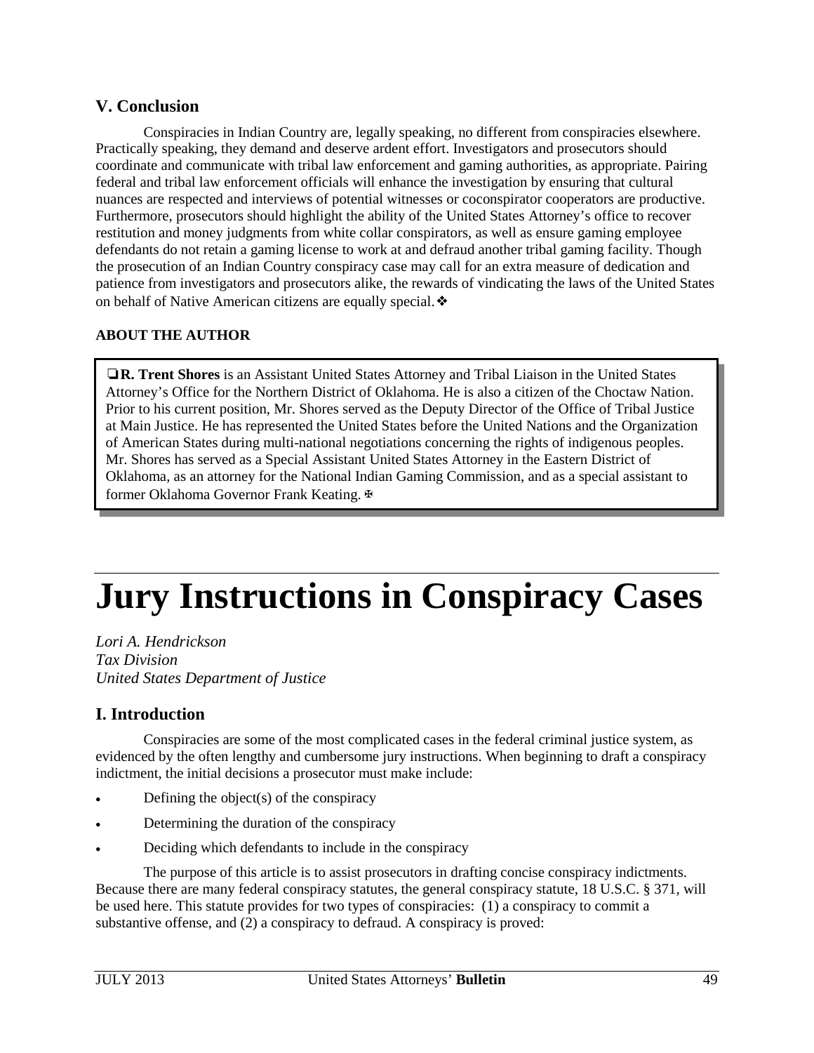## V. Conclusion

Conspiracies in Indian Country are, legally speaking, no different from conspiracies elsewhere. Practically speaking, they demand and deserve ardent effort. Investigators and prosecutors should coordinate and communicate with tribal law enforcement and gaming authorities, as appropriate. Pairing federal and tribal law enforcement officials will enhance the investigation by ensuring that cultural nuances are respected and interviews of potential witnesses or coconspirator cooperators are productive. Furthermore, prosecutors should highlight the ability of the United States Attorney's office to recover restitution and money judgments from white collar conspirators, as well as ensure gaming employee defendants do not retain a gaming license to work at and defraud another tribal gaming facility. Though the prosecution of an Indian Country conspiracy case may call for an extra measure of dedication and patience from investigators and prosecutors alike, the rewards of vindicating the laws of the United States on behalf of Native American citizens are equally special.❖

### ABOUT THE AUTHOR

❑**R. Trent Shores** is an Assistant United States Attorney and Tribal Liaison in the United States Attorney's Office for the Northern District of Oklahoma. He is also a citizen of the Choctaw Nation. Prior to his current position, Mr. Shores served as the Deputy Director of the Office of Tribal Justice at Main Justice. He has represented the United States before the United Nations and the Organization of American States during multi-national negotiations concerning the rights of indigenous peoples. Mr. Shores has served as a Special Assistant United States Attorney in the Eastern District of Oklahoma, as an attorney for the National Indian Gaming Commission, and as a special assistant to former Oklahoma Governor Frank Keating.✠

# Jury Instructions in Conspiracy Cases

*Lori A. Hendrickson*
*Tax Division*
*United States Department of Justice*

## I. Introduction

Conspiracies are some of the most complicated cases in the federal criminal justice system, as evidenced by the often lengthy and cumbersome jury instructions. When beginning to draft a conspiracy indictment, the initial decisions a prosecutor must make include:

- Defining the object(s) of the conspiracy
- Determining the duration of the conspiracy
- Deciding which defendants to include in the conspiracy

The purpose of this article is to assist prosecutors in drafting concise conspiracy indictments. Because there are many federal conspiracy statutes, the general conspiracy statute, 18 U.S.C. § 371, will be used here. This statute provides for two types of conspiracies: (1) a conspiracy to commit a substantive offense, and (2) a conspiracy to defraud. A conspiracy is proved: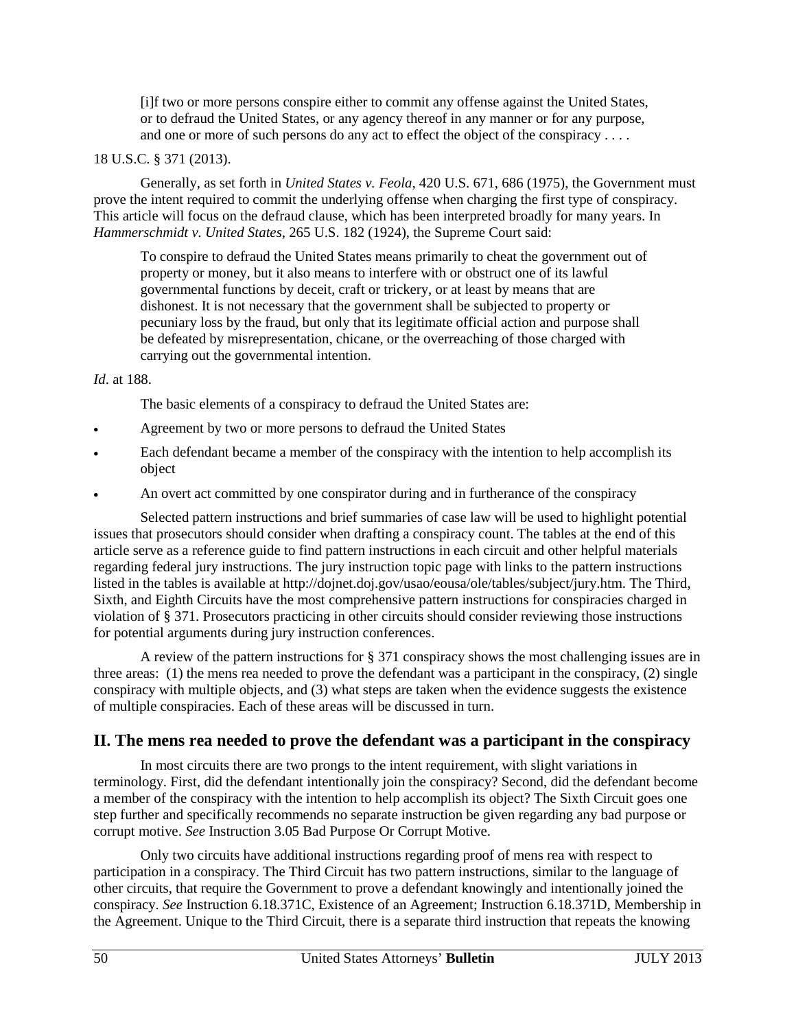[i]f two or more persons conspire either to commit any offense against the United States, or to defraud the United States, or any agency thereof in any manner or for any purpose, and one or more of such persons do any act to effect the object of the conspiracy . . . .

18 U.S.C. § 371 (2013).

Generally, as set forth in *United States v. Feola*, 420 U.S. 671, 686 (1975), the Government must prove the intent required to commit the underlying offense when charging the first type of conspiracy. This article will focus on the defraud clause, which has been interpreted broadly for many years. In *Hammerschmidt v. United States*, 265 U.S. 182 (1924), the Supreme Court said:

> To conspire to defraud the United States means primarily to cheat the government out of property or money, but it also means to interfere with or obstruct one of its lawful governmental functions by deceit, craft or trickery, or at least by means that are dishonest. It is not necessary that the government shall be subjected to property or pecuniary loss by the fraud, but only that its legitimate official action and purpose shall be defeated by misrepresentation, chicane, or the overreaching of those charged with carrying out the governmental intention.

*Id*. at 188.

The basic elements of a conspiracy to defraud the United States are:

- Agreement by two or more persons to defraud the United States
- Each defendant became a member of the conspiracy with the intention to help accomplish its object
- An overt act committed by one conspirator during and in furtherance of the conspiracy

Selected pattern instructions and brief summaries of case law will be used to highlight potential issues that prosecutors should consider when drafting a conspiracy count. The tables at the end of this article serve as a reference guide to find pattern instructions in each circuit and other helpful materials regarding federal jury instructions. The jury instruction topic page with links to the pattern instructions listed in the tables is available at http://dojnet.doj.gov/usao/eousa/ole/tables/subject/jury.htm. The Third, Sixth, and Eighth Circuits have the most comprehensive pattern instructions for conspiracies charged in violation of § 371. Prosecutors practicing in other circuits should consider reviewing those instructions for potential arguments during jury instruction conferences.

A review of the pattern instructions for § 371 conspiracy shows the most challenging issues are in three areas: (1) the mens rea needed to prove the defendant was a participant in the conspiracy, (2) single conspiracy with multiple objects, and (3) what steps are taken when the evidence suggests the existence of multiple conspiracies. Each of these areas will be discussed in turn.

## II. The mens rea needed to prove the defendant was a participant in the conspiracy

In most circuits there are two prongs to the intent requirement, with slight variations in terminology. First, did the defendant intentionally join the conspiracy? Second, did the defendant become a member of the conspiracy with the intention to help accomplish its object? The Sixth Circuit goes one step further and specifically recommends no separate instruction be given regarding any bad purpose or corrupt motive. *See* Instruction 3.05 Bad Purpose Or Corrupt Motive.

Only two circuits have additional instructions regarding proof of mens rea with respect to participation in a conspiracy. The Third Circuit has two pattern instructions, similar to the language of other circuits, that require the Government to prove a defendant knowingly and intentionally joined the conspiracy. *See* Instruction 6.18.371C, Existence of an Agreement; Instruction 6.18.371D, Membership in the Agreement. Unique to the Third Circuit, there is a separate third instruction that repeats the knowing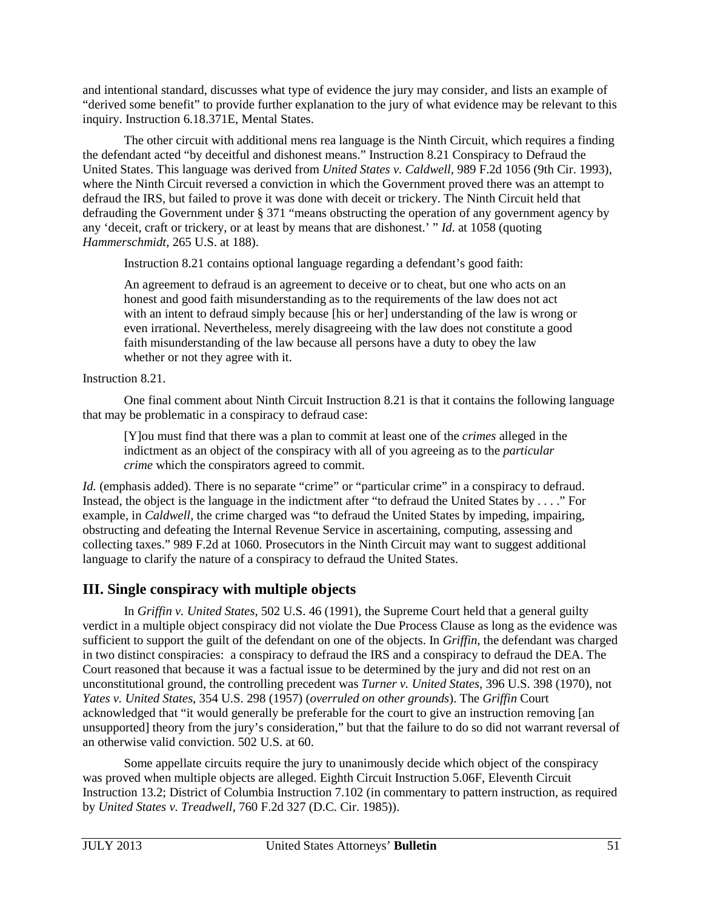and intentional standard, discusses what type of evidence the jury may consider, and lists an example of "derived some benefit" to provide further explanation to the jury of what evidence may be relevant to this inquiry. Instruction 6.18.371E, Mental States.

The other circuit with additional mens rea language is the Ninth Circuit, which requires a finding the defendant acted "by deceitful and dishonest means." Instruction 8.21 Conspiracy to Defraud the United States. This language was derived from *United States v. Caldwell*, 989 F.2d 1056 (9th Cir. 1993), where the Ninth Circuit reversed a conviction in which the Government proved there was an attempt to defraud the IRS, but failed to prove it was done with deceit or trickery. The Ninth Circuit held that defrauding the Government under § 371 "means obstructing the operation of any government agency by any 'deceit, craft or trickery, or at least by means that are dishonest.' " *Id.* at 1058 (quoting *Hammerschmidt*, 265 U.S. at 188).

Instruction 8.21 contains optional language regarding a defendant's good faith:

> An agreement to defraud is an agreement to deceive or to cheat, but one who acts on an honest and good faith misunderstanding as to the requirements of the law does not act with an intent to defraud simply because [his or her] understanding of the law is wrong or even irrational. Nevertheless, merely disagreeing with the law does not constitute a good faith misunderstanding of the law because all persons have a duty to obey the law whether or not they agree with it.

Instruction 8.21.

One final comment about Ninth Circuit Instruction 8.21 is that it contains the following language that may be problematic in a conspiracy to defraud case:

> [Y]ou must find that there was a plan to commit at least one of the *crimes* alleged in the indictment as an object of the conspiracy with all of you agreeing as to the *particular crime* which the conspirators agreed to commit.

*Id.* (emphasis added). There is no separate "crime" or "particular crime" in a conspiracy to defraud. Instead, the object is the language in the indictment after "to defraud the United States by . . . ." For example, in *Caldwell*, the crime charged was "to defraud the United States by impeding, impairing, obstructing and defeating the Internal Revenue Service in ascertaining, computing, assessing and collecting taxes." 989 F.2d at 1060. Prosecutors in the Ninth Circuit may want to suggest additional language to clarify the nature of a conspiracy to defraud the United States.

## III. Single conspiracy with multiple objects

In *Griffin v. United States*, 502 U.S. 46 (1991), the Supreme Court held that a general guilty verdict in a multiple object conspiracy did not violate the Due Process Clause as long as the evidence was sufficient to support the guilt of the defendant on one of the objects. In *Griffin*, the defendant was charged in two distinct conspiracies: a conspiracy to defraud the IRS and a conspiracy to defraud the DEA. The Court reasoned that because it was a factual issue to be determined by the jury and did not rest on an unconstitutional ground, the controlling precedent was *Turner v. United States*, 396 U.S. 398 (1970), not *Yates v. United States*, 354 U.S. 298 (1957) (*overruled on other grounds*). The *Griffin* Court acknowledged that "it would generally be preferable for the court to give an instruction removing [an unsupported] theory from the jury's consideration," but that the failure to do so did not warrant reversal of an otherwise valid conviction. 502 U.S. at 60.

Some appellate circuits require the jury to unanimously decide which object of the conspiracy was proved when multiple objects are alleged. Eighth Circuit Instruction 5.06F, Eleventh Circuit Instruction 13.2; District of Columbia Instruction 7.102 (in commentary to pattern instruction, as required by *United States v. Treadwell*, 760 F.2d 327 (D.C. Cir. 1985)).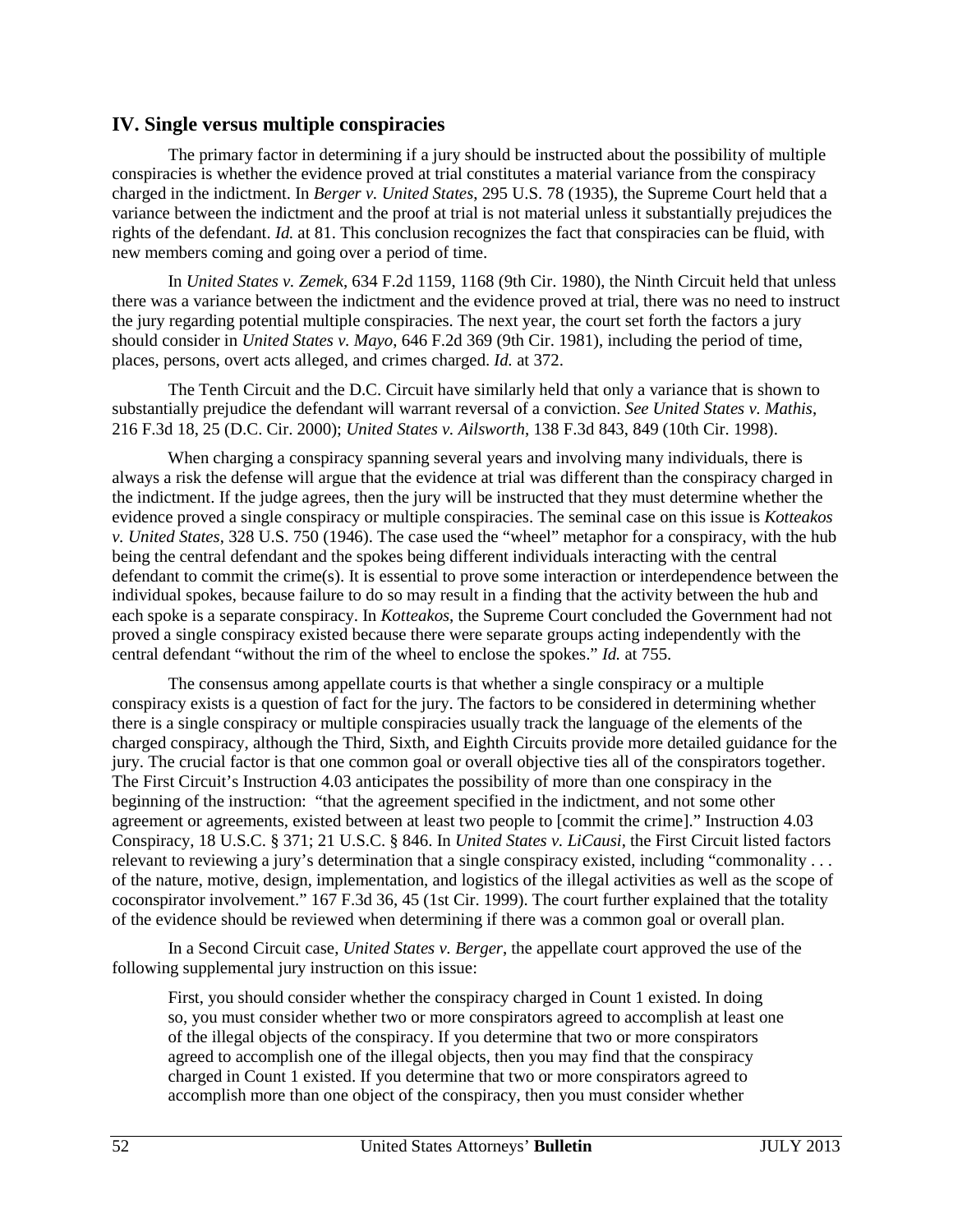## IV. Single versus multiple conspiracies

The primary factor in determining if a jury should be instructed about the possibility of multiple conspiracies is whether the evidence proved at trial constitutes a material variance from the conspiracy charged in the indictment. In *Berger v. United States*, 295 U.S. 78 (1935), the Supreme Court held that a variance between the indictment and the proof at trial is not material unless it substantially prejudices the rights of the defendant. *Id.* at 81. This conclusion recognizes the fact that conspiracies can be fluid, with new members coming and going over a period of time.

In *United States v. Zemek*, 634 F.2d 1159, 1168 (9th Cir. 1980), the Ninth Circuit held that unless there was a variance between the indictment and the evidence proved at trial, there was no need to instruct the jury regarding potential multiple conspiracies. The next year, the court set forth the factors a jury should consider in *United States v. Mayo*, 646 F.2d 369 (9th Cir. 1981), including the period of time, places, persons, overt acts alleged, and crimes charged. *Id.* at 372.

The Tenth Circuit and the D.C. Circuit have similarly held that only a variance that is shown to substantially prejudice the defendant will warrant reversal of a conviction. *See United States v. Mathis*, 216 F.3d 18, 25 (D.C. Cir. 2000); *United States v. Ailsworth*, 138 F.3d 843, 849 (10th Cir. 1998).

When charging a conspiracy spanning several years and involving many individuals, there is always a risk the defense will argue that the evidence at trial was different than the conspiracy charged in the indictment. If the judge agrees, then the jury will be instructed that they must determine whether the evidence proved a single conspiracy or multiple conspiracies. The seminal case on this issue is *Kotteakos v. United States*, 328 U.S. 750 (1946). The case used the "wheel" metaphor for a conspiracy, with the hub being the central defendant and the spokes being different individuals interacting with the central defendant to commit the crime(s). It is essential to prove some interaction or interdependence between the individual spokes, because failure to do so may result in a finding that the activity between the hub and each spoke is a separate conspiracy. In *Kotteakos*, the Supreme Court concluded the Government had not proved a single conspiracy existed because there were separate groups acting independently with the central defendant "without the rim of the wheel to enclose the spokes." *Id.* at 755.

The consensus among appellate courts is that whether a single conspiracy or a multiple conspiracy exists is a question of fact for the jury. The factors to be considered in determining whether there is a single conspiracy or multiple conspiracies usually track the language of the elements of the charged conspiracy, although the Third, Sixth, and Eighth Circuits provide more detailed guidance for the jury. The crucial factor is that one common goal or overall objective ties all of the conspirators together. The First Circuit's Instruction 4.03 anticipates the possibility of more than one conspiracy in the beginning of the instruction: "that the agreement specified in the indictment, and not some other agreement or agreements, existed between at least two people to [commit the crime]." Instruction 4.03 Conspiracy, 18 U.S.C. § 371; 21 U.S.C. § 846. In *United States v. LiCausi*, the First Circuit listed factors relevant to reviewing a jury's determination that a single conspiracy existed, including "commonality . . . of the nature, motive, design, implementation, and logistics of the illegal activities as well as the scope of coconspirator involvement." 167 F.3d 36, 45 (1st Cir. 1999). The court further explained that the totality of the evidence should be reviewed when determining if there was a common goal or overall plan.

In a Second Circuit case, *United States v. Berger*, the appellate court approved the use of the following supplemental jury instruction on this issue:

> First, you should consider whether the conspiracy charged in Count 1 existed. In doing so, you must consider whether two or more conspirators agreed to accomplish at least one of the illegal objects of the conspiracy. If you determine that two or more conspirators agreed to accomplish one of the illegal objects, then you may find that the conspiracy charged in Count 1 existed. If you determine that two or more conspirators agreed to accomplish more than one object of the conspiracy, then you must consider whether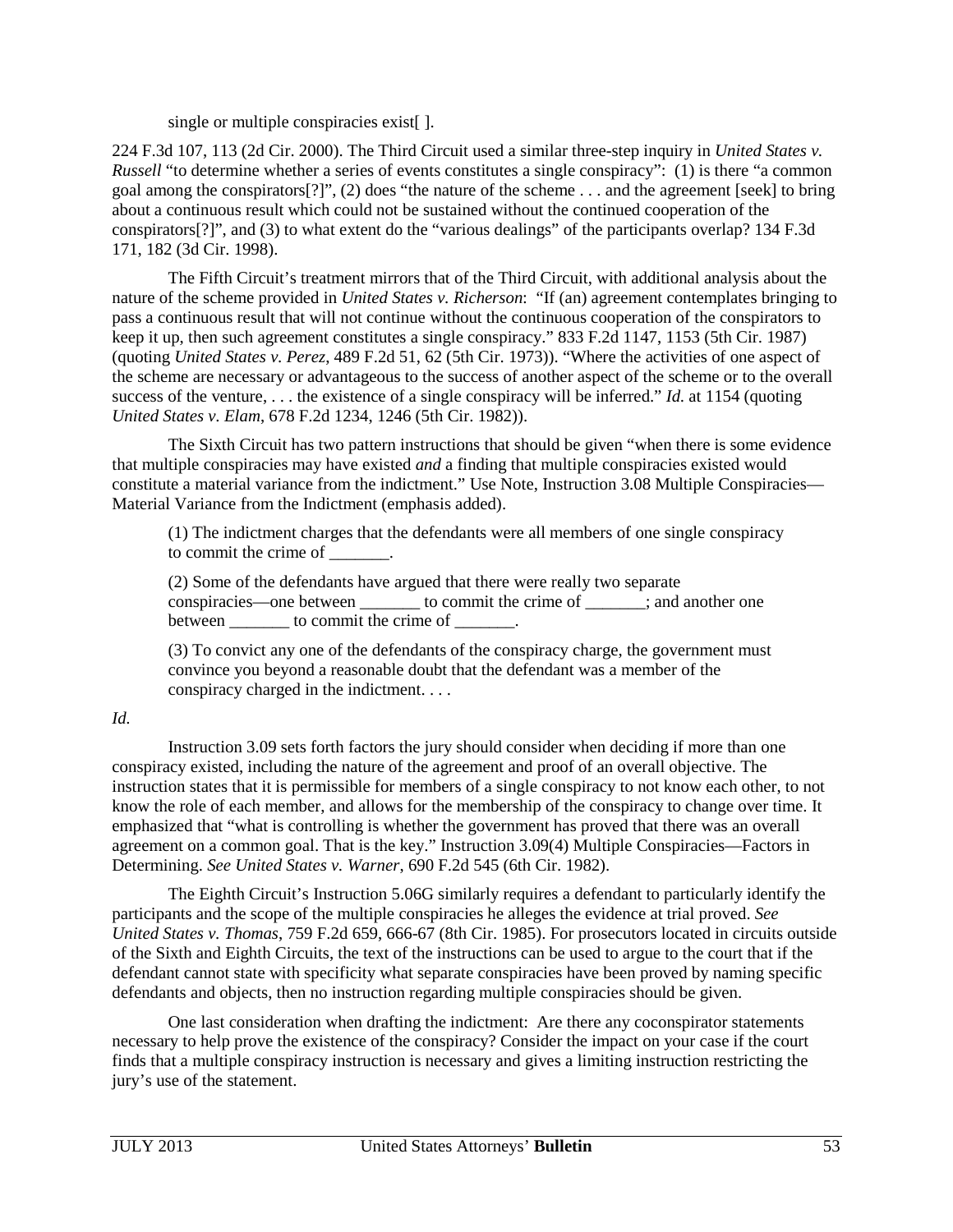single or multiple conspiracies exist[ ].

224 F.3d 107, 113 (2d Cir. 2000). The Third Circuit used a similar three-step inquiry in *United States v. Russell* "to determine whether a series of events constitutes a single conspiracy": (1) is there "a common goal among the conspirators[?]", (2) does "the nature of the scheme . . . and the agreement [seek] to bring about a continuous result which could not be sustained without the continued cooperation of the conspirators[?]", and (3) to what extent do the "various dealings" of the participants overlap? 134 F.3d 171, 182 (3d Cir. 1998).

The Fifth Circuit's treatment mirrors that of the Third Circuit, with additional analysis about the nature of the scheme provided in *United States v. Richerson*: "If (an) agreement contemplates bringing to pass a continuous result that will not continue without the continuous cooperation of the conspirators to keep it up, then such agreement constitutes a single conspiracy." 833 F.2d 1147, 1153 (5th Cir. 1987) (quoting *United States v. Perez*, 489 F.2d 51, 62 (5th Cir. 1973)). "Where the activities of one aspect of the scheme are necessary or advantageous to the success of another aspect of the scheme or to the overall success of the venture, . . . the existence of a single conspiracy will be inferred." *Id.* at 1154 (quoting *United States v. Elam*, 678 F.2d 1234, 1246 (5th Cir. 1982)).

The Sixth Circuit has two pattern instructions that should be given "when there is some evidence that multiple conspiracies may have existed *and* a finding that multiple conspiracies existed would constitute a material variance from the indictment." Use Note, Instruction 3.08 Multiple Conspiracies—Material Variance from the Indictment (emphasis added).

> (1) The indictment charges that the defendants were all members of one single conspiracy to commit the crime of _______.
>
> (2) Some of the defendants have argued that there were really two separate conspiracies—one between _______ to commit the crime of _______; and another one between _______ to commit the crime of _______.
>
> (3) To convict any one of the defendants of the conspiracy charge, the government must convince you beyond a reasonable doubt that the defendant was a member of the conspiracy charged in the indictment. . . .

*Id.*

Instruction 3.09 sets forth factors the jury should consider when deciding if more than one conspiracy existed, including the nature of the agreement and proof of an overall objective. The instruction states that it is permissible for members of a single conspiracy to not know each other, to not know the role of each member, and allows for the membership of the conspiracy to change over time. It emphasized that "what is controlling is whether the government has proved that there was an overall agreement on a common goal. That is the key." Instruction 3.09(4) Multiple Conspiracies—Factors in Determining. *See United States v. Warner*, 690 F.2d 545 (6th Cir. 1982).

The Eighth Circuit's Instruction 5.06G similarly requires a defendant to particularly identify the participants and the scope of the multiple conspiracies he alleges the evidence at trial proved. *See United States v. Thomas*, 759 F.2d 659, 666-67 (8th Cir. 1985). For prosecutors located in circuits outside of the Sixth and Eighth Circuits, the text of the instructions can be used to argue to the court that if the defendant cannot state with specificity what separate conspiracies have been proved by naming specific defendants and objects, then no instruction regarding multiple conspiracies should be given.

One last consideration when drafting the indictment: Are there any coconspirator statements necessary to help prove the existence of the conspiracy? Consider the impact on your case if the court finds that a multiple conspiracy instruction is necessary and gives a limiting instruction restricting the jury's use of the statement.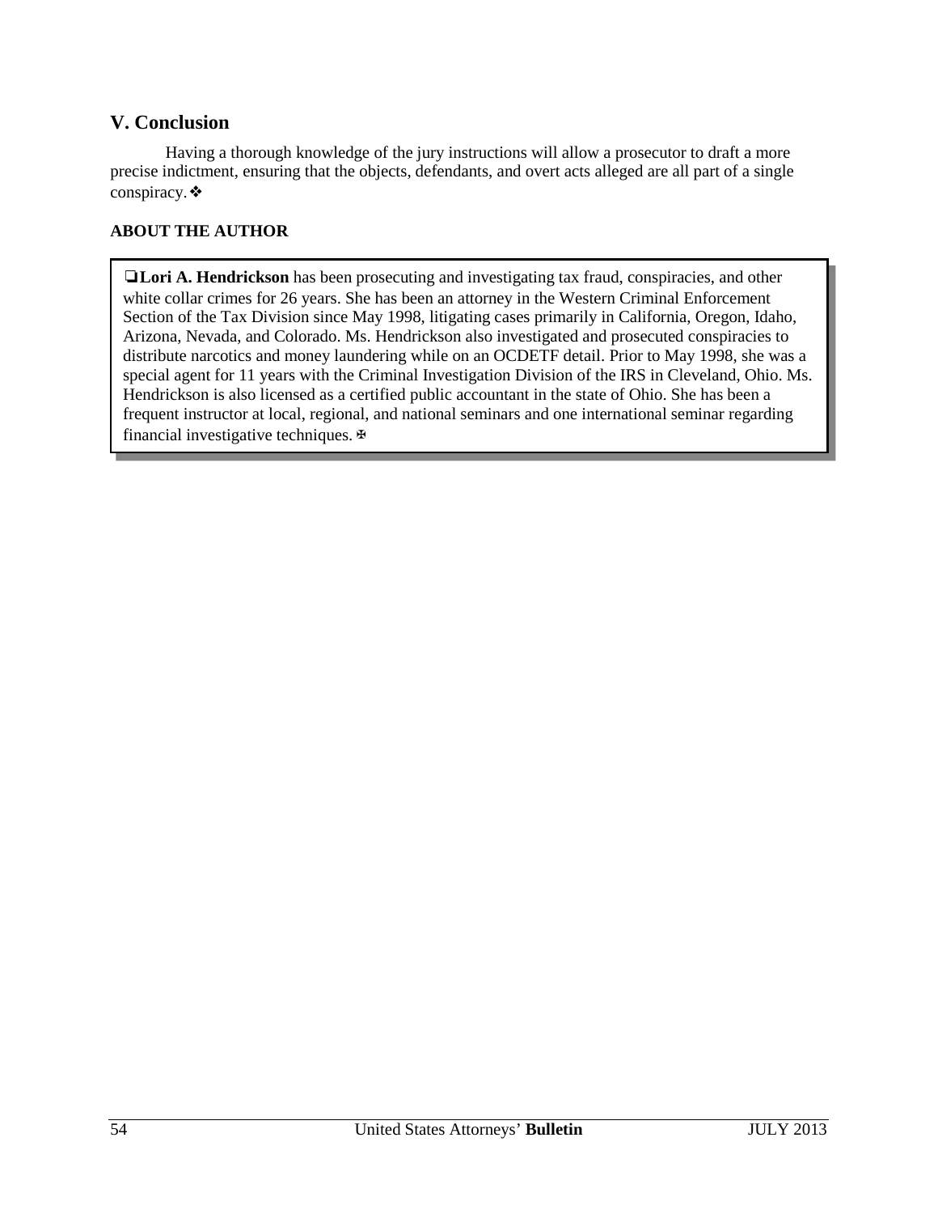## V. Conclusion

Having a thorough knowledge of the jury instructions will allow a prosecutor to draft a more precise indictment, ensuring that the objects, defendants, and overt acts alleged are all part of a single conspiracy.❖

**ABOUT THE AUTHOR**

❏**Lori A. Hendrickson** has been prosecuting and investigating tax fraud, conspiracies, and other white collar crimes for 26 years. She has been an attorney in the Western Criminal Enforcement Section of the Tax Division since May 1998, litigating cases primarily in California, Oregon, Idaho, Arizona, Nevada, and Colorado. Ms. Hendrickson also investigated and prosecuted conspiracies to distribute narcotics and money laundering while on an OCDETF detail. Prior to May 1998, she was a special agent for 11 years with the Criminal Investigation Division of the IRS in Cleveland, Ohio. Ms. Hendrickson is also licensed as a certified public accountant in the state of Ohio. She has been a frequent instructor at local, regional, and national seminars and one international seminar regarding financial investigative techniques. ✠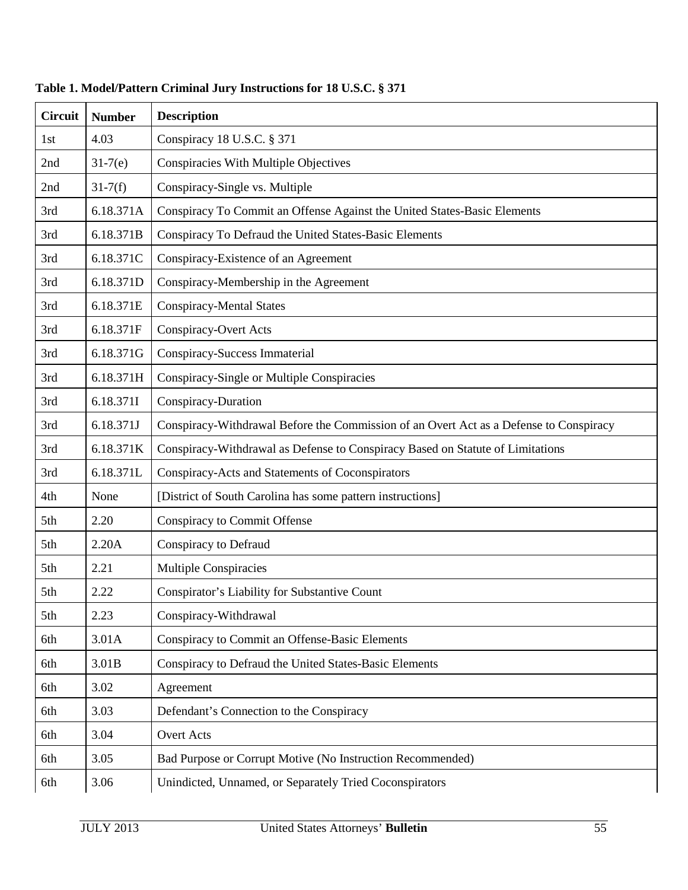**Table 1. Model/Pattern Criminal Jury Instructions for 18 U.S.C. § 371**

| Circuit | Number | Description |
|---|---|---|
| 1st | 4.03 | Conspiracy 18 U.S.C. § 371 |
| 2nd | 31-7(e) | Conspiracies With Multiple Objectives |
| 2nd | 31-7(f) | Conspiracy-Single vs. Multiple |
| 3rd | 6.18.371A | Conspiracy To Commit an Offense Against the United States-Basic Elements |
| 3rd | 6.18.371B | Conspiracy To Defraud the United States-Basic Elements |
| 3rd | 6.18.371C | Conspiracy-Existence of an Agreement |
| 3rd | 6.18.371D | Conspiracy-Membership in the Agreement |
| 3rd | 6.18.371E | Conspiracy-Mental States |
| 3rd | 6.18.371F | Conspiracy-Overt Acts |
| 3rd | 6.18.371G | Conspiracy-Success Immaterial |
| 3rd | 6.18.371H | Conspiracy-Single or Multiple Conspiracies |
| 3rd | 6.18.371I | Conspiracy-Duration |
| 3rd | 6.18.371J | Conspiracy-Withdrawal Before the Commission of an Overt Act as a Defense to Conspiracy |
| 3rd | 6.18.371K | Conspiracy-Withdrawal as Defense to Conspiracy Based on Statute of Limitations |
| 3rd | 6.18.371L | Conspiracy-Acts and Statements of Coconspirators |
| 4th | None | [District of South Carolina has some pattern instructions] |
| 5th | 2.20 | Conspiracy to Commit Offense |
| 5th | 2.20A | Conspiracy to Defraud |
| 5th | 2.21 | Multiple Conspiracies |
| 5th | 2.22 | Conspirator's Liability for Substantive Count |
| 5th | 2.23 | Conspiracy-Withdrawal |
| 6th | 3.01A | Conspiracy to Commit an Offense-Basic Elements |
| 6th | 3.01B | Conspiracy to Defraud the United States-Basic Elements |
| 6th | 3.02 | Agreement |
| 6th | 3.03 | Defendant's Connection to the Conspiracy |
| 6th | 3.04 | Overt Acts |
| 6th | 3.05 | Bad Purpose or Corrupt Motive (No Instruction Recommended) |
| 6th | 3.06 | Unindicted, Unnamed, or Separately Tried Coconspirators |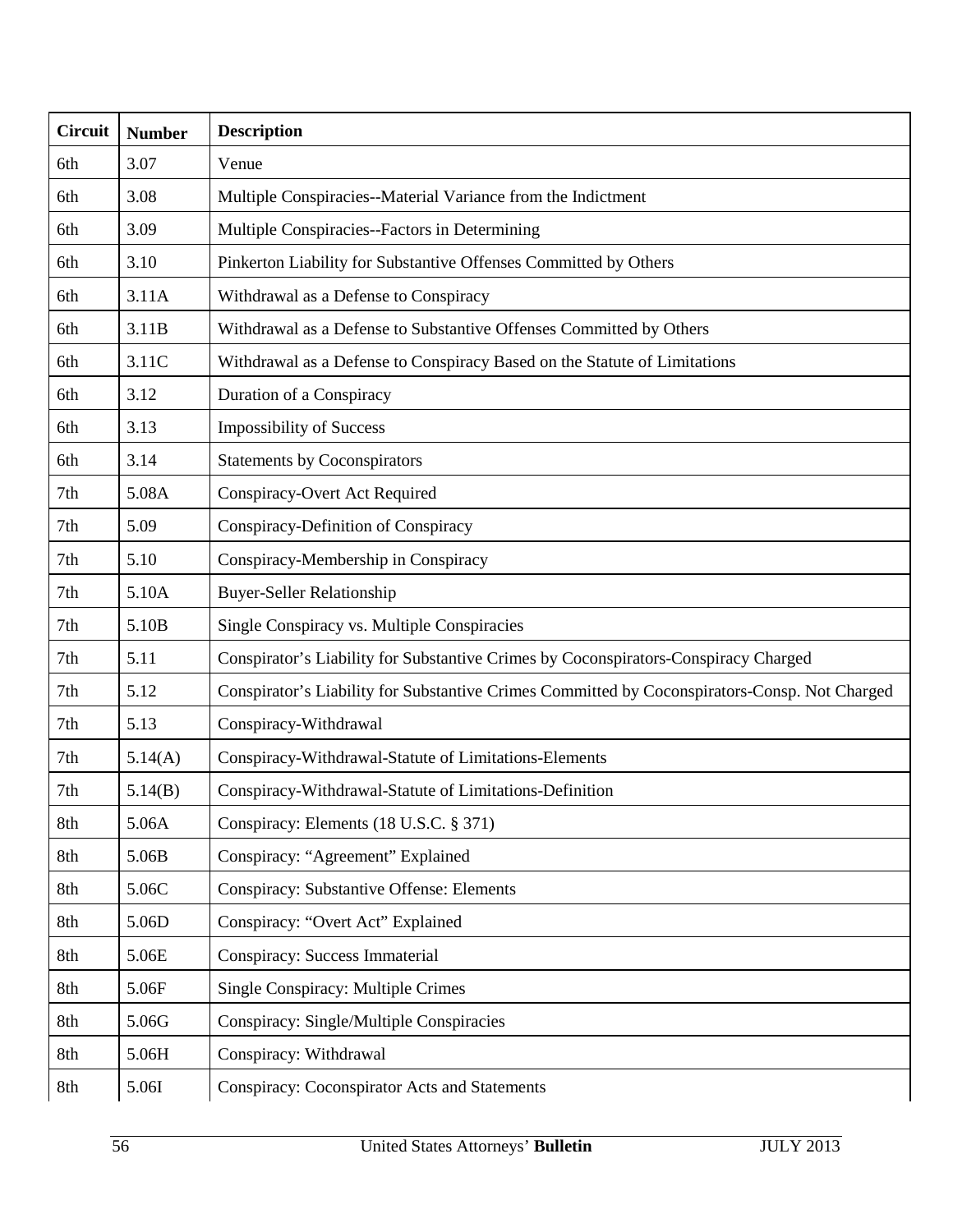| Circuit | Number | Description |
|---|---|---|
| 6th | 3.07 | Venue |
| 6th | 3.08 | Multiple Conspiracies--Material Variance from the Indictment |
| 6th | 3.09 | Multiple Conspiracies--Factors in Determining |
| 6th | 3.10 | Pinkerton Liability for Substantive Offenses Committed by Others |
| 6th | 3.11A | Withdrawal as a Defense to Conspiracy |
| 6th | 3.11B | Withdrawal as a Defense to Substantive Offenses Committed by Others |
| 6th | 3.11C | Withdrawal as a Defense to Conspiracy Based on the Statute of Limitations |
| 6th | 3.12 | Duration of a Conspiracy |
| 6th | 3.13 | Impossibility of Success |
| 6th | 3.14 | Statements by Coconspirators |
| 7th | 5.08A | Conspiracy-Overt Act Required |
| 7th | 5.09 | Conspiracy-Definition of Conspiracy |
| 7th | 5.10 | Conspiracy-Membership in Conspiracy |
| 7th | 5.10A | Buyer-Seller Relationship |
| 7th | 5.10B | Single Conspiracy vs. Multiple Conspiracies |
| 7th | 5.11 | Conspirator's Liability for Substantive Crimes by Coconspirators-Conspiracy Charged |
| 7th | 5.12 | Conspirator's Liability for Substantive Crimes Committed by Coconspirators-Consp. Not Charged |
| 7th | 5.13 | Conspiracy-Withdrawal |
| 7th | 5.14(A) | Conspiracy-Withdrawal-Statute of Limitations-Elements |
| 7th | 5.14(B) | Conspiracy-Withdrawal-Statute of Limitations-Definition |
| 8th | 5.06A | Conspiracy: Elements (18 U.S.C. § 371) |
| 8th | 5.06B | Conspiracy: "Agreement" Explained |
| 8th | 5.06C | Conspiracy: Substantive Offense: Elements |
| 8th | 5.06D | Conspiracy: "Overt Act" Explained |
| 8th | 5.06E | Conspiracy: Success Immaterial |
| 8th | 5.06F | Single Conspiracy: Multiple Crimes |
| 8th | 5.06G | Conspiracy: Single/Multiple Conspiracies |
| 8th | 5.06H | Conspiracy: Withdrawal |
| 8th | 5.06I | Conspiracy: Coconspirator Acts and Statements |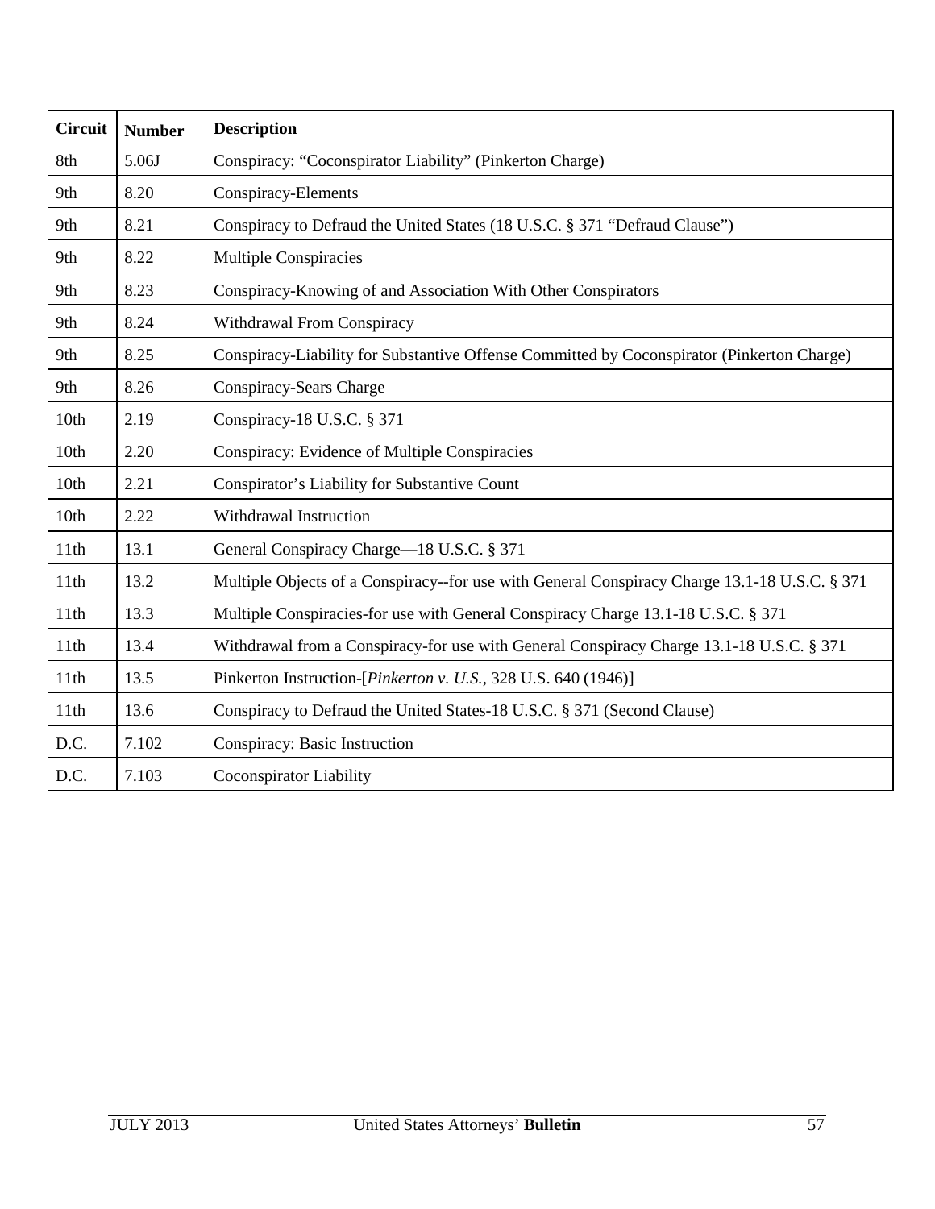| Circuit | Number | Description |
|---|---|---|
| 8th | 5.06J | Conspiracy: “Coconspirator Liability” (Pinkerton Charge) |
| 9th | 8.20 | Conspiracy-Elements |
| 9th | 8.21 | Conspiracy to Defraud the United States (18 U.S.C. § 371 “Defraud Clause”) |
| 9th | 8.22 | Multiple Conspiracies |
| 9th | 8.23 | Conspiracy-Knowing of and Association With Other Conspirators |
| 9th | 8.24 | Withdrawal From Conspiracy |
| 9th | 8.25 | Conspiracy-Liability for Substantive Offense Committed by Coconspirator (Pinkerton Charge) |
| 9th | 8.26 | Conspiracy-Sears Charge |
| 10th | 2.19 | Conspiracy-18 U.S.C. § 371 |
| 10th | 2.20 | Conspiracy: Evidence of Multiple Conspiracies |
| 10th | 2.21 | Conspirator’s Liability for Substantive Count |
| 10th | 2.22 | Withdrawal Instruction |
| 11th | 13.1 | General Conspiracy Charge—18 U.S.C. § 371 |
| 11th | 13.2 | Multiple Objects of a Conspiracy--for use with General Conspiracy Charge 13.1-18 U.S.C. § 371 |
| 11th | 13.3 | Multiple Conspiracies-for use with General Conspiracy Charge 13.1-18 U.S.C. § 371 |
| 11th | 13.4 | Withdrawal from a Conspiracy-for use with General Conspiracy Charge 13.1-18 U.S.C. § 371 |
| 11th | 13.5 | Pinkerton Instruction-[*Pinkerton v. U.S.*, 328 U.S. 640 (1946)] |
| 11th | 13.6 | Conspiracy to Defraud the United States-18 U.S.C. § 371 (Second Clause) |
| D.C. | 7.102 | Conspiracy: Basic Instruction |
| D.C. | 7.103 | Coconspirator Liability |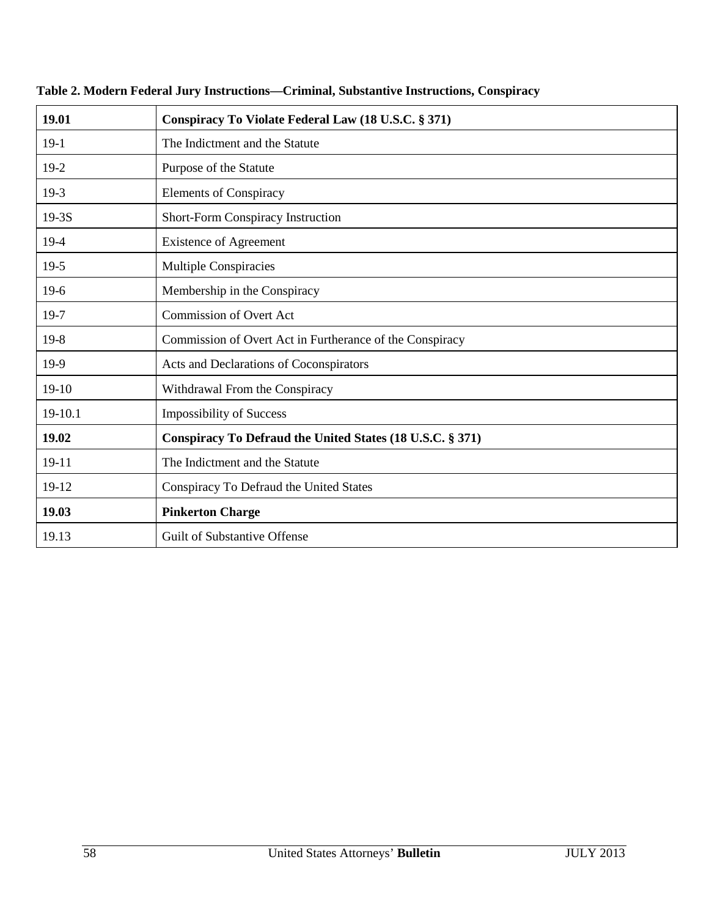**Table 2. Modern Federal Jury Instructions—Criminal, Substantive Instructions, Conspiracy**

| **19.01** | **Conspiracy To Violate Federal Law (18 U.S.C. § 371)** |
|---|---|
| 19-1 | The Indictment and the Statute |
| 19-2 | Purpose of the Statute |
| 19-3 | Elements of Conspiracy |
| 19-3S | Short-Form Conspiracy Instruction |
| 19-4 | Existence of Agreement |
| 19-5 | Multiple Conspiracies |
| 19-6 | Membership in the Conspiracy |
| 19-7 | Commission of Overt Act |
| 19-8 | Commission of Overt Act in Furtherance of the Conspiracy |
| 19-9 | Acts and Declarations of Coconspirators |
| 19-10 | Withdrawal From the Conspiracy |
| 19-10.1 | Impossibility of Success |
| **19.02** | **Conspiracy To Defraud the United States (18 U.S.C. § 371)** |
| 19-11 | The Indictment and the Statute |
| 19-12 | Conspiracy To Defraud the United States |
| **19.03** | **Pinkerton Charge** |
| 19.13 | Guilt of Substantive Offense |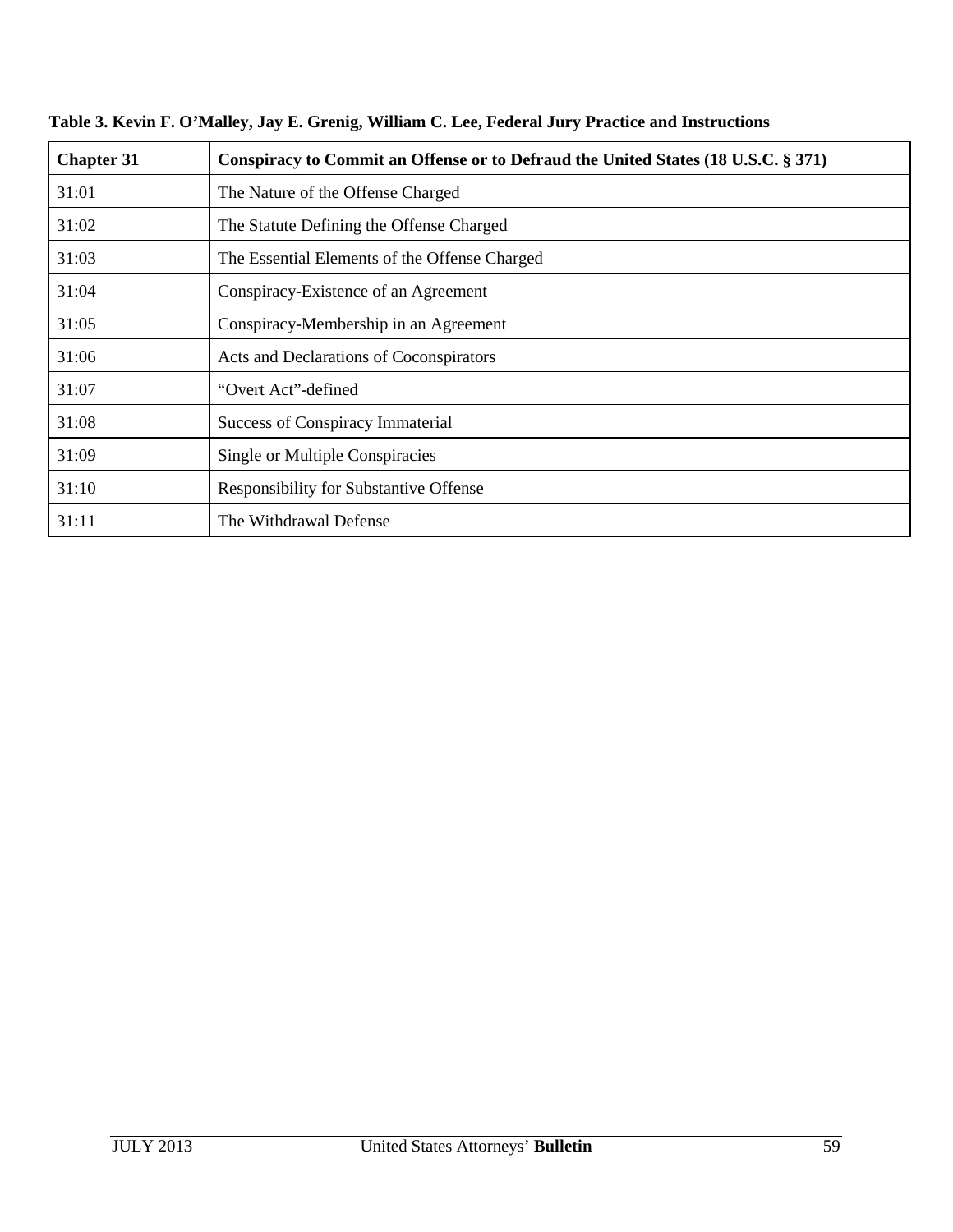**Table 3. Kevin F. O'Malley, Jay E. Grenig, William C. Lee, Federal Jury Practice and Instructions**

| **Chapter 31** | **Conspiracy to Commit an Offense or to Defraud the United States (18 U.S.C. § 371)** |
|---|---|
| 31:01 | The Nature of the Offense Charged |
| 31:02 | The Statute Defining the Offense Charged |
| 31:03 | The Essential Elements of the Offense Charged |
| 31:04 | Conspiracy-Existence of an Agreement |
| 31:05 | Conspiracy-Membership in an Agreement |
| 31:06 | Acts and Declarations of Coconspirators |
| 31:07 | "Overt Act"-defined |
| 31:08 | Success of Conspiracy Immaterial |
| 31:09 | Single or Multiple Conspiracies |
| 31:10 | Responsibility for Substantive Offense |
| 31:11 | The Withdrawal Defense |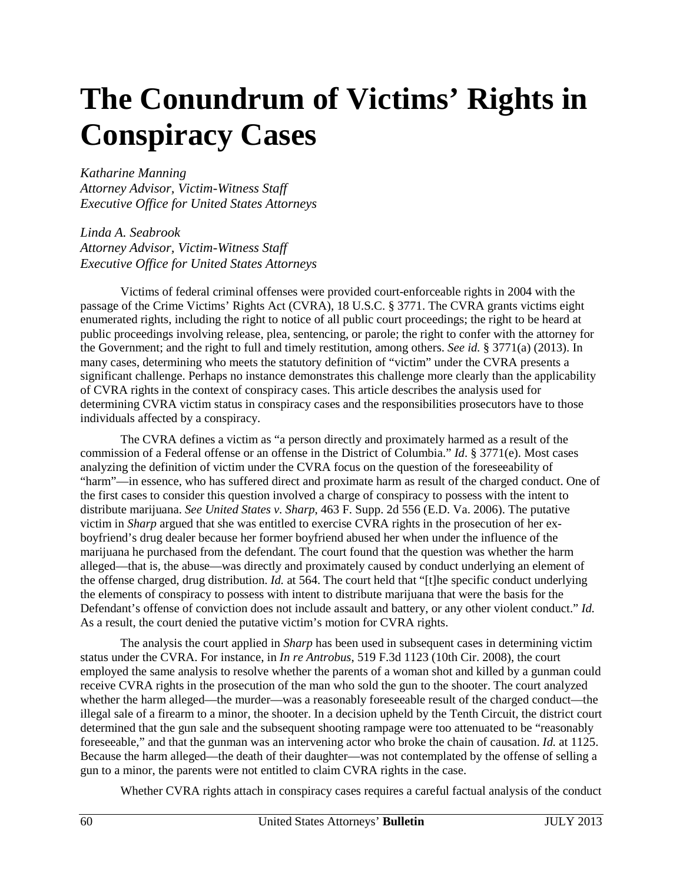# The Conundrum of Victims' Rights in Conspiracy Cases

*Katharine Manning*
*Attorney Advisor, Victim-Witness Staff*
*Executive Office for United States Attorneys*

*Linda A. Seabrook*
*Attorney Advisor, Victim-Witness Staff*
*Executive Office for United States Attorneys*

Victims of federal criminal offenses were provided court-enforceable rights in 2004 with the passage of the Crime Victims' Rights Act (CVRA), 18 U.S.C. § 3771. The CVRA grants victims eight enumerated rights, including the right to notice of all public court proceedings; the right to be heard at public proceedings involving release, plea, sentencing, or parole; the right to confer with the attorney for the Government; and the right to full and timely restitution, among others. *See id.* § 3771(a) (2013). In many cases, determining who meets the statutory definition of "victim" under the CVRA presents a significant challenge. Perhaps no instance demonstrates this challenge more clearly than the applicability of CVRA rights in the context of conspiracy cases. This article describes the analysis used for determining CVRA victim status in conspiracy cases and the responsibilities prosecutors have to those individuals affected by a conspiracy.

The CVRA defines a victim as "a person directly and proximately harmed as a result of the commission of a Federal offense or an offense in the District of Columbia." *Id*. § 3771(e). Most cases analyzing the definition of victim under the CVRA focus on the question of the foreseeability of "harm"—in essence, who has suffered direct and proximate harm as result of the charged conduct. One of the first cases to consider this question involved a charge of conspiracy to possess with the intent to distribute marijuana. *See United States v. Sharp*, 463 F. Supp. 2d 556 (E.D. Va. 2006). The putative victim in *Sharp* argued that she was entitled to exercise CVRA rights in the prosecution of her ex-boyfriend's drug dealer because her former boyfriend abused her when under the influence of the marijuana he purchased from the defendant. The court found that the question was whether the harm alleged—that is, the abuse—was directly and proximately caused by conduct underlying an element of the offense charged, drug distribution. *Id.* at 564. The court held that "[t]he specific conduct underlying the elements of conspiracy to possess with intent to distribute marijuana that were the basis for the Defendant's offense of conviction does not include assault and battery, or any other violent conduct." *Id.* As a result, the court denied the putative victim's motion for CVRA rights.

The analysis the court applied in *Sharp* has been used in subsequent cases in determining victim status under the CVRA. For instance, in *In re Antrobus*, 519 F.3d 1123 (10th Cir. 2008), the court employed the same analysis to resolve whether the parents of a woman shot and killed by a gunman could receive CVRA rights in the prosecution of the man who sold the gun to the shooter. The court analyzed whether the harm alleged—the murder—was a reasonably foreseeable result of the charged conduct—the illegal sale of a firearm to a minor, the shooter. In a decision upheld by the Tenth Circuit, the district court determined that the gun sale and the subsequent shooting rampage were too attenuated to be "reasonably foreseeable," and that the gunman was an intervening actor who broke the chain of causation. *Id.* at 1125. Because the harm alleged—the death of their daughter—was not contemplated by the offense of selling a gun to a minor, the parents were not entitled to claim CVRA rights in the case.

Whether CVRA rights attach in conspiracy cases requires a careful factual analysis of the conduct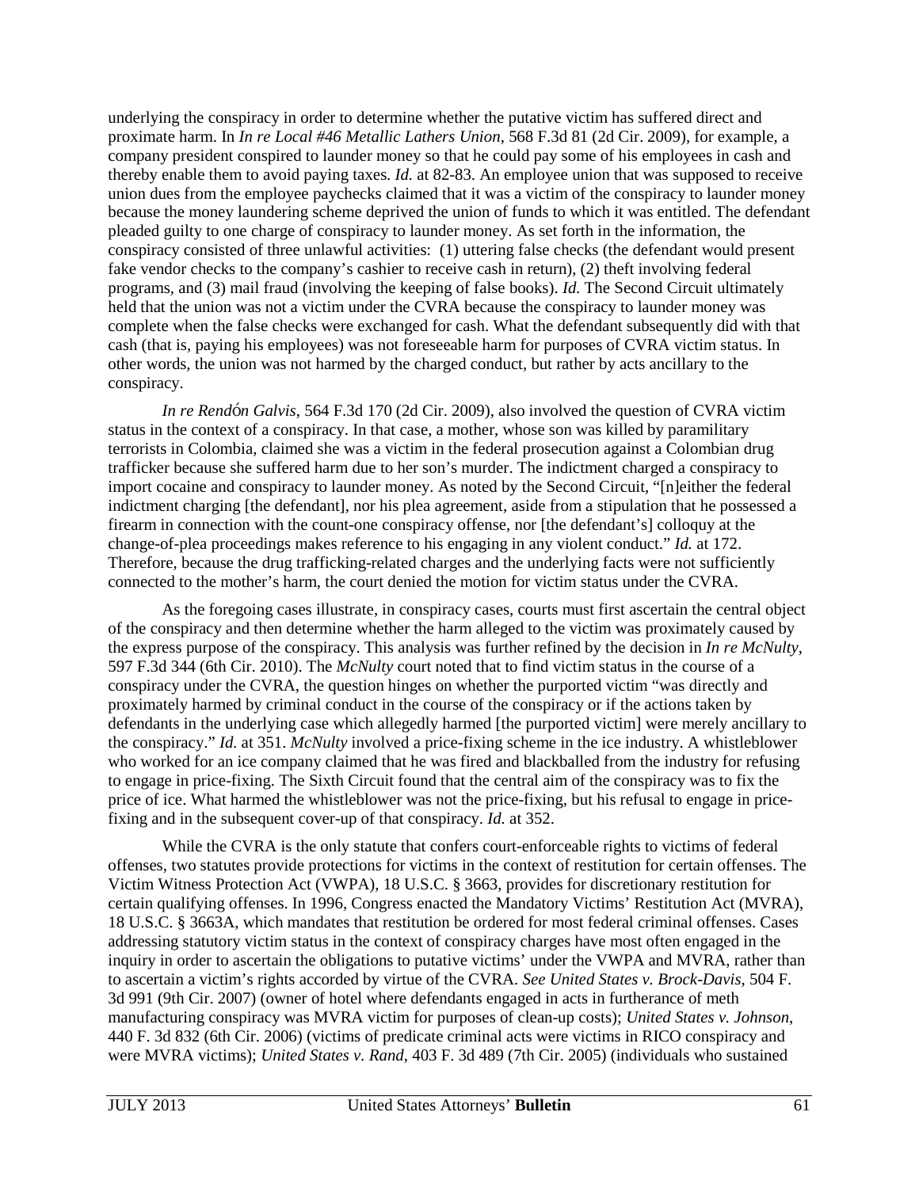underlying the conspiracy in order to determine whether the putative victim has suffered direct and proximate harm. In *In re Local #46 Metallic Lathers Union*, 568 F.3d 81 (2d Cir. 2009), for example, a company president conspired to launder money so that he could pay some of his employees in cash and thereby enable them to avoid paying taxes. *Id.* at 82-83. An employee union that was supposed to receive union dues from the employee paychecks claimed that it was a victim of the conspiracy to launder money because the money laundering scheme deprived the union of funds to which it was entitled. The defendant pleaded guilty to one charge of conspiracy to launder money. As set forth in the information, the conspiracy consisted of three unlawful activities: (1) uttering false checks (the defendant would present fake vendor checks to the company's cashier to receive cash in return), (2) theft involving federal programs, and (3) mail fraud (involving the keeping of false books). *Id.* The Second Circuit ultimately held that the union was not a victim under the CVRA because the conspiracy to launder money was complete when the false checks were exchanged for cash. What the defendant subsequently did with that cash (that is, paying his employees) was not foreseeable harm for purposes of CVRA victim status. In other words, the union was not harmed by the charged conduct, but rather by acts ancillary to the conspiracy.

*In re Rendón Galvis*, 564 F.3d 170 (2d Cir. 2009), also involved the question of CVRA victim status in the context of a conspiracy. In that case, a mother, whose son was killed by paramilitary terrorists in Colombia, claimed she was a victim in the federal prosecution against a Colombian drug trafficker because she suffered harm due to her son's murder. The indictment charged a conspiracy to import cocaine and conspiracy to launder money. As noted by the Second Circuit, "[n]either the federal indictment charging [the defendant], nor his plea agreement, aside from a stipulation that he possessed a firearm in connection with the count-one conspiracy offense, nor [the defendant's] colloquy at the change-of-plea proceedings makes reference to his engaging in any violent conduct." *Id.* at 172. Therefore, because the drug trafficking-related charges and the underlying facts were not sufficiently connected to the mother's harm, the court denied the motion for victim status under the CVRA.

As the foregoing cases illustrate, in conspiracy cases, courts must first ascertain the central object of the conspiracy and then determine whether the harm alleged to the victim was proximately caused by the express purpose of the conspiracy. This analysis was further refined by the decision in *In re McNulty*, 597 F.3d 344 (6th Cir. 2010). The *McNulty* court noted that to find victim status in the course of a conspiracy under the CVRA, the question hinges on whether the purported victim "was directly and proximately harmed by criminal conduct in the course of the conspiracy or if the actions taken by defendants in the underlying case which allegedly harmed [the purported victim] were merely ancillary to the conspiracy." *Id.* at 351. *McNulty* involved a price-fixing scheme in the ice industry. A whistleblower who worked for an ice company claimed that he was fired and blackballed from the industry for refusing to engage in price-fixing. The Sixth Circuit found that the central aim of the conspiracy was to fix the price of ice. What harmed the whistleblower was not the price-fixing, but his refusal to engage in price-fixing and in the subsequent cover-up of that conspiracy. *Id.* at 352.

While the CVRA is the only statute that confers court-enforceable rights to victims of federal offenses, two statutes provide protections for victims in the context of restitution for certain offenses. The Victim Witness Protection Act (VWPA), 18 U.S.C. § 3663, provides for discretionary restitution for certain qualifying offenses. In 1996, Congress enacted the Mandatory Victims' Restitution Act (MVRA), 18 U.S.C. § 3663A, which mandates that restitution be ordered for most federal criminal offenses. Cases addressing statutory victim status in the context of conspiracy charges have most often engaged in the inquiry in order to ascertain the obligations to putative victims' under the VWPA and MVRA, rather than to ascertain a victim's rights accorded by virtue of the CVRA. *See United States v. Brock-Davis*, 504 F. 3d 991 (9th Cir. 2007) (owner of hotel where defendants engaged in acts in furtherance of meth manufacturing conspiracy was MVRA victim for purposes of clean-up costs); *United States v. Johnson*, 440 F. 3d 832 (6th Cir. 2006) (victims of predicate criminal acts were victims in RICO conspiracy and were MVRA victims); *United States v. Rand*, 403 F. 3d 489 (7th Cir. 2005) (individuals who sustained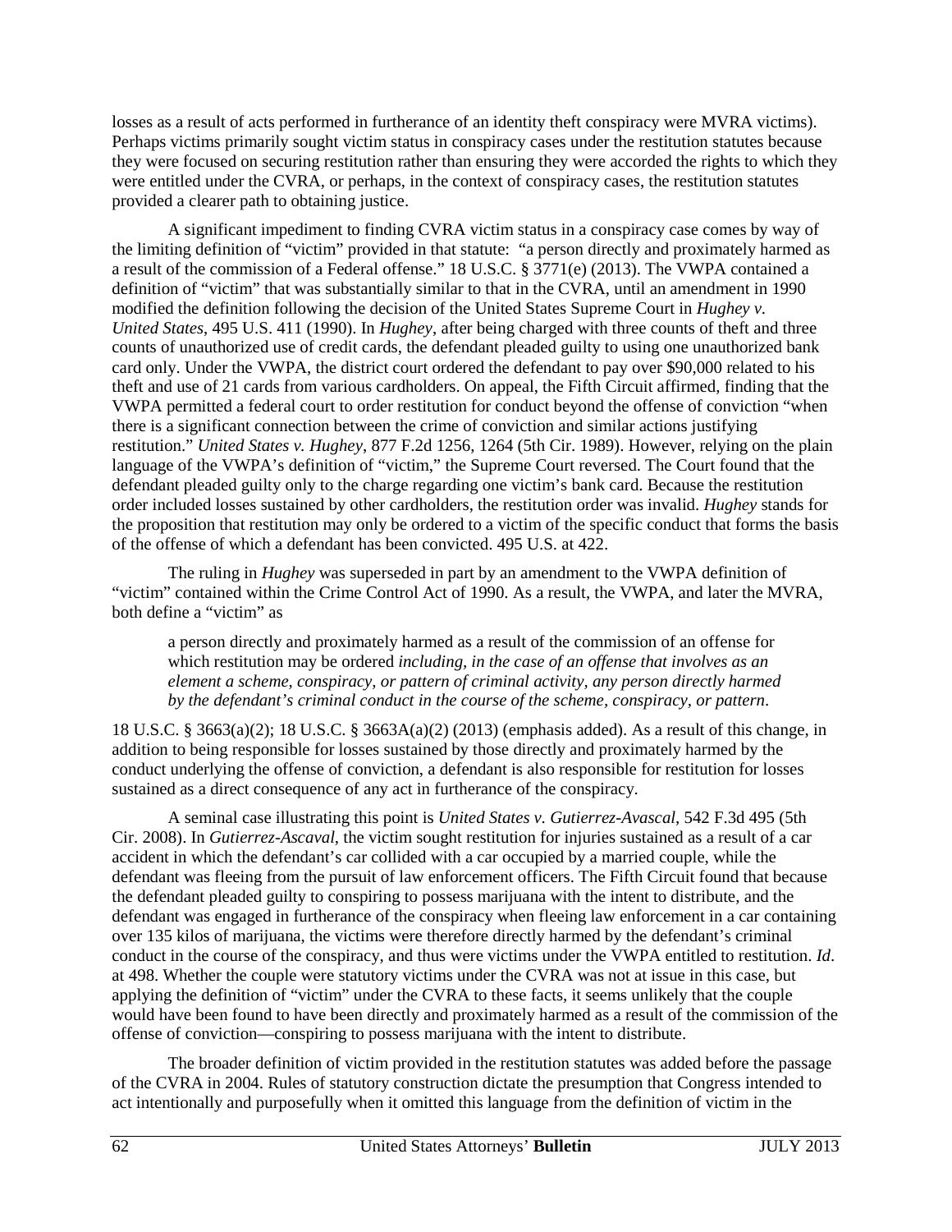losses as a result of acts performed in furtherance of an identity theft conspiracy were MVRA victims). Perhaps victims primarily sought victim status in conspiracy cases under the restitution statutes because they were focused on securing restitution rather than ensuring they were accorded the rights to which they were entitled under the CVRA, or perhaps, in the context of conspiracy cases, the restitution statutes provided a clearer path to obtaining justice.

A significant impediment to finding CVRA victim status in a conspiracy case comes by way of the limiting definition of "victim" provided in that statute: "a person directly and proximately harmed as a result of the commission of a Federal offense." 18 U.S.C. § 3771(e) (2013). The VWPA contained a definition of "victim" that was substantially similar to that in the CVRA, until an amendment in 1990 modified the definition following the decision of the United States Supreme Court in *Hughey v. United States*, 495 U.S. 411 (1990). In *Hughey*, after being charged with three counts of theft and three counts of unauthorized use of credit cards, the defendant pleaded guilty to using one unauthorized bank card only. Under the VWPA, the district court ordered the defendant to pay over $90,000 related to his theft and use of 21 cards from various cardholders. On appeal, the Fifth Circuit affirmed, finding that the VWPA permitted a federal court to order restitution for conduct beyond the offense of conviction "when there is a significant connection between the crime of conviction and similar actions justifying restitution." *United States v. Hughey*, 877 F.2d 1256, 1264 (5th Cir. 1989). However, relying on the plain language of the VWPA's definition of "victim," the Supreme Court reversed. The Court found that the defendant pleaded guilty only to the charge regarding one victim's bank card. Because the restitution order included losses sustained by other cardholders, the restitution order was invalid. *Hughey* stands for the proposition that restitution may only be ordered to a victim of the specific conduct that forms the basis of the offense of which a defendant has been convicted. 495 U.S. at 422.

The ruling in *Hughey* was superseded in part by an amendment to the VWPA definition of "victim" contained within the Crime Control Act of 1990. As a result, the VWPA, and later the MVRA, both define a "victim" as

> a person directly and proximately harmed as a result of the commission of an offense for which restitution may be ordered *including, in the case of an offense that involves as an element a scheme, conspiracy, or pattern of criminal activity, any person directly harmed by the defendant's criminal conduct in the course of the scheme, conspiracy, or pattern*.

18 U.S.C. § 3663(a)(2); 18 U.S.C. § 3663A(a)(2) (2013) (emphasis added). As a result of this change, in addition to being responsible for losses sustained by those directly and proximately harmed by the conduct underlying the offense of conviction, a defendant is also responsible for restitution for losses sustained as a direct consequence of any act in furtherance of the conspiracy.

A seminal case illustrating this point is *United States v. Gutierrez-Avascal*, 542 F.3d 495 (5th Cir. 2008). In *Gutierrez-Ascaval*, the victim sought restitution for injuries sustained as a result of a car accident in which the defendant's car collided with a car occupied by a married couple, while the defendant was fleeing from the pursuit of law enforcement officers. The Fifth Circuit found that because the defendant pleaded guilty to conspiring to possess marijuana with the intent to distribute, and the defendant was engaged in furtherance of the conspiracy when fleeing law enforcement in a car containing over 135 kilos of marijuana, the victims were therefore directly harmed by the defendant's criminal conduct in the course of the conspiracy, and thus were victims under the VWPA entitled to restitution. *Id*. at 498. Whether the couple were statutory victims under the CVRA was not at issue in this case, but applying the definition of "victim" under the CVRA to these facts, it seems unlikely that the couple would have been found to have been directly and proximately harmed as a result of the commission of the offense of conviction—conspiring to possess marijuana with the intent to distribute.

The broader definition of victim provided in the restitution statutes was added before the passage of the CVRA in 2004. Rules of statutory construction dictate the presumption that Congress intended to act intentionally and purposefully when it omitted this language from the definition of victim in the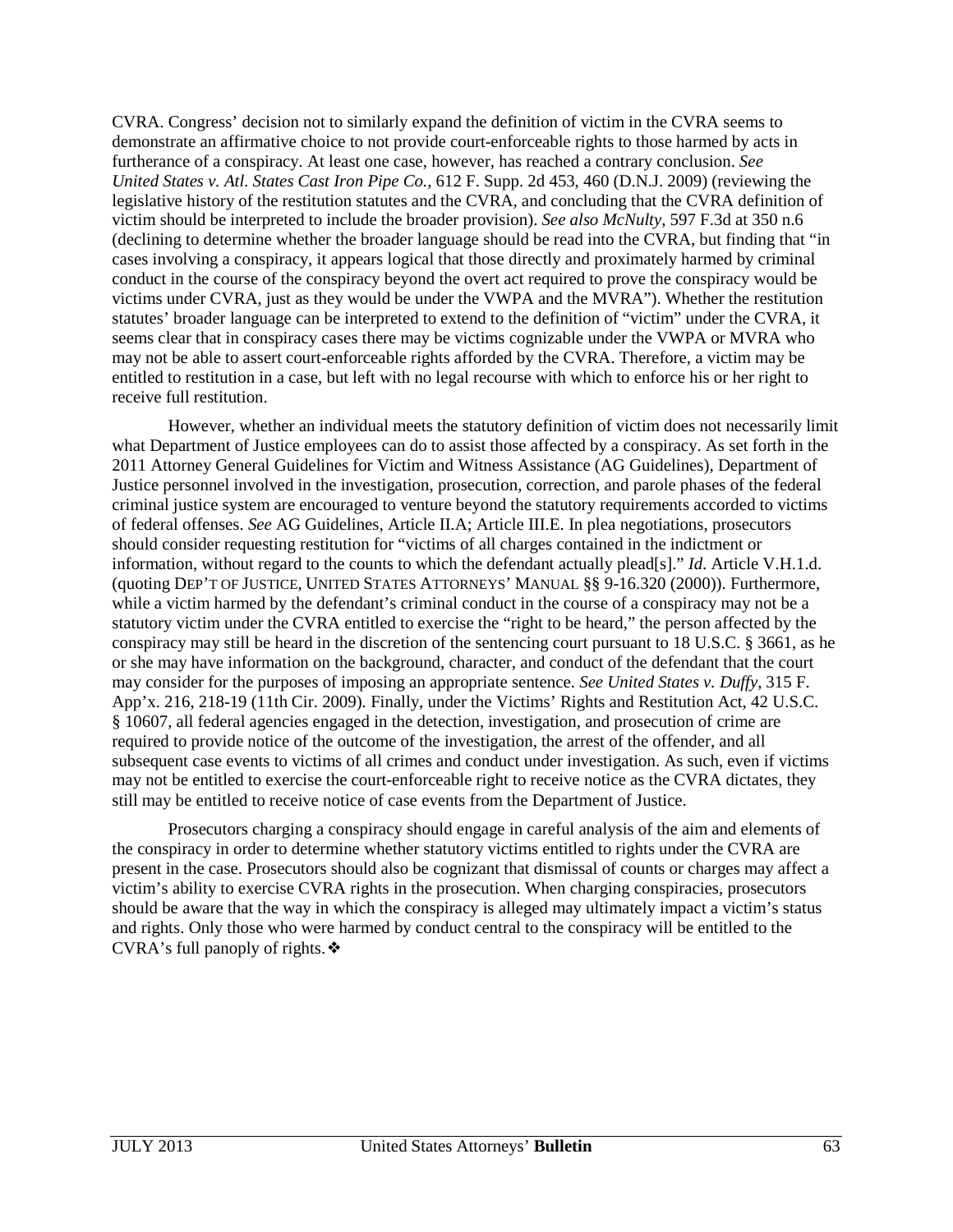CVRA. Congress' decision not to similarly expand the definition of victim in the CVRA seems to demonstrate an affirmative choice to not provide court-enforceable rights to those harmed by acts in furtherance of a conspiracy. At least one case, however, has reached a contrary conclusion. *See United States v. Atl. States Cast Iron Pipe Co.*, 612 F. Supp. 2d 453, 460 (D.N.J. 2009) (reviewing the legislative history of the restitution statutes and the CVRA, and concluding that the CVRA definition of victim should be interpreted to include the broader provision). *See also McNulty*, 597 F.3d at 350 n.6 (declining to determine whether the broader language should be read into the CVRA, but finding that "in cases involving a conspiracy, it appears logical that those directly and proximately harmed by criminal conduct in the course of the conspiracy beyond the overt act required to prove the conspiracy would be victims under CVRA, just as they would be under the VWPA and the MVRA"). Whether the restitution statutes' broader language can be interpreted to extend to the definition of "victim" under the CVRA, it seems clear that in conspiracy cases there may be victims cognizable under the VWPA or MVRA who may not be able to assert court-enforceable rights afforded by the CVRA. Therefore, a victim may be entitled to restitution in a case, but left with no legal recourse with which to enforce his or her right to receive full restitution.

However, whether an individual meets the statutory definition of victim does not necessarily limit what Department of Justice employees can do to assist those affected by a conspiracy. As set forth in the 2011 Attorney General Guidelines for Victim and Witness Assistance (AG Guidelines), Department of Justice personnel involved in the investigation, prosecution, correction, and parole phases of the federal criminal justice system are encouraged to venture beyond the statutory requirements accorded to victims of federal offenses. *See* AG Guidelines, Article II.A; Article III.E. In plea negotiations, prosecutors should consider requesting restitution for "victims of all charges contained in the indictment or information, without regard to the counts to which the defendant actually plead[s]." *Id.* Article V.H.1.d. (quoting DEP'T OF JUSTICE, UNITED STATES ATTORNEYS' MANUAL §§ 9-16.320 (2000)). Furthermore, while a victim harmed by the defendant's criminal conduct in the course of a conspiracy may not be a statutory victim under the CVRA entitled to exercise the "right to be heard," the person affected by the conspiracy may still be heard in the discretion of the sentencing court pursuant to 18 U.S.C. § 3661, as he or she may have information on the background, character, and conduct of the defendant that the court may consider for the purposes of imposing an appropriate sentence. *See United States v. Duffy*, 315 F. App'x. 216, 218-19 (11th Cir. 2009). Finally, under the Victims' Rights and Restitution Act, 42 U.S.C. § 10607, all federal agencies engaged in the detection, investigation, and prosecution of crime are required to provide notice of the outcome of the investigation, the arrest of the offender, and all subsequent case events to victims of all crimes and conduct under investigation. As such, even if victims may not be entitled to exercise the court-enforceable right to receive notice as the CVRA dictates, they still may be entitled to receive notice of case events from the Department of Justice.

Prosecutors charging a conspiracy should engage in careful analysis of the aim and elements of the conspiracy in order to determine whether statutory victims entitled to rights under the CVRA are present in the case. Prosecutors should also be cognizant that dismissal of counts or charges may affect a victim's ability to exercise CVRA rights in the prosecution. When charging conspiracies, prosecutors should be aware that the way in which the conspiracy is alleged may ultimately impact a victim's status and rights. Only those who were harmed by conduct central to the conspiracy will be entitled to the CVRA's full panoply of rights.❖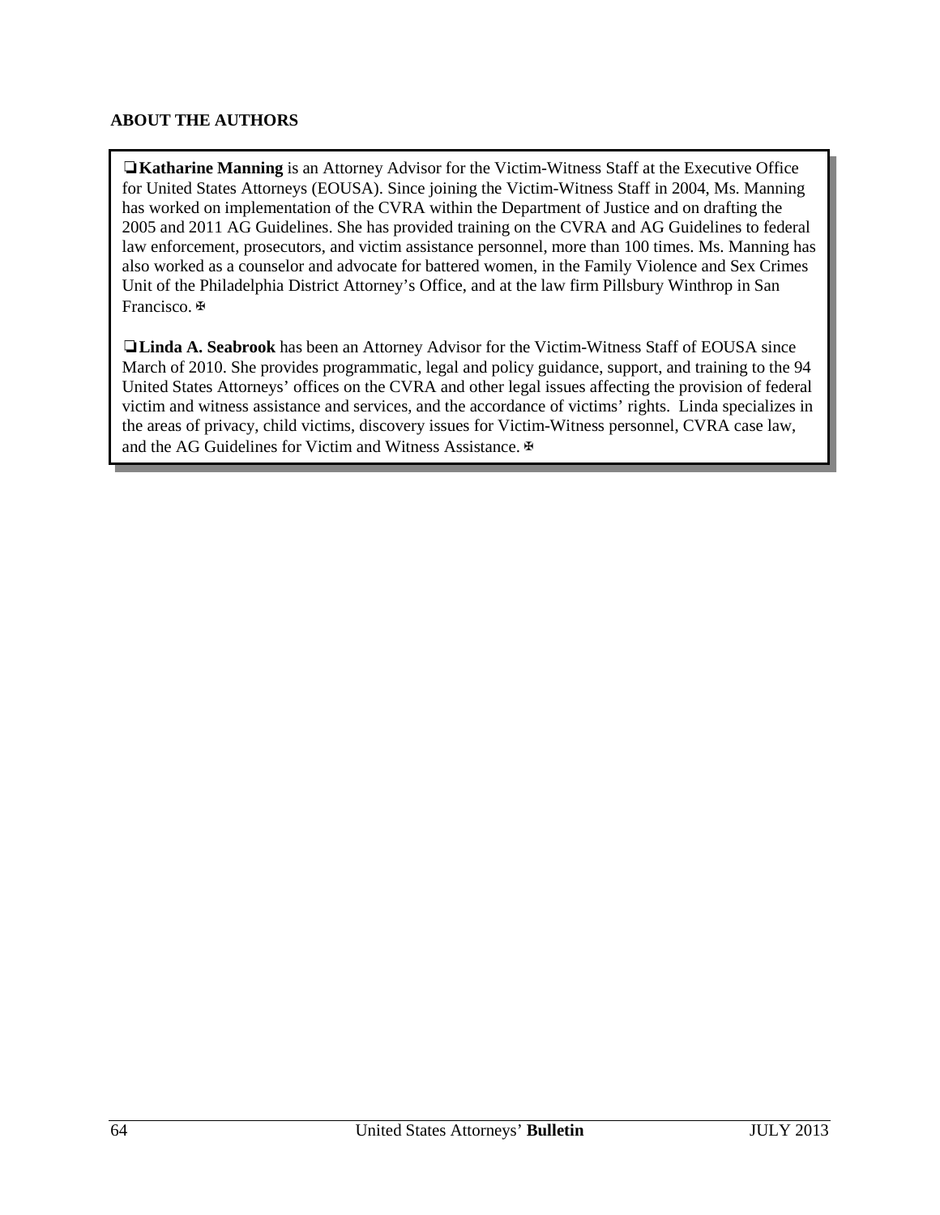**ABOUT THE AUTHORS**

❏**Katharine Manning** is an Attorney Advisor for the Victim-Witness Staff at the Executive Office for United States Attorneys (EOUSA). Since joining the Victim-Witness Staff in 2004, Ms. Manning has worked on implementation of the CVRA within the Department of Justice and on drafting the 2005 and 2011 AG Guidelines. She has provided training on the CVRA and AG Guidelines to federal law enforcement, prosecutors, and victim assistance personnel, more than 100 times. Ms. Manning has also worked as a counselor and advocate for battered women, in the Family Violence and Sex Crimes Unit of the Philadelphia District Attorney's Office, and at the law firm Pillsbury Winthrop in San Francisco. ✠

❏**Linda A. Seabrook** has been an Attorney Advisor for the Victim-Witness Staff of EOUSA since March of 2010. She provides programmatic, legal and policy guidance, support, and training to the 94 United States Attorneys' offices on the CVRA and other legal issues affecting the provision of federal victim and witness assistance and services, and the accordance of victims' rights. Linda specializes in the areas of privacy, child victims, discovery issues for Victim-Witness personnel, CVRA case law, and the AG Guidelines for Victim and Witness Assistance. ✠